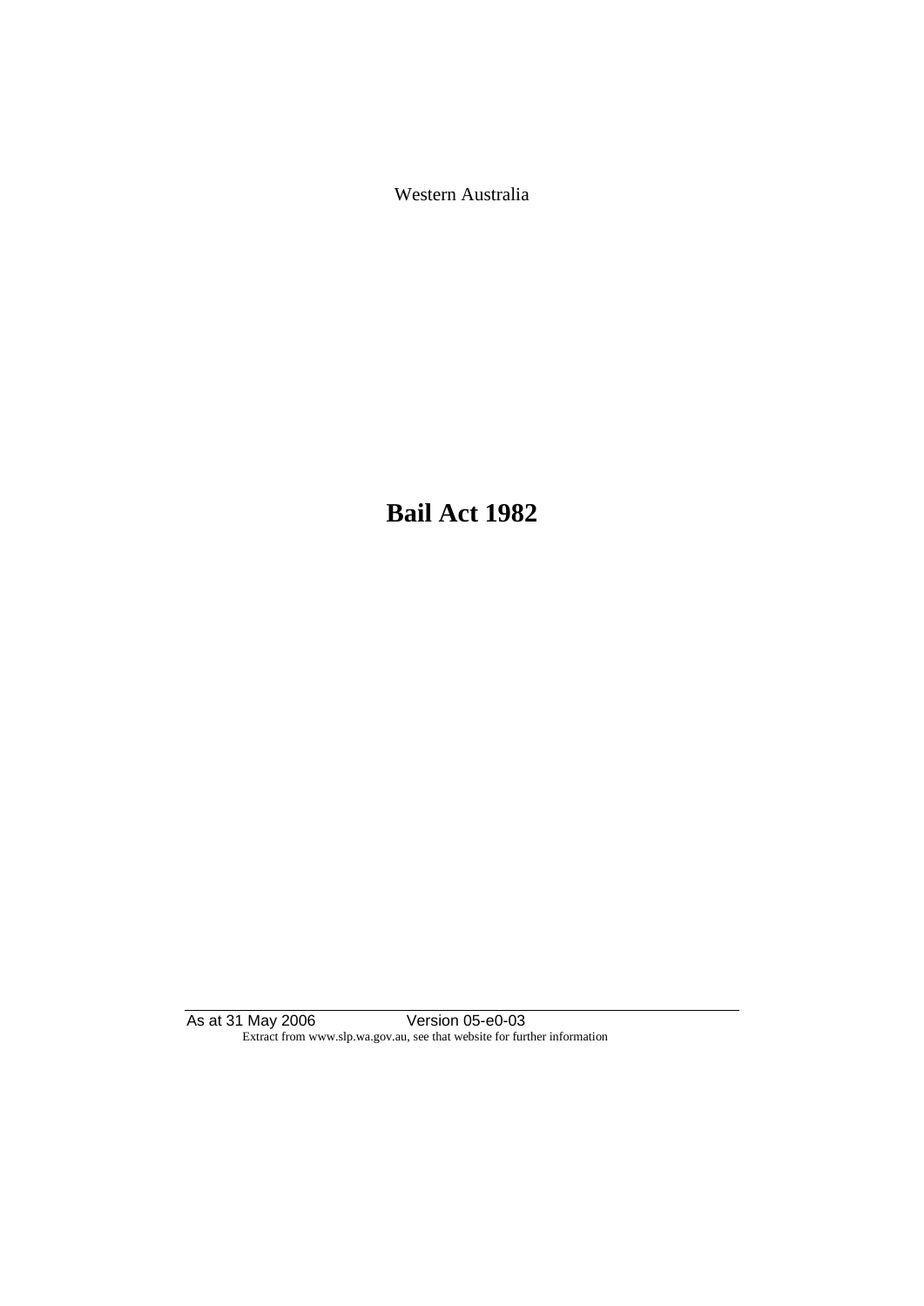Western Australia

# Bail Act 1982

As at 31 May 2006 Version 05-e0-03

Extract from www.slp.wa.gov.au, see that website for further information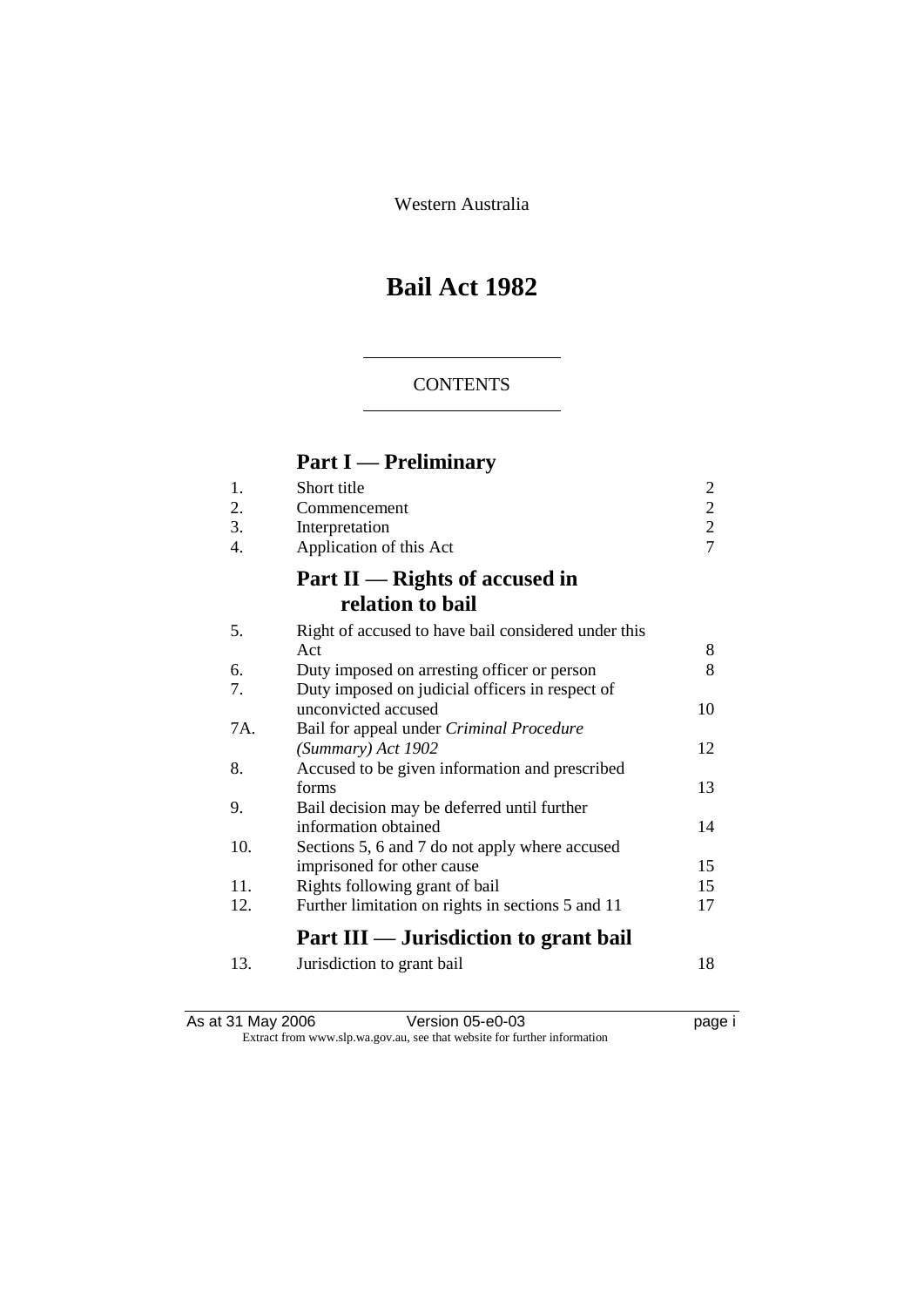Western Australia

# Bail Act 1982

## CONTENTS

## Part I — Preliminary

| | | |
|---|---|---|
| 1. | Short title | 2 |
| 2. | Commencement | 2 |
| 3. | Interpretation | 2 |
| 4. | Application of this Act | 7 |

## Part II — Rights of accused in relation to bail

| | | |
|---|---|---|
| 5. | Right of accused to have bail considered under this Act | 8 |
| 6. | Duty imposed on arresting officer or person | 8 |
| 7. | Duty imposed on judicial officers in respect of unconvicted accused | 10 |
| 7A. | Bail for appeal under *Criminal Procedure (Summary) Act 1902* | 12 |
| 8. | Accused to be given information and prescribed forms | 13 |
| 9. | Bail decision may be deferred until further information obtained | 14 |
| 10. | Sections 5, 6 and 7 do not apply where accused imprisoned for other cause | 15 |
| 11. | Rights following grant of bail | 15 |
| 12. | Further limitation on rights in sections 5 and 11 | 17 |

## Part III — Jurisdiction to grant bail

| | | |
|---|---|---|
| 13. | Jurisdiction to grant bail | 18 |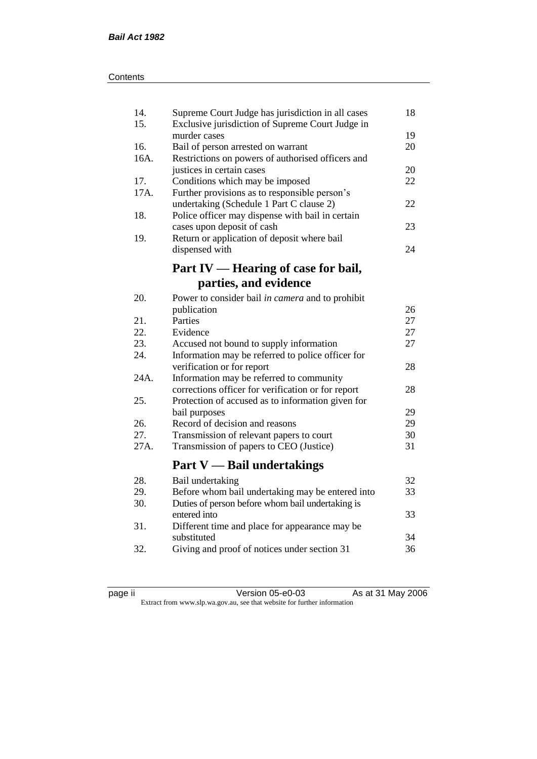| | | |
|---|---|---|
| 14. | Supreme Court Judge has jurisdiction in all cases | 18 |
| 15. | Exclusive jurisdiction of Supreme Court Judge in murder cases | 19 |
| 16. | Bail of person arrested on warrant | 20 |
| 16A. | Restrictions on powers of authorised officers and justices in certain cases | 20 |
| 17. | Conditions which may be imposed | 22 |
| 17A. | Further provisions as to responsible person's undertaking (Schedule 1 Part C clause 2) | 22 |
| 18. | Police officer may dispense with bail in certain cases upon deposit of cash | 23 |
| 19. | Return or application of deposit where bail dispensed with | 24 |

## Part IV — Hearing of case for bail, parties, and evidence

| | | |
|---|---|---|
| 20. | Power to consider bail *in camera* and to prohibit publication | 26 |
| 21. | Parties | 27 |
| 22. | Evidence | 27 |
| 23. | Accused not bound to supply information | 27 |
| 24. | Information may be referred to police officer for verification or for report | 28 |
| 24A. | Information may be referred to community corrections officer for verification or for report | 28 |
| 25. | Protection of accused as to information given for bail purposes | 29 |
| 26. | Record of decision and reasons | 29 |
| 27. | Transmission of relevant papers to court | 30 |
| 27A. | Transmission of papers to CEO (Justice) | 31 |

## Part V — Bail undertakings

| | | |
|---|---|---|
| 28. | Bail undertaking | 32 |
| 29. | Before whom bail undertaking may be entered into | 33 |
| 30. | Duties of person before whom bail undertaking is entered into | 33 |
| 31. | Different time and place for appearance may be substituted | 34 |
| 32. | Giving and proof of notices under section 31 | 36 |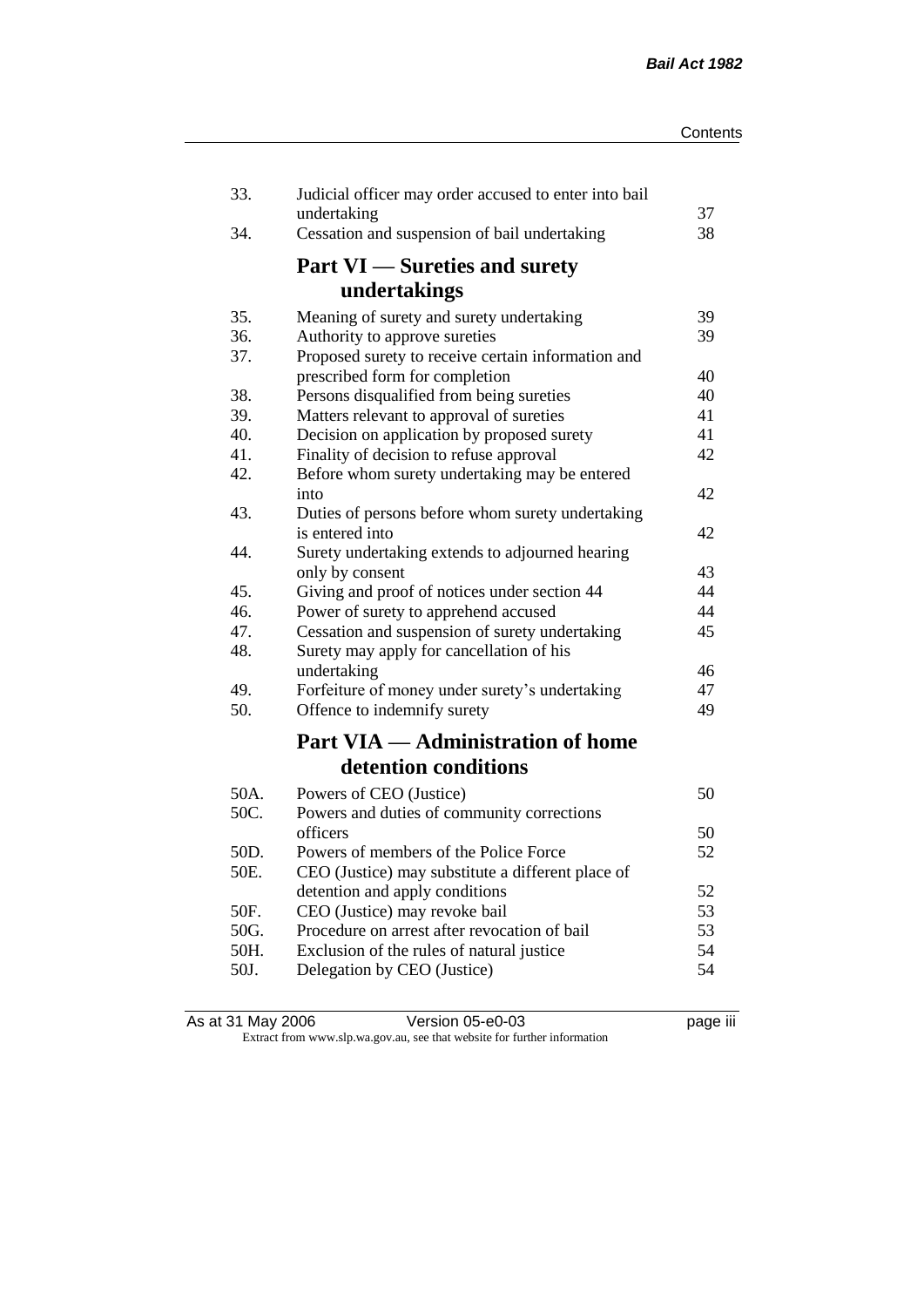| | | |
|---|---|---|
| 33. | Judicial officer may order accused to enter into bail undertaking | 37 |
| 34. | Cessation and suspension of bail undertaking | 38 |

## Part VI — Sureties and surety undertakings

| | | |
|---|---|---|
| 35. | Meaning of surety and surety undertaking | 39 |
| 36. | Authority to approve sureties | 39 |
| 37. | Proposed surety to receive certain information and prescribed form for completion | 40 |
| 38. | Persons disqualified from being sureties | 40 |
| 39. | Matters relevant to approval of sureties | 41 |
| 40. | Decision on application by proposed surety | 41 |
| 41. | Finality of decision to refuse approval | 42 |
| 42. | Before whom surety undertaking may be entered into | 42 |
| 43. | Duties of persons before whom surety undertaking is entered into | 42 |
| 44. | Surety undertaking extends to adjourned hearing only by consent | 43 |
| 45. | Giving and proof of notices under section 44 | 44 |
| 46. | Power of surety to apprehend accused | 44 |
| 47. | Cessation and suspension of surety undertaking | 45 |
| 48. | Surety may apply for cancellation of his undertaking | 46 |
| 49. | Forfeiture of money under surety's undertaking | 47 |
| 50. | Offence to indemnify surety | 49 |

## Part VIA — Administration of home detention conditions

| | | |
|---|---|---|
| 50A. | Powers of CEO (Justice) | 50 |
| 50C. | Powers and duties of community corrections officers | 50 |
| 50D. | Powers of members of the Police Force | 52 |
| 50E. | CEO (Justice) may substitute a different place of detention and apply conditions | 52 |
| 50F. | CEO (Justice) may revoke bail | 53 |
| 50G. | Procedure on arrest after revocation of bail | 53 |
| 50H. | Exclusion of the rules of natural justice | 54 |
| 50J. | Delegation by CEO (Justice) | 54 |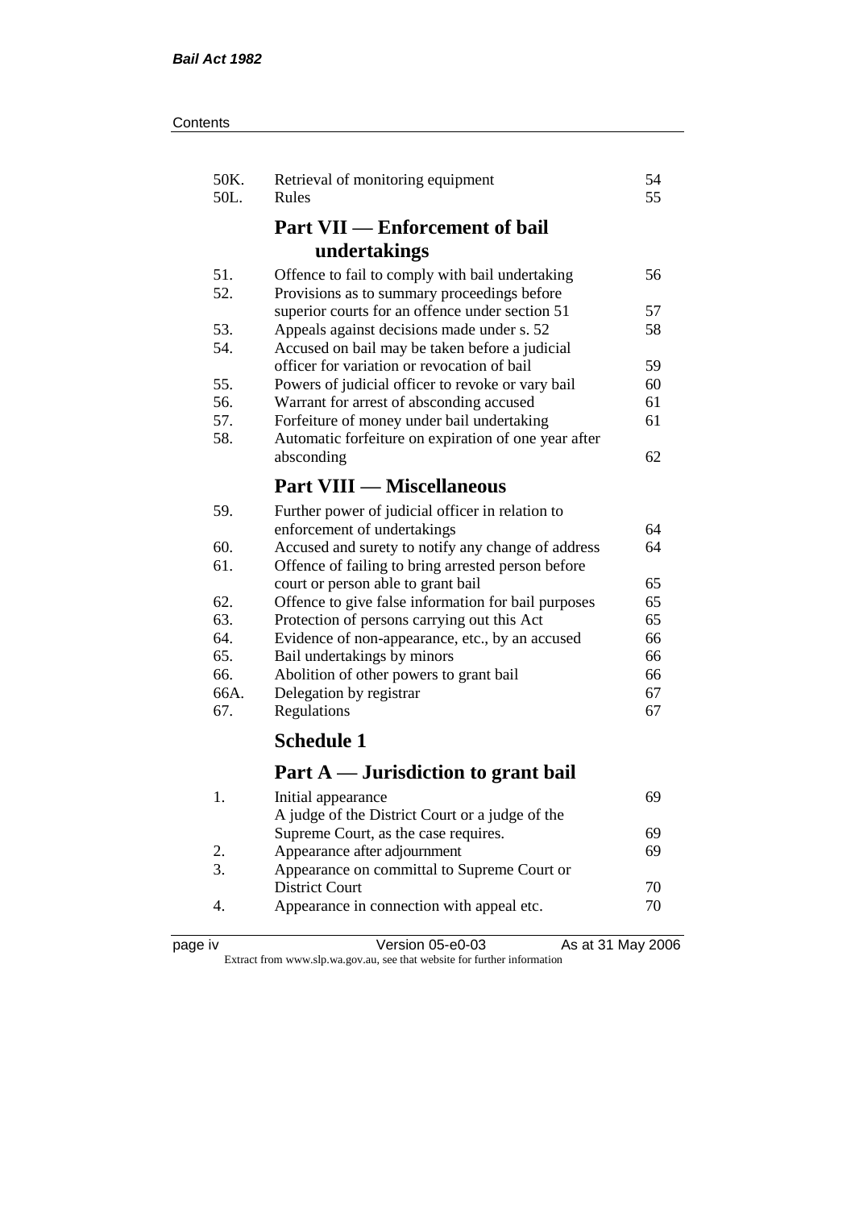| | | |
|---|---|---|
| 50K. | Retrieval of monitoring equipment | 54 |
| 50L. | Rules | 55 |

## Part VII — Enforcement of bail undertakings

| | | |
|---|---|---|
| 51. | Offence to fail to comply with bail undertaking | 56 |
| 52. | Provisions as to summary proceedings before superior courts for an offence under section 51 | 57 |
| 53. | Appeals against decisions made under s. 52 | 58 |
| 54. | Accused on bail may be taken before a judicial officer for variation or revocation of bail | 59 |
| 55. | Powers of judicial officer to revoke or vary bail | 60 |
| 56. | Warrant for arrest of absconding accused | 61 |
| 57. | Forfeiture of money under bail undertaking | 61 |
| 58. | Automatic forfeiture on expiration of one year after absconding | 62 |

## Part VIII — Miscellaneous

| | | |
|---|---|---|
| 59. | Further power of judicial officer in relation to enforcement of undertakings | 64 |
| 60. | Accused and surety to notify any change of address | 64 |
| 61. | Offence of failing to bring arrested person before court or person able to grant bail | 65 |
| 62. | Offence to give false information for bail purposes | 65 |
| 63. | Protection of persons carrying out this Act | 65 |
| 64. | Evidence of non-appearance, etc., by an accused | 66 |
| 65. | Bail undertakings by minors | 66 |
| 66. | Abolition of other powers to grant bail | 66 |
| 66A. | Delegation by registrar | 67 |
| 67. | Regulations | 67 |

## Schedule 1

## Part A — Jurisdiction to grant bail

| | | |
|---|---|---|
| 1. | Initial appearance | 69 |
| | A judge of the District Court or a judge of the Supreme Court, as the case requires. | 69 |
| 2. | Appearance after adjournment | 69 |
| 3. | Appearance on committal to Supreme Court or District Court | 70 |
| 4. | Appearance in connection with appeal etc. | 70 |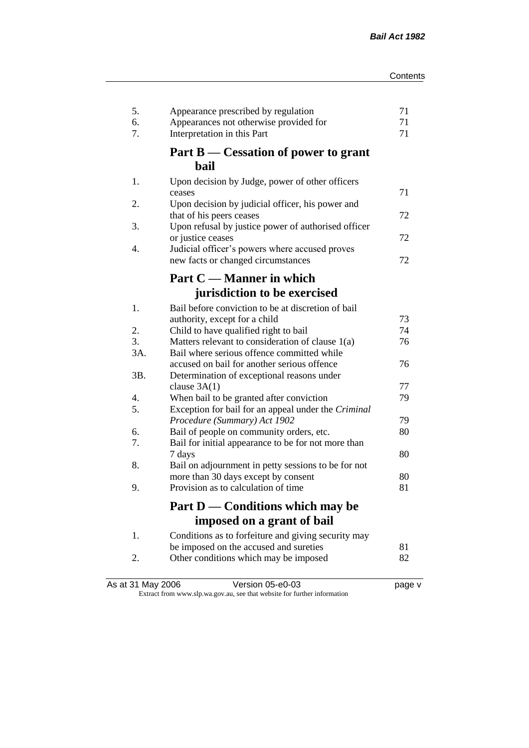| | | |
|---|---|---|
| 5. | Appearance prescribed by regulation | 71 |
| 6. | Appearances not otherwise provided for | 71 |
| 7. | Interpretation in this Part | 71 |

## Part B — Cessation of power to grant bail

| | | |
|---|---|---|
| 1. | Upon decision by Judge, power of other officers ceases | 71 |
| 2. | Upon decision by judicial officer, his power and that of his peers ceases | 72 |
| 3. | Upon refusal by justice power of authorised officer or justice ceases | 72 |
| 4. | Judicial officer's powers where accused proves new facts or changed circumstances | 72 |

## Part C — Manner in which jurisdiction to be exercised

| | | |
|---|---|---|
| 1. | Bail before conviction to be at discretion of bail authority, except for a child | 73 |
| 2. | Child to have qualified right to bail | 74 |
| 3. | Matters relevant to consideration of clause 1(a) | 76 |
| 3A. | Bail where serious offence committed while accused on bail for another serious offence | 76 |
| 3B. | Determination of exceptional reasons under clause 3A(1) | 77 |
| 4. | When bail to be granted after conviction | 79 |
| 5. | Exception for bail for an appeal under the *Criminal Procedure (Summary) Act 1902* | 79 |
| 6. | Bail of people on community orders, etc. | 80 |
| 7. | Bail for initial appearance to be for not more than 7 days | 80 |
| 8. | Bail on adjournment in petty sessions to be for not more than 30 days except by consent | 80 |
| 9. | Provision as to calculation of time | 81 |

## Part D — Conditions which may be imposed on a grant of bail

| | | |
|---|---|---|
| 1. | Conditions as to forfeiture and giving security may be imposed on the accused and sureties | 81 |
| 2. | Other conditions which may be imposed | 82 |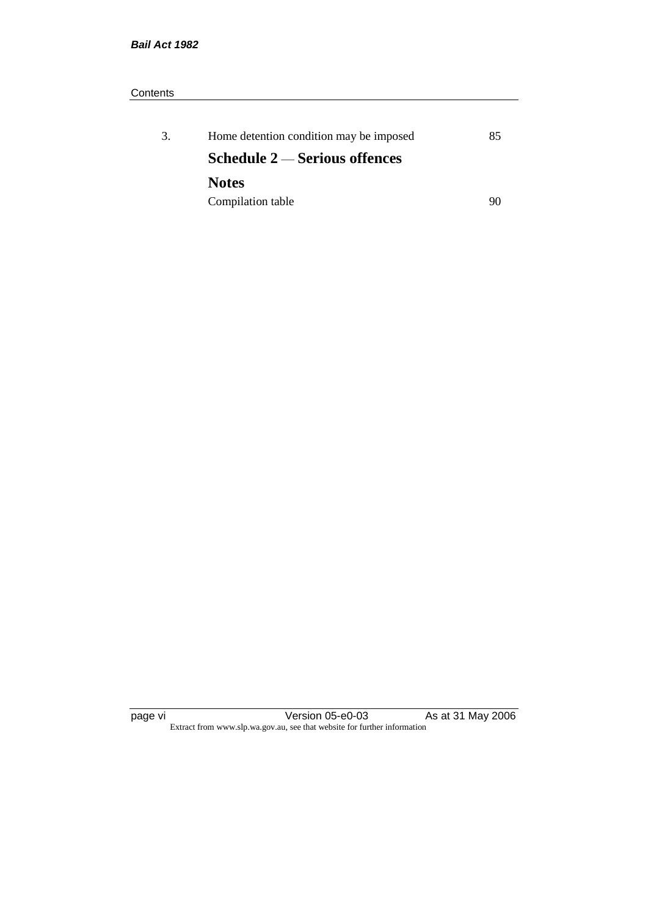| | | |
|---|---|---|
| 3. | Home detention condition may be imposed | 85 |
| | **Schedule 2 — Serious offences** | |
| | **Notes** | |
| | Compilation table | 90 |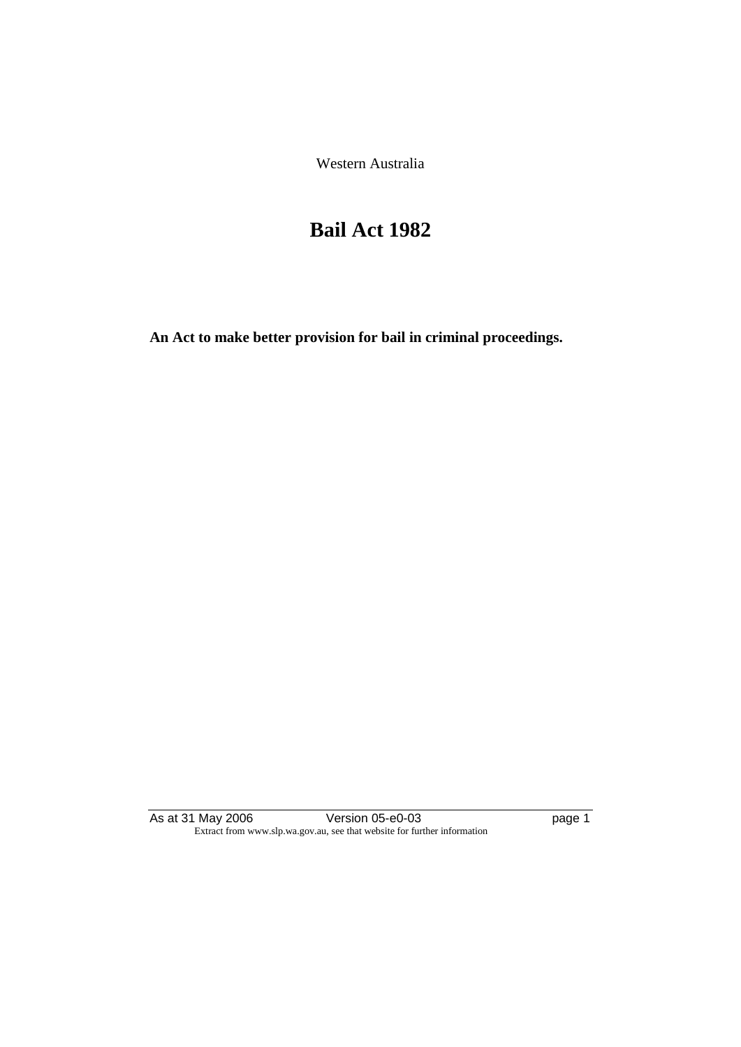Western Australia

# Bail Act 1982

**An Act to make better provision for bail in criminal proceedings.**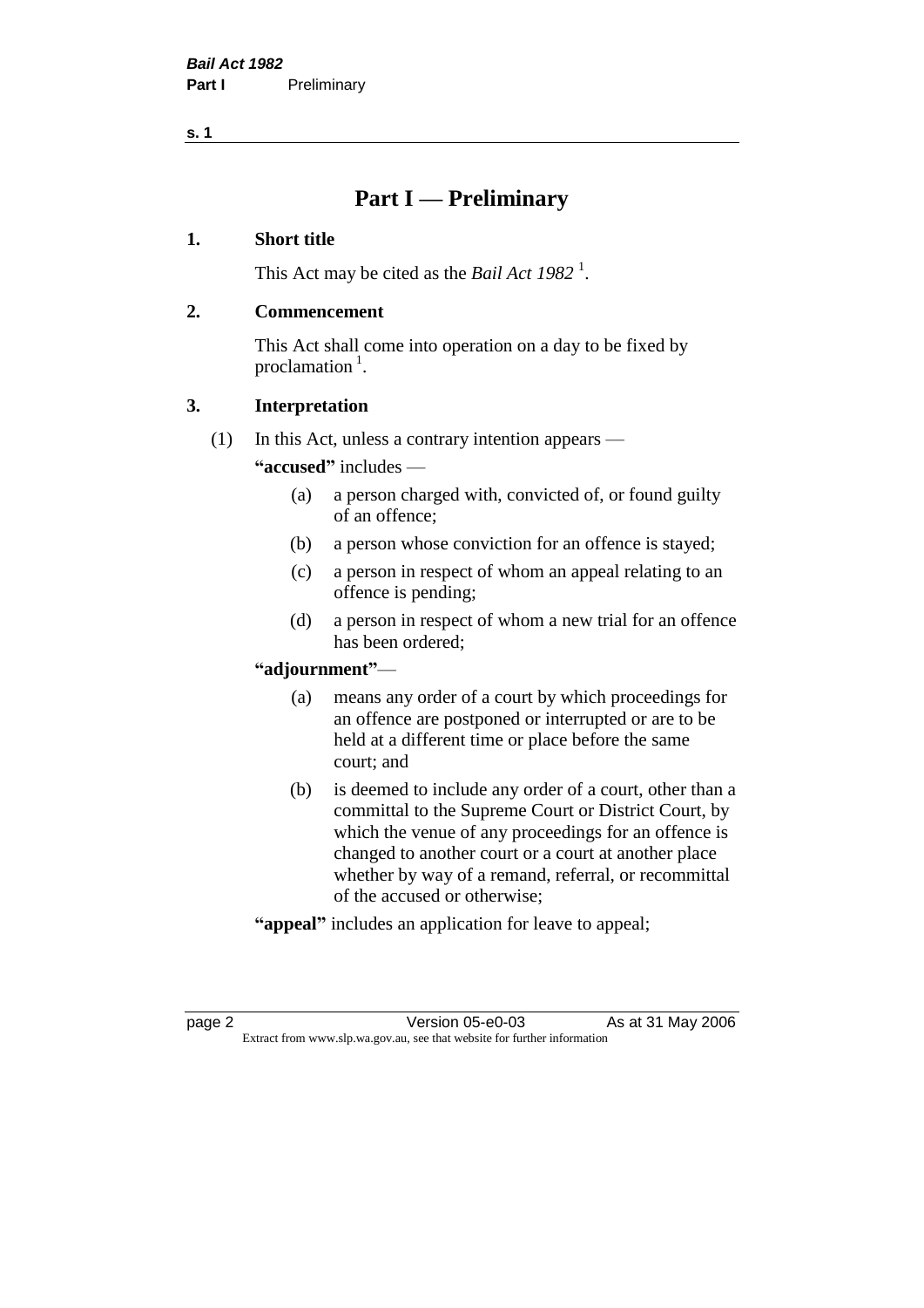# Part I — Preliminary

## 1. Short title

This Act may be cited as the *Bail Act 1982* [1].

## 2. Commencement

This Act shall come into operation on a day to be fixed by proclamation [1].

## 3. Interpretation

(1) In this Act, unless a contrary intention appears —

**"accused"** includes —

- (a) a person charged with, convicted of, or found guilty of an offence;
- (b) a person whose conviction for an offence is stayed;
- (c) a person in respect of whom an appeal relating to an offence is pending;
- (d) a person in respect of whom a new trial for an offence has been ordered;

**"adjournment"**—

- (a) means any order of a court by which proceedings for an offence are postponed or interrupted or are to be held at a different time or place before the same court; and
- (b) is deemed to include any order of a court, other than a committal to the Supreme Court or District Court, by which the venue of any proceedings for an offence is changed to another court or a court at another place whether by way of a remand, referral, or recommittal of the accused or otherwise;

**"appeal"** includes an application for leave to appeal;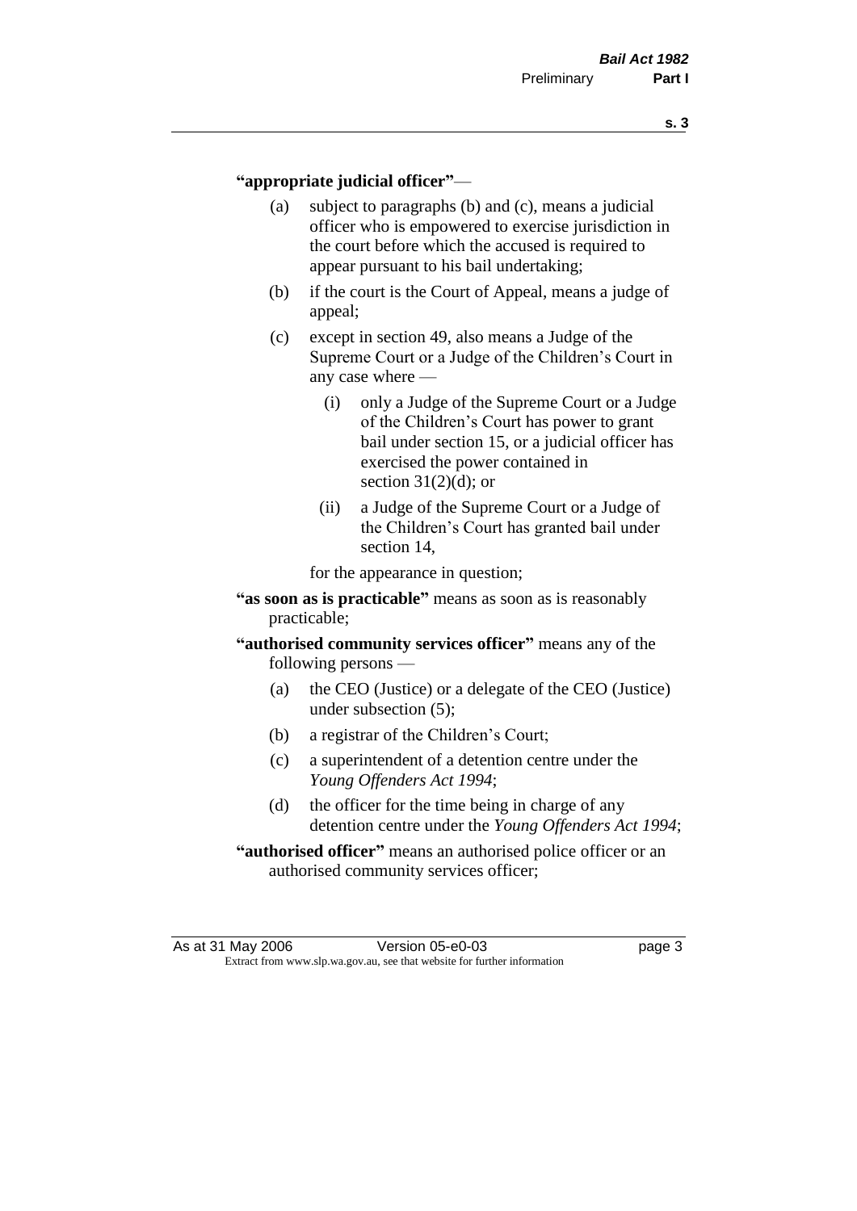**"appropriate judicial officer"** —

(a) subject to paragraphs (b) and (c), means a judicial officer who is empowered to exercise jurisdiction in the court before which the accused is required to appear pursuant to his bail undertaking;

(b) if the court is the Court of Appeal, means a judge of appeal;

(c) except in section 49, also means a Judge of the Supreme Court or a Judge of the Children's Court in any case where —

  (i) only a Judge of the Supreme Court or a Judge of the Children's Court has power to grant bail under section 15, or a judicial officer has exercised the power contained in section 31(2)(d); or

  (ii) a Judge of the Supreme Court or a Judge of the Children's Court has granted bail under section 14,

for the appearance in question;

**"as soon as is practicable"** means as soon as is reasonably practicable;

**"authorised community services officer"** means any of the following persons —

(a) the CEO (Justice) or a delegate of the CEO (Justice) under subsection (5);

(b) a registrar of the Children's Court;

(c) a superintendent of a detention centre under the *Young Offenders Act 1994*;

(d) the officer for the time being in charge of any detention centre under the *Young Offenders Act 1994*;

**"authorised officer"** means an authorised police officer or an authorised community services officer;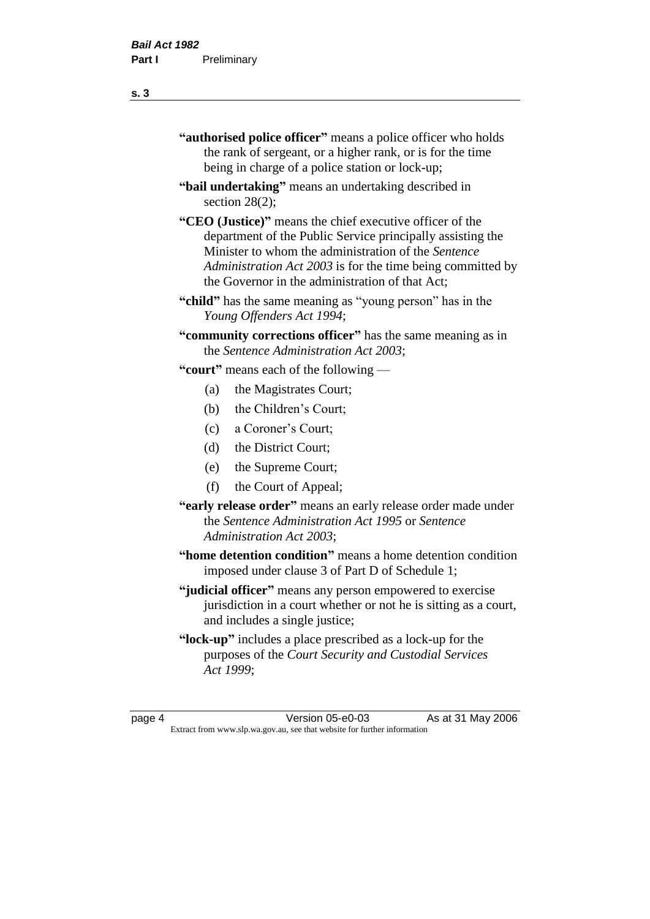**"authorised police officer"** means a police officer who holds the rank of sergeant, or a higher rank, or is for the time being in charge of a police station or lock-up;

**"bail undertaking"** means an undertaking described in section 28(2);

**"CEO (Justice)"** means the chief executive officer of the department of the Public Service principally assisting the Minister to whom the administration of the *Sentence Administration Act 2003* is for the time being committed by the Governor in the administration of that Act;

**"child"** has the same meaning as "young person" has in the *Young Offenders Act 1994*;

**"community corrections officer"** has the same meaning as in the *Sentence Administration Act 2003*;

**"court"** means each of the following —

(a) the Magistrates Court;

(b) the Children's Court;

(c) a Coroner's Court;

(d) the District Court;

(e) the Supreme Court;

(f) the Court of Appeal;

**"early release order"** means an early release order made under the *Sentence Administration Act 1995* or *Sentence Administration Act 2003*;

**"home detention condition"** means a home detention condition imposed under clause 3 of Part D of Schedule 1;

**"judicial officer"** means any person empowered to exercise jurisdiction in a court whether or not he is sitting as a court, and includes a single justice;

**"lock-up"** includes a place prescribed as a lock-up for the purposes of the *Court Security and Custodial Services Act 1999*;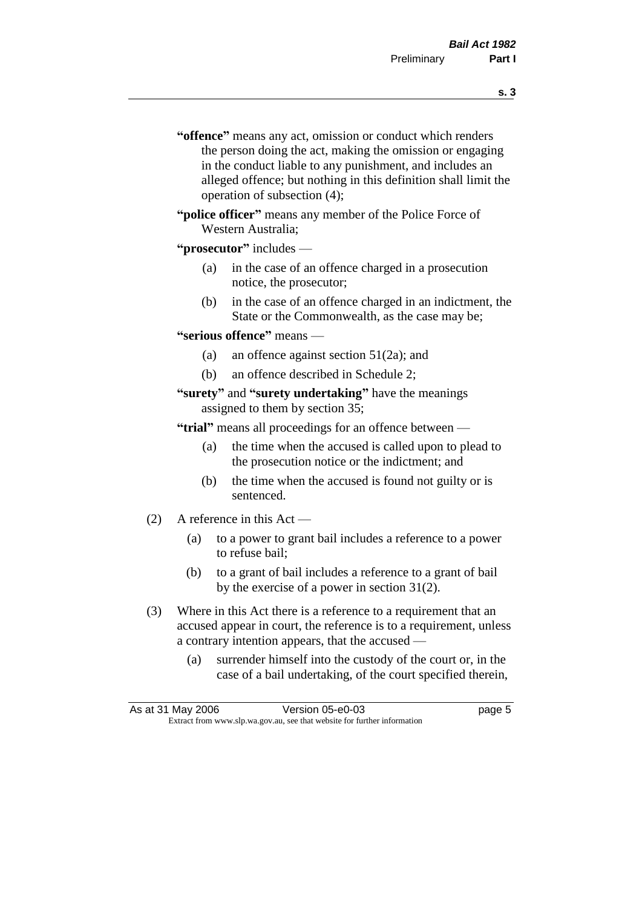**"offence"** means any act, omission or conduct which renders the person doing the act, making the omission or engaging in the conduct liable to any punishment, and includes an alleged offence; but nothing in this definition shall limit the operation of subsection (4);

**"police officer"** means any member of the Police Force of Western Australia;

**"prosecutor"** includes —

- (a) in the case of an offence charged in a prosecution notice, the prosecutor;
- (b) in the case of an offence charged in an indictment, the State or the Commonwealth, as the case may be;

**"serious offence"** means —

- (a) an offence against section 51(2a); and
- (b) an offence described in Schedule 2;

**"surety"** and **"surety undertaking"** have the meanings assigned to them by section 35;

**"trial"** means all proceedings for an offence between —

- (a) the time when the accused is called upon to plead to the prosecution notice or the indictment; and
- (b) the time when the accused is found not guilty or is sentenced.

(2) A reference in this Act —

- (a) to a power to grant bail includes a reference to a power to refuse bail;
- (b) to a grant of bail includes a reference to a grant of bail by the exercise of a power in section 31(2).

(3) Where in this Act there is a reference to a requirement that an accused appear in court, the reference is to a requirement, unless a contrary intention appears, that the accused —

- (a) surrender himself into the custody of the court or, in the case of a bail undertaking, of the court specified therein,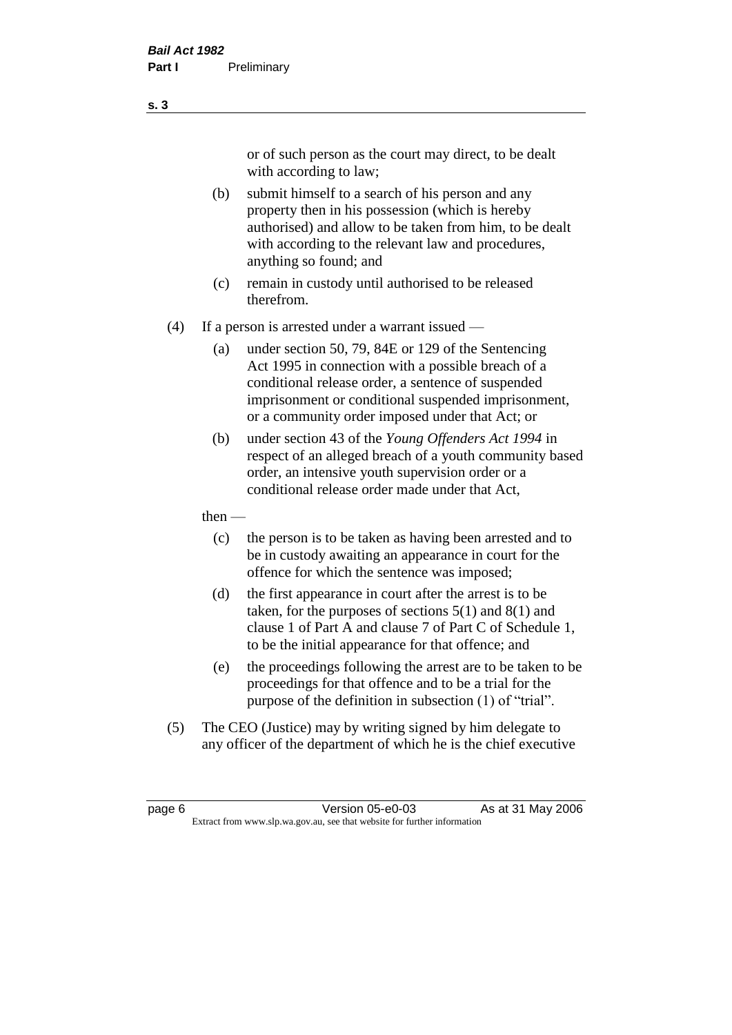or of such person as the court may direct, to be dealt with according to law;

(b) submit himself to a search of his person and any property then in his possession (which is hereby authorised) and allow to be taken from him, to be dealt with according to the relevant law and procedures, anything so found; and

(c) remain in custody until authorised to be released therefrom.

(4) If a person is arrested under a warrant issued —

(a) under section 50, 79, 84E or 129 of the Sentencing Act 1995 in connection with a possible breach of a conditional release order, a sentence of suspended imprisonment or conditional suspended imprisonment, or a community order imposed under that Act; or

(b) under section 43 of the *Young Offenders Act 1994* in respect of an alleged breach of a youth community based order, an intensive youth supervision order or a conditional release order made under that Act,

then —

(c) the person is to be taken as having been arrested and to be in custody awaiting an appearance in court for the offence for which the sentence was imposed;

(d) the first appearance in court after the arrest is to be taken, for the purposes of sections 5(1) and 8(1) and clause 1 of Part A and clause 7 of Part C of Schedule 1, to be the initial appearance for that offence; and

(e) the proceedings following the arrest are to be taken to be proceedings for that offence and to be a trial for the purpose of the definition in subsection (1) of "trial".

(5) The CEO (Justice) may by writing signed by him delegate to any officer of the department of which he is the chief executive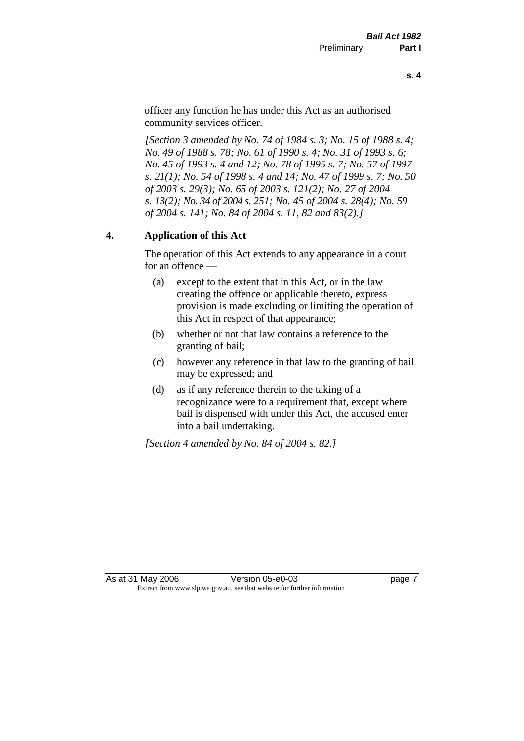officer any function he has under this Act as an authorised community services officer.

*[Section 3 amended by No. 74 of 1984 s. 3; No. 15 of 1988 s. 4; No. 49 of 1988 s. 78; No. 61 of 1990 s. 4; No. 31 of 1993 s. 6; No. 45 of 1993 s. 4 and 12; No. 78 of 1995 s. 7; No. 57 of 1997 s. 21(1); No. 54 of 1998 s. 4 and 14; No. 47 of 1999 s. 7; No. 50 of 2003 s. 29(3); No. 65 of 2003 s. 121(2); No. 27 of 2004 s. 13(2); No. 34 of 2004 s. 251; No. 45 of 2004 s. 28(4); No. 59 of 2004 s. 141; No. 84 of 2004 s. 11, 82 and 83(2).]*

### 4. Application of this Act

The operation of this Act extends to any appearance in a court for an offence —

(a) except to the extent that in this Act, or in the law creating the offence or applicable thereto, express provision is made excluding or limiting the operation of this Act in respect of that appearance;

(b) whether or not that law contains a reference to the granting of bail;

(c) however any reference in that law to the granting of bail may be expressed; and

(d) as if any reference therein to the taking of a recognizance were to a requirement that, except where bail is dispensed with under this Act, the accused enter into a bail undertaking.

*[Section 4 amended by No. 84 of 2004 s. 82.]*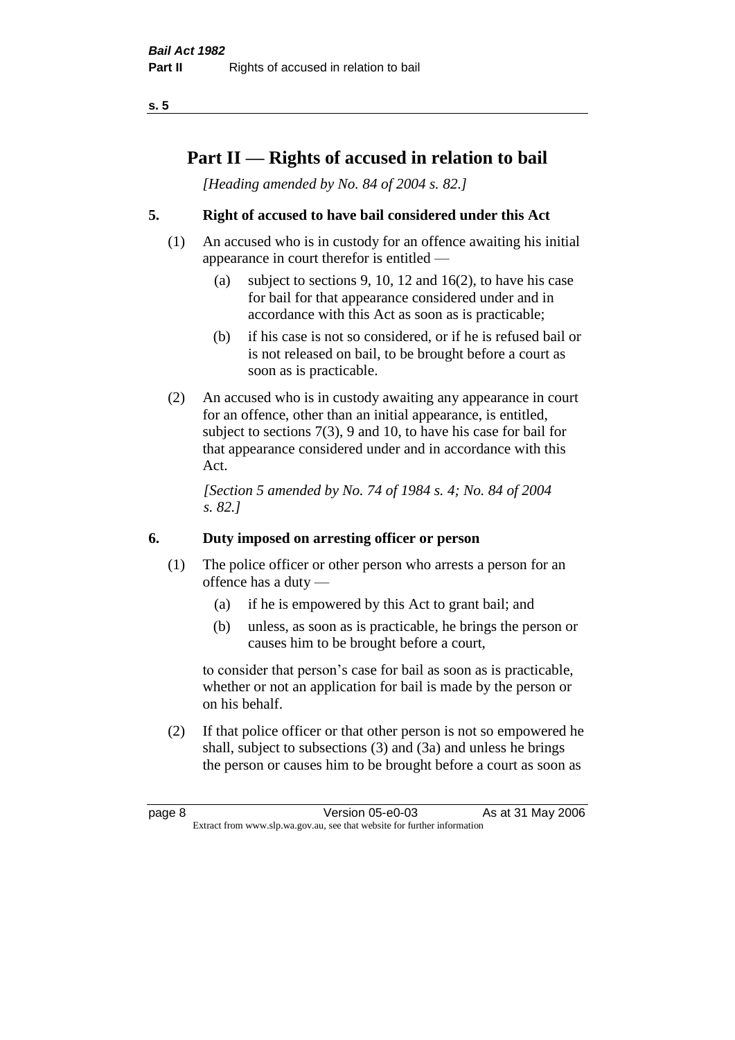# Part II — Rights of accused in relation to bail

*[Heading amended by No. 84 of 2004 s. 82.]*

## 5. Right of accused to have bail considered under this Act

(1) An accused who is in custody for an offence awaiting his initial appearance in court therefor is entitled —

- (a) subject to sections 9, 10, 12 and 16(2), to have his case for bail for that appearance considered under and in accordance with this Act as soon as is practicable;
- (b) if his case is not so considered, or if he is refused bail or is not released on bail, to be brought before a court as soon as is practicable.

(2) An accused who is in custody awaiting any appearance in court for an offence, other than an initial appearance, is entitled, subject to sections 7(3), 9 and 10, to have his case for bail for that appearance considered under and in accordance with this Act.

*[Section 5 amended by No. 74 of 1984 s. 4; No. 84 of 2004 s. 82.]*

## 6. Duty imposed on arresting officer or person

(1) The police officer or other person who arrests a person for an offence has a duty —

- (a) if he is empowered by this Act to grant bail; and
- (b) unless, as soon as is practicable, he brings the person or causes him to be brought before a court,

to consider that person's case for bail as soon as is practicable, whether or not an application for bail is made by the person or on his behalf.

(2) If that police officer or that other person is not so empowered he shall, subject to subsections (3) and (3a) and unless he brings the person or causes him to be brought before a court as soon as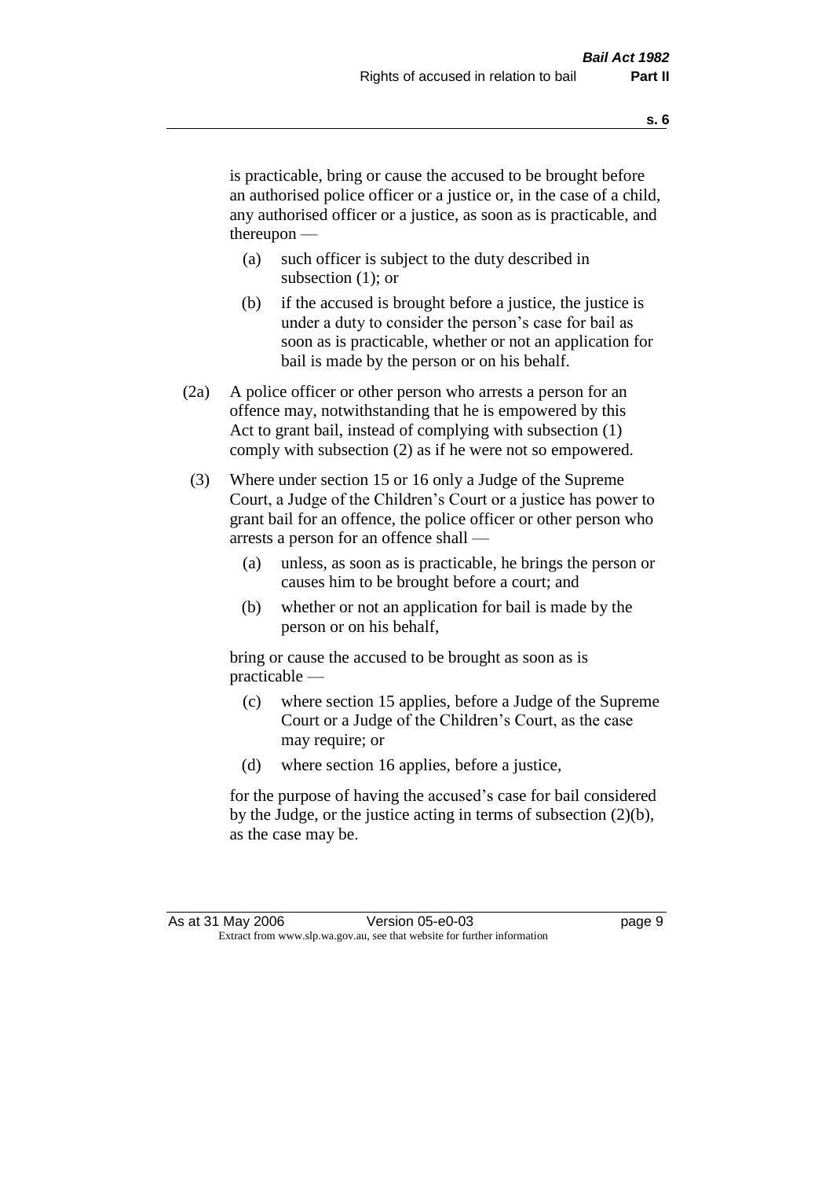is practicable, bring or cause the accused to be brought before an authorised police officer or a justice or, in the case of a child, any authorised officer or a justice, as soon as is practicable, and thereupon —

- (a) such officer is subject to the duty described in subsection (1); or
- (b) if the accused is brought before a justice, the justice is under a duty to consider the person's case for bail as soon as is practicable, whether or not an application for bail is made by the person or on his behalf.

(2a) A police officer or other person who arrests a person for an offence may, notwithstanding that he is empowered by this Act to grant bail, instead of complying with subsection (1) comply with subsection (2) as if he were not so empowered.

(3) Where under section 15 or 16 only a Judge of the Supreme Court, a Judge of the Children's Court or a justice has power to grant bail for an offence, the police officer or other person who arrests a person for an offence shall —

- (a) unless, as soon as is practicable, he brings the person or causes him to be brought before a court; and
- (b) whether or not an application for bail is made by the person or on his behalf,

bring or cause the accused to be brought as soon as is practicable —

- (c) where section 15 applies, before a Judge of the Supreme Court or a Judge of the Children's Court, as the case may require; or
- (d) where section 16 applies, before a justice,

for the purpose of having the accused's case for bail considered by the Judge, or the justice acting in terms of subsection (2)(b), as the case may be.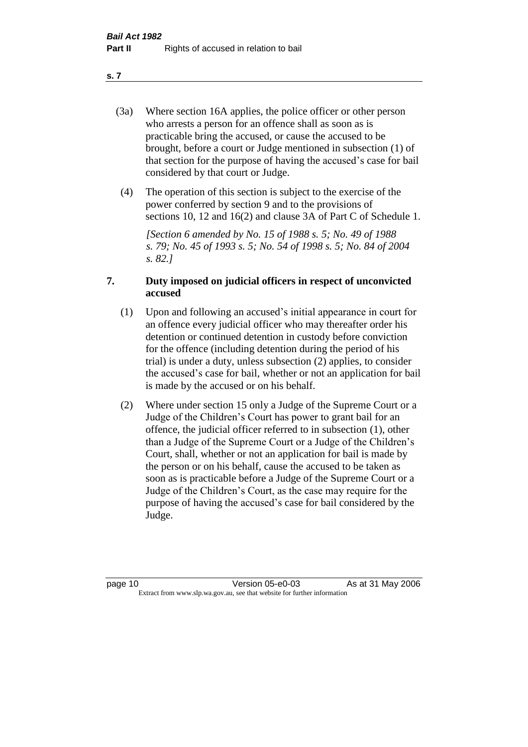(3a) Where section 16A applies, the police officer or other person who arrests a person for an offence shall as soon as is practicable bring the accused, or cause the accused to be brought, before a court or Judge mentioned in subsection (1) of that section for the purpose of having the accused's case for bail considered by that court or Judge.

(4) The operation of this section is subject to the exercise of the power conferred by section 9 and to the provisions of sections 10, 12 and 16(2) and clause 3A of Part C of Schedule 1.

*[Section 6 amended by No. 15 of 1988 s. 5; No. 49 of 1988 s. 79; No. 45 of 1993 s. 5; No. 54 of 1998 s. 5; No. 84 of 2004 s. 82.]*

## 7. Duty imposed on judicial officers in respect of unconvicted accused

(1) Upon and following an accused's initial appearance in court for an offence every judicial officer who may thereafter order his detention or continued detention in custody before conviction for the offence (including detention during the period of his trial) is under a duty, unless subsection (2) applies, to consider the accused's case for bail, whether or not an application for bail is made by the accused or on his behalf.

(2) Where under section 15 only a Judge of the Supreme Court or a Judge of the Children's Court has power to grant bail for an offence, the judicial officer referred to in subsection (1), other than a Judge of the Supreme Court or a Judge of the Children's Court, shall, whether or not an application for bail is made by the person or on his behalf, cause the accused to be taken as soon as is practicable before a Judge of the Supreme Court or a Judge of the Children's Court, as the case may require for the purpose of having the accused's case for bail considered by the Judge.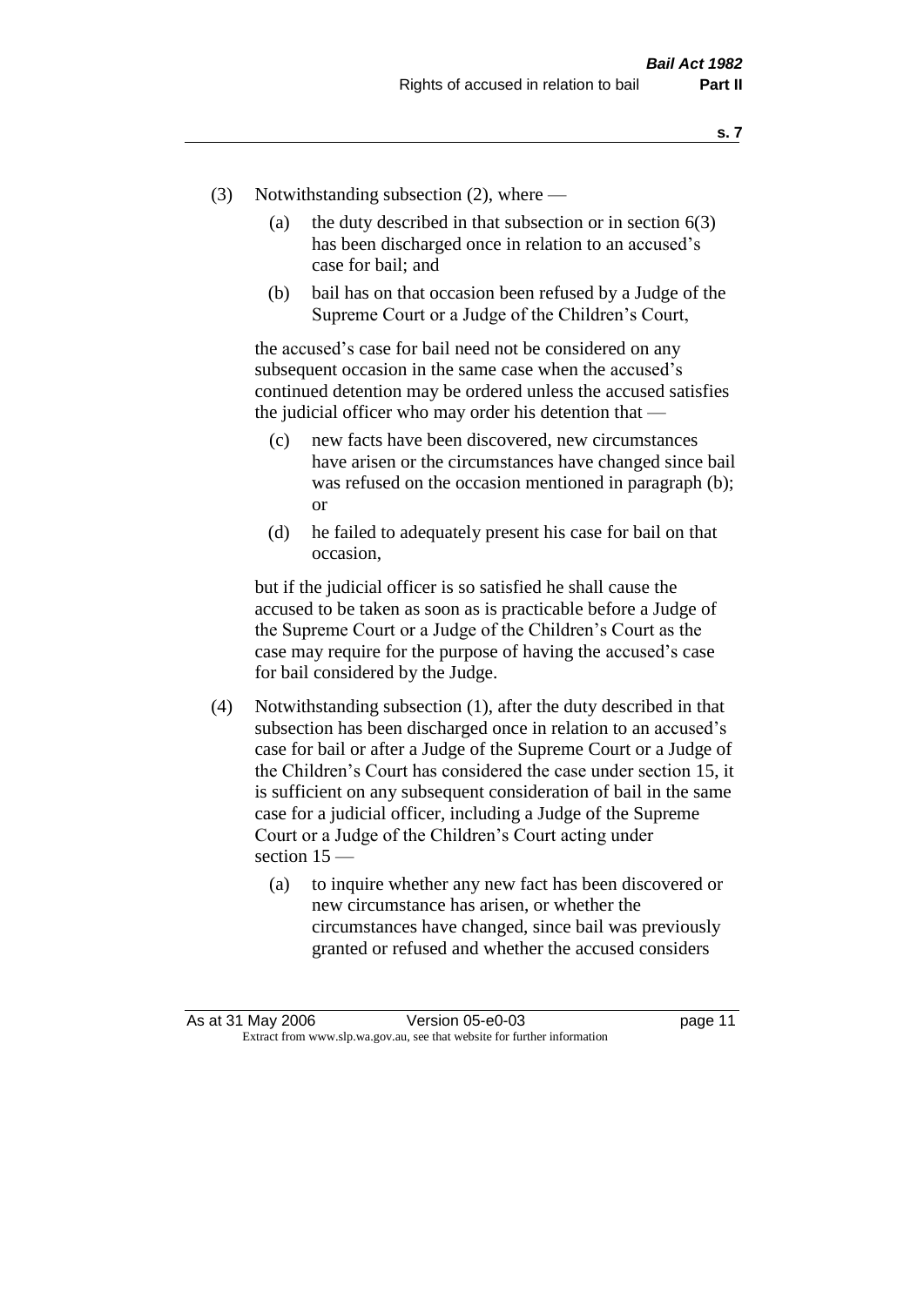(3) Notwithstanding subsection (2), where —

  (a) the duty described in that subsection or in section 6(3) has been discharged once in relation to an accused's case for bail; and

  (b) bail has on that occasion been refused by a Judge of the Supreme Court or a Judge of the Children's Court,

  the accused's case for bail need not be considered on any subsequent occasion in the same case when the accused's continued detention may be ordered unless the accused satisfies the judicial officer who may order his detention that —

  (c) new facts have been discovered, new circumstances have arisen or the circumstances have changed since bail was refused on the occasion mentioned in paragraph (b); or

  (d) he failed to adequately present his case for bail on that occasion,

  but if the judicial officer is so satisfied he shall cause the accused to be taken as soon as is practicable before a Judge of the Supreme Court or a Judge of the Children's Court as the case may require for the purpose of having the accused's case for bail considered by the Judge.

(4) Notwithstanding subsection (1), after the duty described in that subsection has been discharged once in relation to an accused's case for bail or after a Judge of the Supreme Court or a Judge of the Children's Court has considered the case under section 15, it is sufficient on any subsequent consideration of bail in the same case for a judicial officer, including a Judge of the Supreme Court or a Judge of the Children's Court acting under section 15 —

  (a) to inquire whether any new fact has been discovered or new circumstance has arisen, or whether the circumstances have changed, since bail was previously granted or refused and whether the accused considers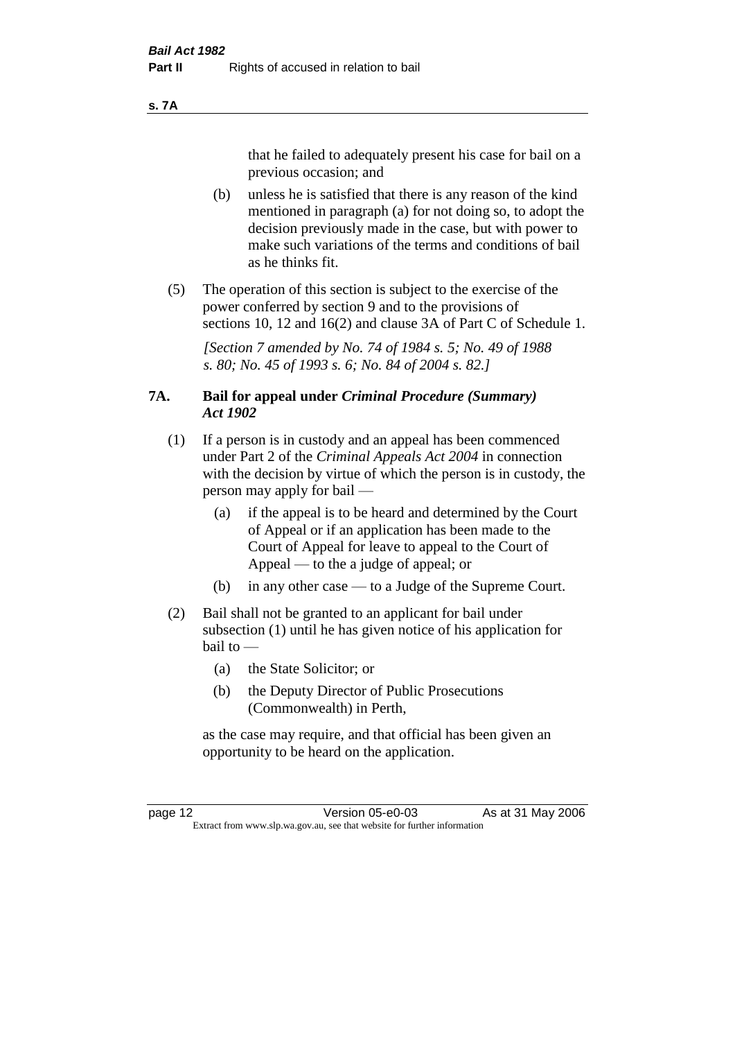that he failed to adequately present his case for bail on a previous occasion; and

(b) unless he is satisfied that there is any reason of the kind mentioned in paragraph (a) for not doing so, to adopt the decision previously made in the case, but with power to make such variations of the terms and conditions of bail as he thinks fit.

(5) The operation of this section is subject to the exercise of the power conferred by section 9 and to the provisions of sections 10, 12 and 16(2) and clause 3A of Part C of Schedule 1.

*[Section 7 amended by No. 74 of 1984 s. 5; No. 49 of 1988 s. 80; No. 45 of 1993 s. 6; No. 84 of 2004 s. 82.]*

## 7A. Bail for appeal under *Criminal Procedure (Summary) Act 1902*

(1) If a person is in custody and an appeal has been commenced under Part 2 of the *Criminal Appeals Act 2004* in connection with the decision by virtue of which the person is in custody, the person may apply for bail —

(a) if the appeal is to be heard and determined by the Court of Appeal or if an application has been made to the Court of Appeal for leave to appeal to the Court of Appeal — to the a judge of appeal; or

(b) in any other case — to a Judge of the Supreme Court.

(2) Bail shall not be granted to an applicant for bail under subsection (1) until he has given notice of his application for bail to —

(a) the State Solicitor; or

(b) the Deputy Director of Public Prosecutions (Commonwealth) in Perth,

as the case may require, and that official has been given an opportunity to be heard on the application.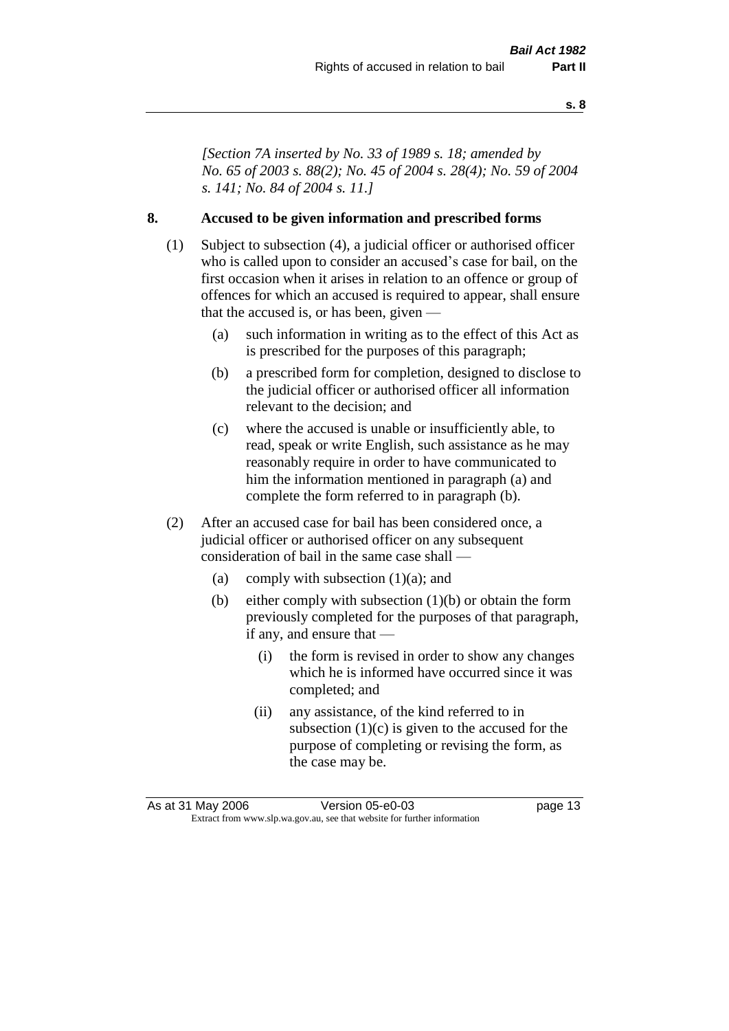*[Section 7A inserted by No. 33 of 1989 s. 18; amended by No. 65 of 2003 s. 88(2); No. 45 of 2004 s. 28(4); No. 59 of 2004 s. 141; No. 84 of 2004 s. 11.]*

## 8. Accused to be given information and prescribed forms

(1) Subject to subsection (4), a judicial officer or authorised officer who is called upon to consider an accused's case for bail, on the first occasion when it arises in relation to an offence or group of offences for which an accused is required to appear, shall ensure that the accused is, or has been, given —

- (a) such information in writing as to the effect of this Act as is prescribed for the purposes of this paragraph;
- (b) a prescribed form for completion, designed to disclose to the judicial officer or authorised officer all information relevant to the decision; and
- (c) where the accused is unable or insufficiently able, to read, speak or write English, such assistance as he may reasonably require in order to have communicated to him the information mentioned in paragraph (a) and complete the form referred to in paragraph (b).

(2) After an accused case for bail has been considered once, a judicial officer or authorised officer on any subsequent consideration of bail in the same case shall —

- (a) comply with subsection (1)(a); and
- (b) either comply with subsection (1)(b) or obtain the form previously completed for the purposes of that paragraph, if any, and ensure that —
  - (i) the form is revised in order to show any changes which he is informed have occurred since it was completed; and
  - (ii) any assistance, of the kind referred to in subsection (1)(c) is given to the accused for the purpose of completing or revising the form, as the case may be.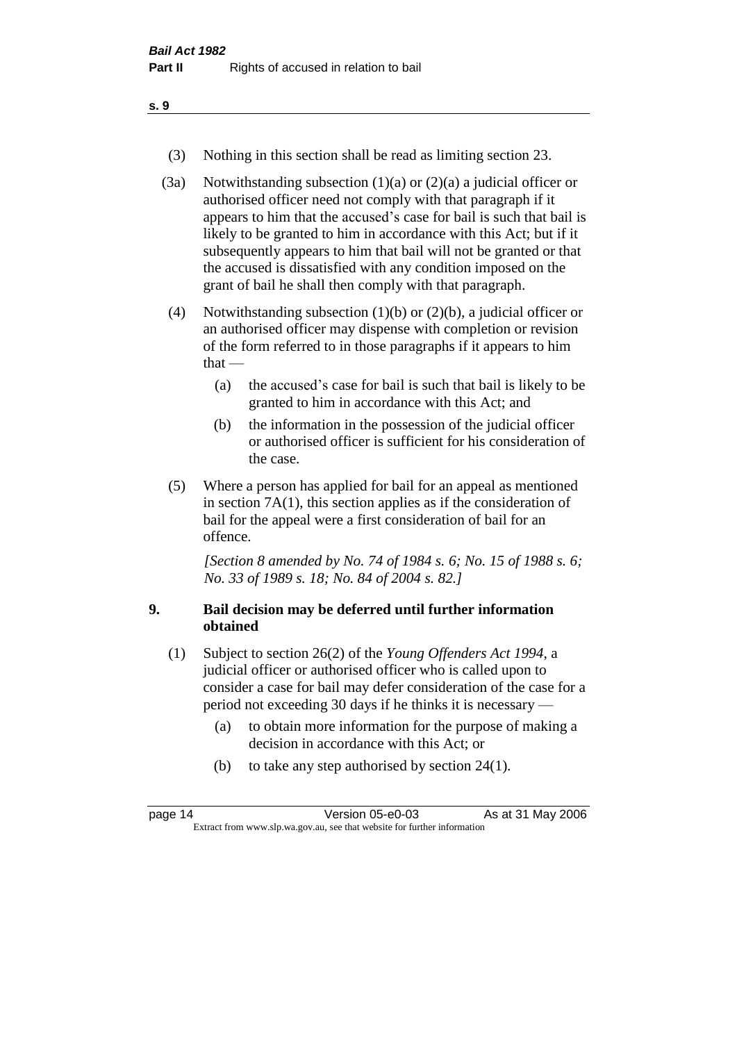(3) Nothing in this section shall be read as limiting section 23.

(3a) Notwithstanding subsection (1)(a) or (2)(a) a judicial officer or authorised officer need not comply with that paragraph if it appears to him that the accused's case for bail is such that bail is likely to be granted to him in accordance with this Act; but if it subsequently appears to him that bail will not be granted or that the accused is dissatisfied with any condition imposed on the grant of bail he shall then comply with that paragraph.

(4) Notwithstanding subsection (1)(b) or (2)(b), a judicial officer or an authorised officer may dispense with completion or revision of the form referred to in those paragraphs if it appears to him that —

- (a) the accused's case for bail is such that bail is likely to be granted to him in accordance with this Act; and
- (b) the information in the possession of the judicial officer or authorised officer is sufficient for his consideration of the case.

(5) Where a person has applied for bail for an appeal as mentioned in section 7A(1), this section applies as if the consideration of bail for the appeal were a first consideration of bail for an offence.

*[Section 8 amended by No. 74 of 1984 s. 6; No. 15 of 1988 s. 6; No. 33 of 1989 s. 18; No. 84 of 2004 s. 82.]*

### 9. Bail decision may be deferred until further information obtained

(1) Subject to section 26(2) of the *Young Offenders Act 1994*, a judicial officer or authorised officer who is called upon to consider a case for bail may defer consideration of the case for a period not exceeding 30 days if he thinks it is necessary —

- (a) to obtain more information for the purpose of making a decision in accordance with this Act; or
- (b) to take any step authorised by section 24(1).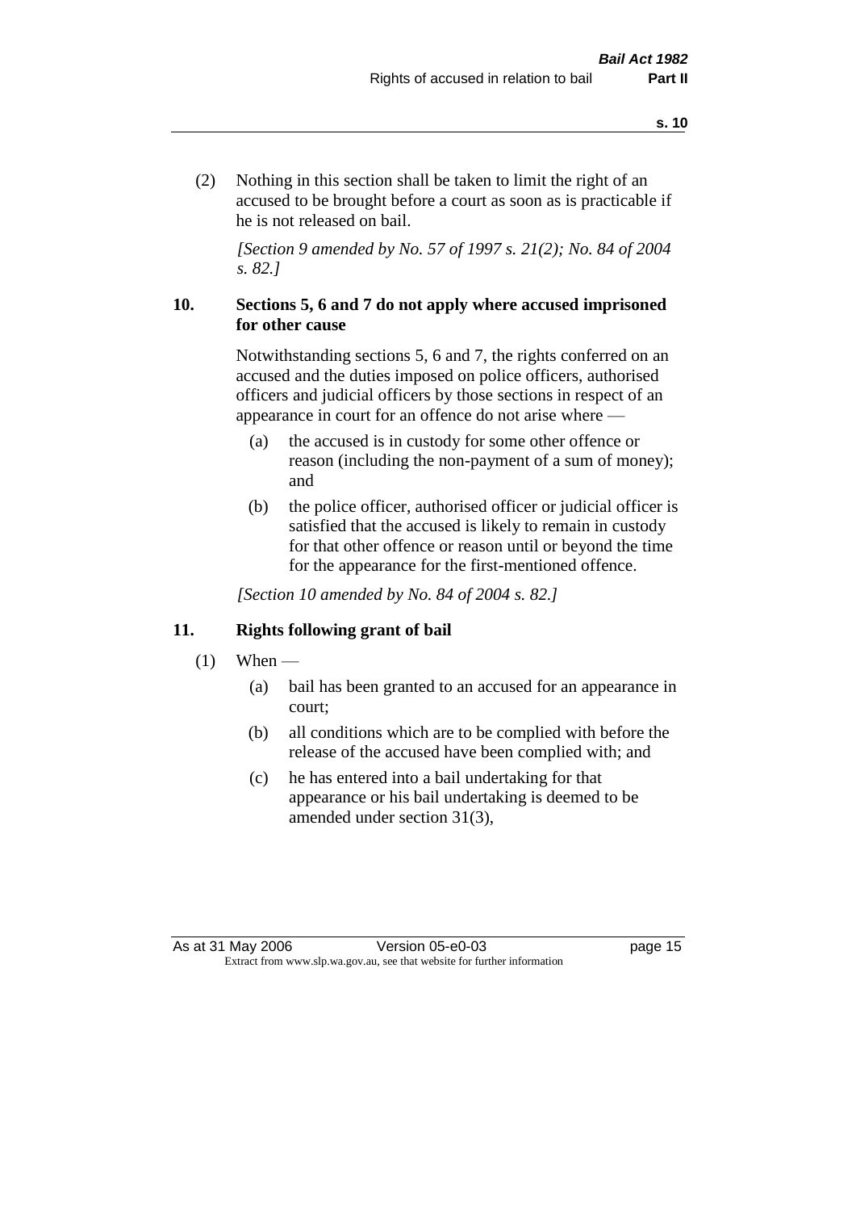(2) Nothing in this section shall be taken to limit the right of an accused to be brought before a court as soon as is practicable if he is not released on bail.

*[Section 9 amended by No. 57 of 1997 s. 21(2); No. 84 of 2004 s. 82.]*

### 10. Sections 5, 6 and 7 do not apply where accused imprisoned for other cause

Notwithstanding sections 5, 6 and 7, the rights conferred on an accused and the duties imposed on police officers, authorised officers and judicial officers by those sections in respect of an appearance in court for an offence do not arise where —

(a) the accused is in custody for some other offence or reason (including the non-payment of a sum of money); and

(b) the police officer, authorised officer or judicial officer is satisfied that the accused is likely to remain in custody for that other offence or reason until or beyond the time for the appearance for the first-mentioned offence.

*[Section 10 amended by No. 84 of 2004 s. 82.]*

### 11. Rights following grant of bail

(1) When —

(a) bail has been granted to an accused for an appearance in court;

(b) all conditions which are to be complied with before the release of the accused have been complied with; and

(c) he has entered into a bail undertaking for that appearance or his bail undertaking is deemed to be amended under section 31(3),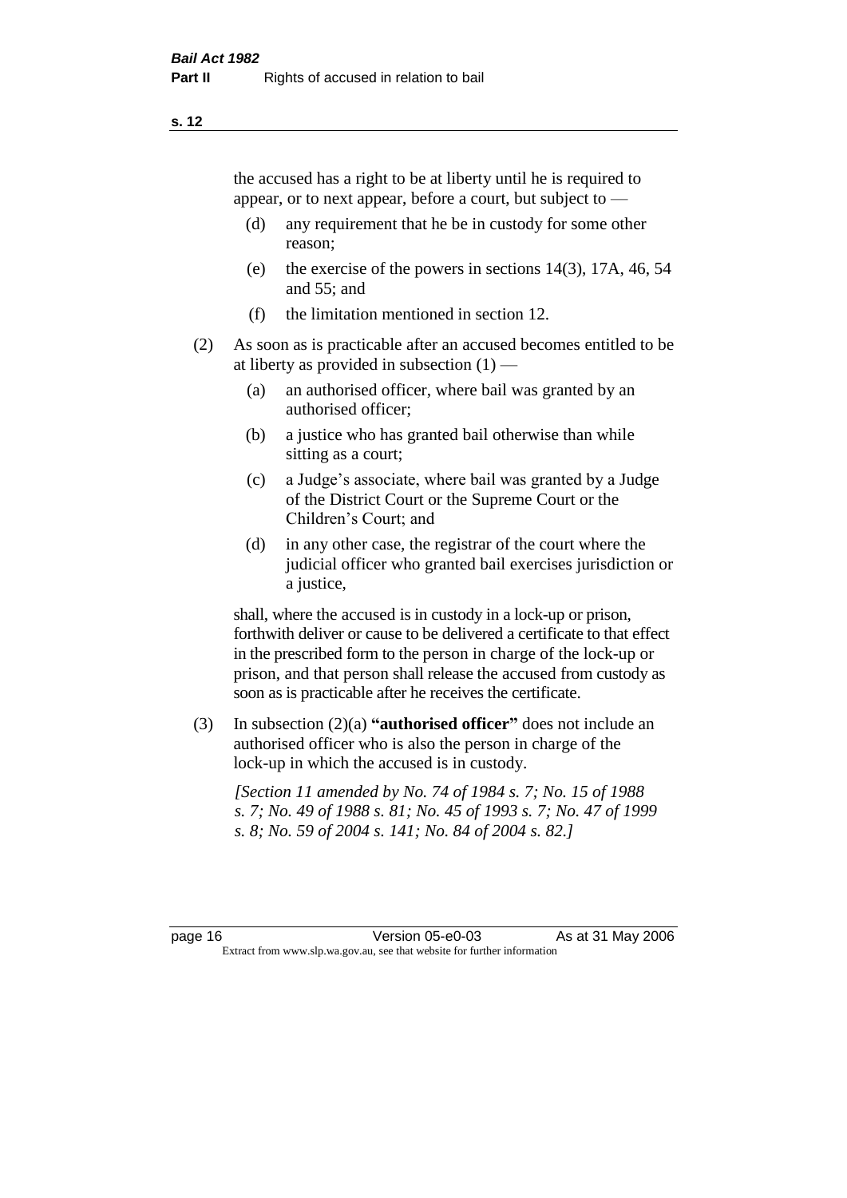the accused has a right to be at liberty until he is required to appear, or to next appear, before a court, but subject to —

(d) any requirement that he be in custody for some other reason;

(e) the exercise of the powers in sections 14(3), 17A, 46, 54 and 55; and

(f) the limitation mentioned in section 12.

(2) As soon as is practicable after an accused becomes entitled to be at liberty as provided in subsection (1) —

(a) an authorised officer, where bail was granted by an authorised officer;

(b) a justice who has granted bail otherwise than while sitting as a court;

(c) a Judge's associate, where bail was granted by a Judge of the District Court or the Supreme Court or the Children's Court; and

(d) in any other case, the registrar of the court where the judicial officer who granted bail exercises jurisdiction or a justice,

shall, where the accused is in custody in a lock-up or prison, forthwith deliver or cause to be delivered a certificate to that effect in the prescribed form to the person in charge of the lock-up or prison, and that person shall release the accused from custody as soon as is practicable after he receives the certificate.

(3) In subsection (2)(a) **"authorised officer"** does not include an authorised officer who is also the person in charge of the lock-up in which the accused is in custody.

*[Section 11 amended by No. 74 of 1984 s. 7; No. 15 of 1988 s. 7; No. 49 of 1988 s. 81; No. 45 of 1993 s. 7; No. 47 of 1999 s. 8; No. 59 of 2004 s. 141; No. 84 of 2004 s. 82.]*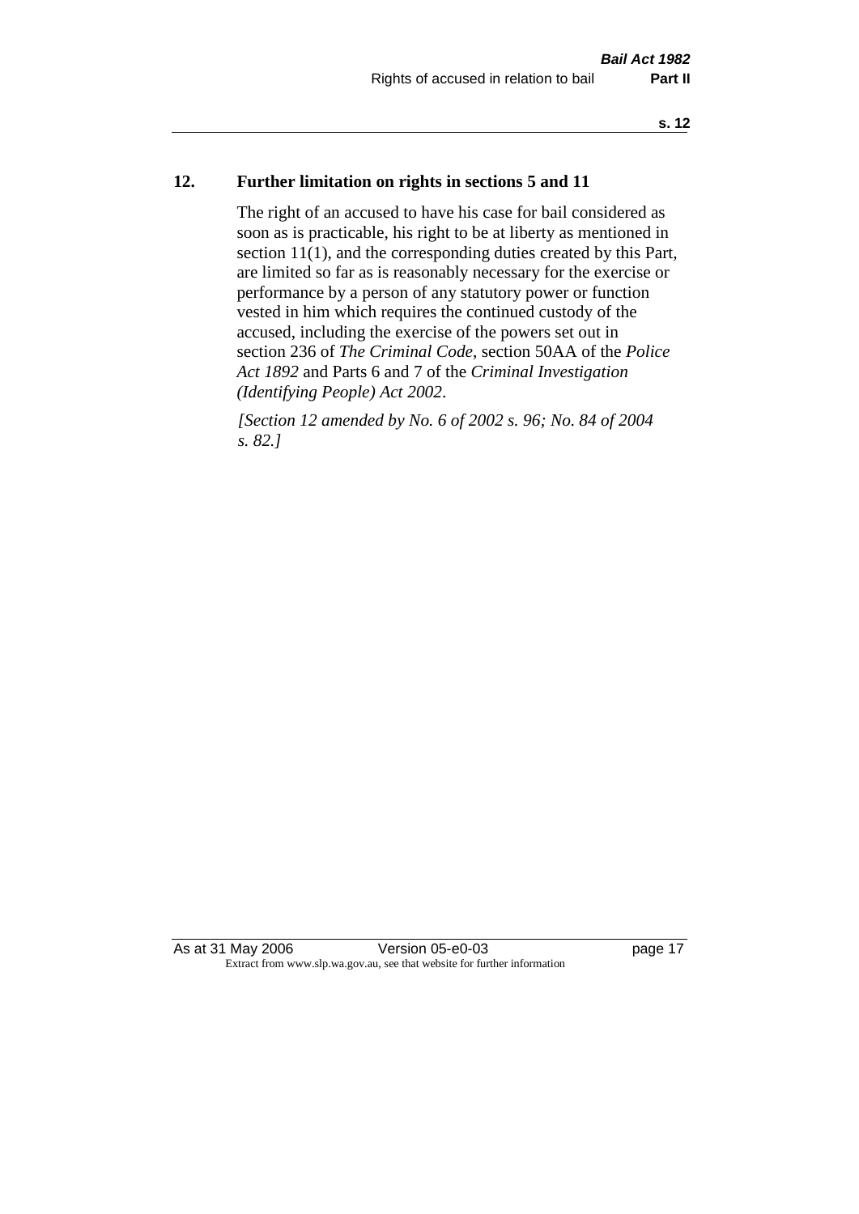## 12. Further limitation on rights in sections 5 and 11

The right of an accused to have his case for bail considered as soon as is practicable, his right to be at liberty as mentioned in section 11(1), and the corresponding duties created by this Part, are limited so far as is reasonably necessary for the exercise or performance by a person of any statutory power or function vested in him which requires the continued custody of the accused, including the exercise of the powers set out in section 236 of *The Criminal Code*, section 50AA of the *Police Act 1892* and Parts 6 and 7 of the *Criminal Investigation (Identifying People) Act 2002*.

*[Section 12 amended by No. 6 of 2002 s. 96; No. 84 of 2004 s. 82.]*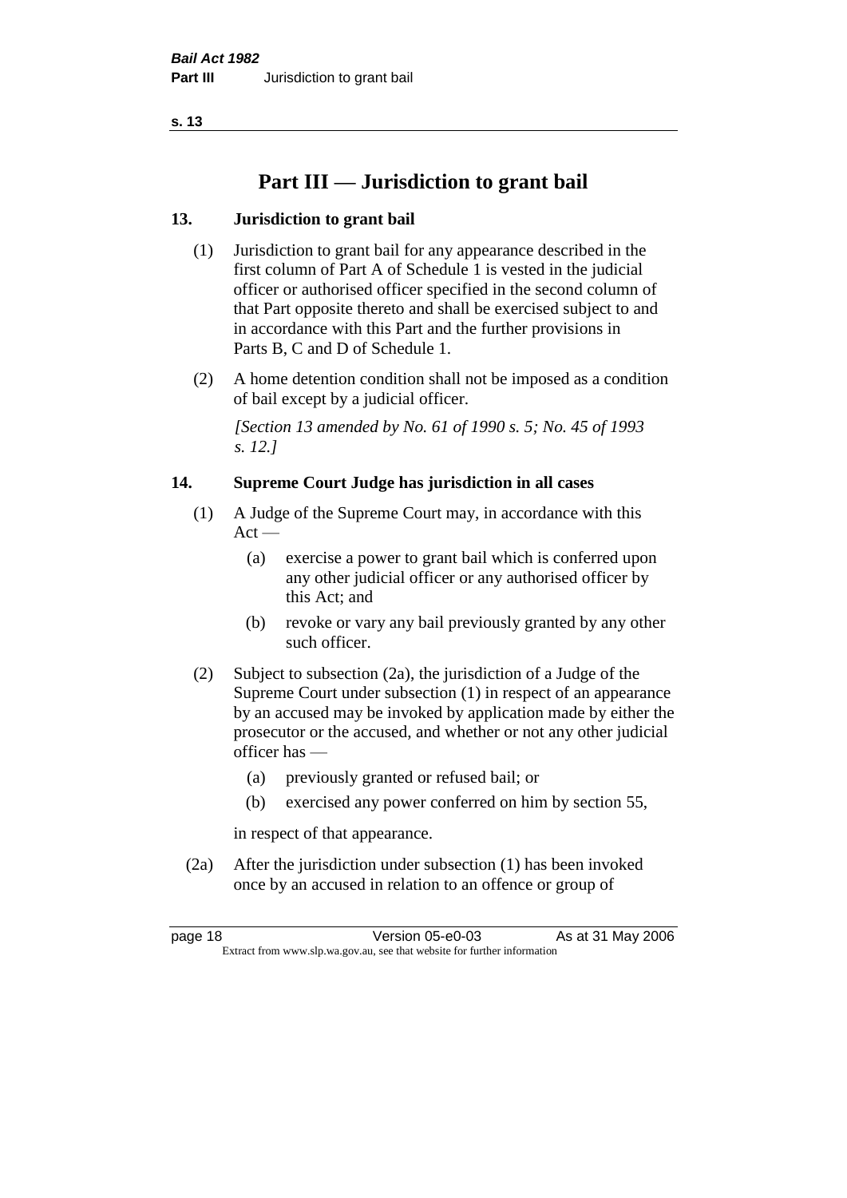# Part III — Jurisdiction to grant bail

## 13. Jurisdiction to grant bail

(1) Jurisdiction to grant bail for any appearance described in the first column of Part A of Schedule 1 is vested in the judicial officer or authorised officer specified in the second column of that Part opposite thereto and shall be exercised subject to and in accordance with this Part and the further provisions in Parts B, C and D of Schedule 1.

(2) A home detention condition shall not be imposed as a condition of bail except by a judicial officer.

*[Section 13 amended by No. 61 of 1990 s. 5; No. 45 of 1993 s. 12.]*

## 14. Supreme Court Judge has jurisdiction in all cases

(1) A Judge of the Supreme Court may, in accordance with this Act —

- (a) exercise a power to grant bail which is conferred upon any other judicial officer or any authorised officer by this Act; and
- (b) revoke or vary any bail previously granted by any other such officer.

(2) Subject to subsection (2a), the jurisdiction of a Judge of the Supreme Court under subsection (1) in respect of an appearance by an accused may be invoked by application made by either the prosecutor or the accused, and whether or not any other judicial officer has —

- (a) previously granted or refused bail; or
- (b) exercised any power conferred on him by section 55,

in respect of that appearance.

(2a) After the jurisdiction under subsection (1) has been invoked once by an accused in relation to an offence or group of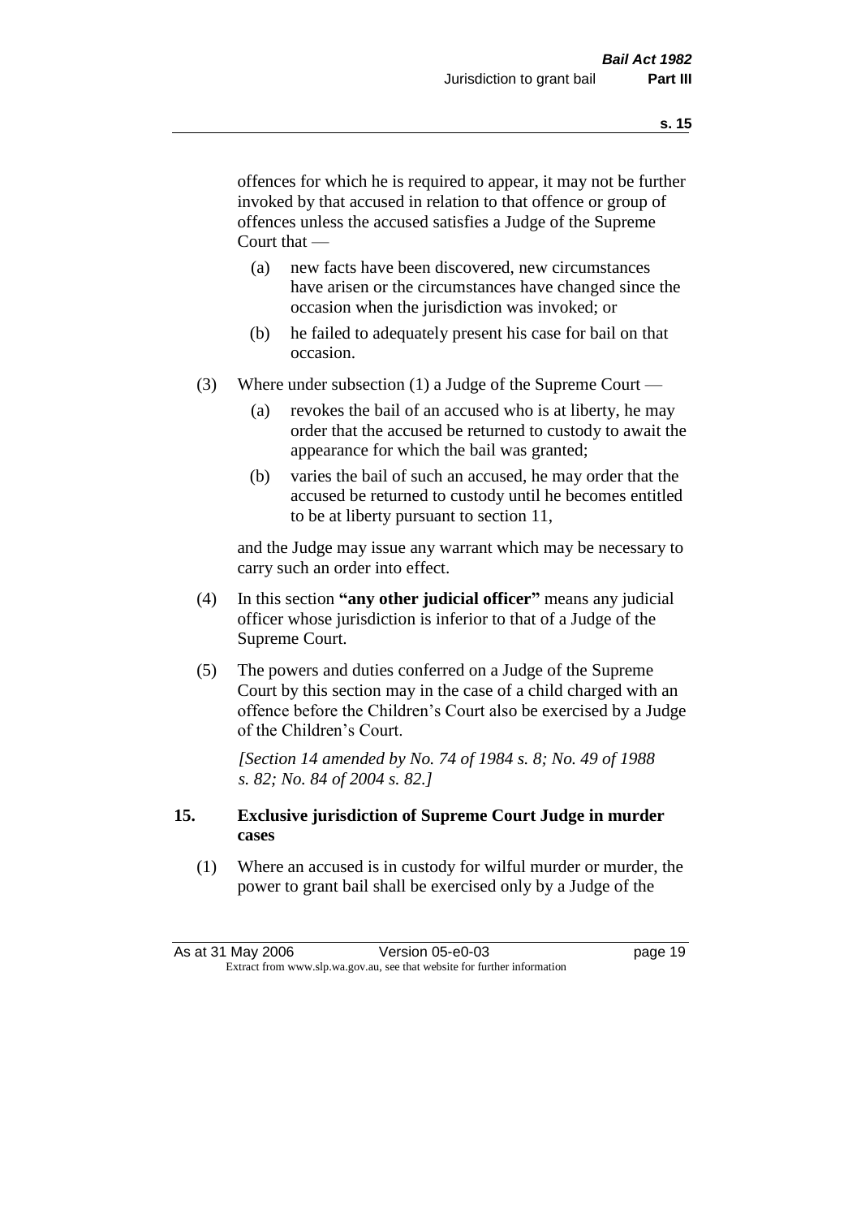offences for which he is required to appear, it may not be further invoked by that accused in relation to that offence or group of offences unless the accused satisfies a Judge of the Supreme Court that —

- (a) new facts have been discovered, new circumstances have arisen or the circumstances have changed since the occasion when the jurisdiction was invoked; or
- (b) he failed to adequately present his case for bail on that occasion.

(3) Where under subsection (1) a Judge of the Supreme Court —

- (a) revokes the bail of an accused who is at liberty, he may order that the accused be returned to custody to await the appearance for which the bail was granted;
- (b) varies the bail of such an accused, he may order that the accused be returned to custody until he becomes entitled to be at liberty pursuant to section 11,

and the Judge may issue any warrant which may be necessary to carry such an order into effect.

(4) In this section **"any other judicial officer"** means any judicial officer whose jurisdiction is inferior to that of a Judge of the Supreme Court.

(5) The powers and duties conferred on a Judge of the Supreme Court by this section may in the case of a child charged with an offence before the Children's Court also be exercised by a Judge of the Children's Court.

*[Section 14 amended by No. 74 of 1984 s. 8; No. 49 of 1988 s. 82; No. 84 of 2004 s. 82.]*

## 15. Exclusive jurisdiction of Supreme Court Judge in murder cases

(1) Where an accused is in custody for wilful murder or murder, the power to grant bail shall be exercised only by a Judge of the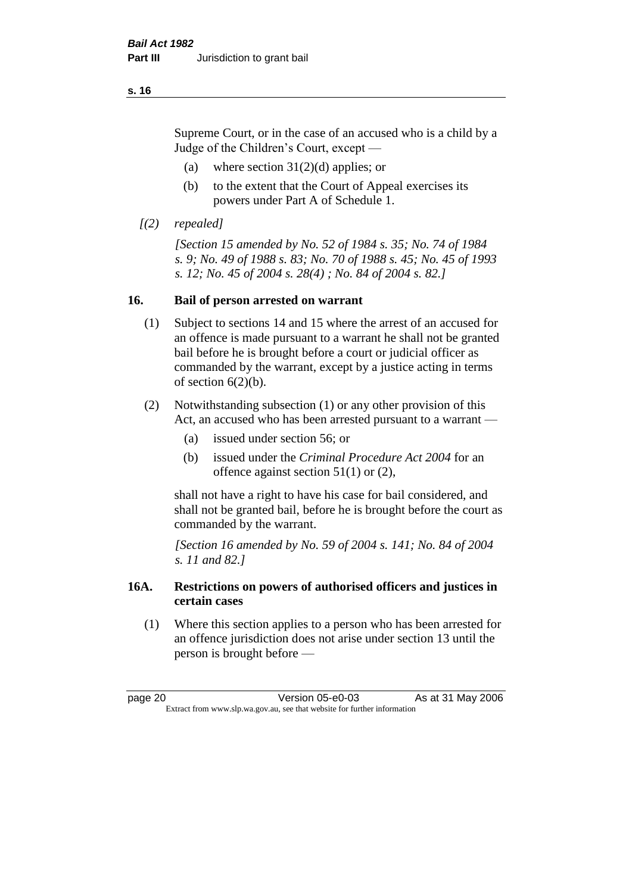Supreme Court, or in the case of an accused who is a child by a Judge of the Children's Court, except —

- (a) where section 31(2)(d) applies; or
- (b) to the extent that the Court of Appeal exercises its powers under Part A of Schedule 1.

*[(2) repealed]*

*[Section 15 amended by No. 52 of 1984 s. 35; No. 74 of 1984 s. 9; No. 49 of 1988 s. 83; No. 70 of 1988 s. 45; No. 45 of 1993 s. 12; No. 45 of 2004 s. 28(4) ; No. 84 of 2004 s. 82.]*

## 16. Bail of person arrested on warrant

(1) Subject to sections 14 and 15 where the arrest of an accused for an offence is made pursuant to a warrant he shall not be granted bail before he is brought before a court or judicial officer as commanded by the warrant, except by a justice acting in terms of section 6(2)(b).

(2) Notwithstanding subsection (1) or any other provision of this Act, an accused who has been arrested pursuant to a warrant —

- (a) issued under section 56; or
- (b) issued under the *Criminal Procedure Act 2004* for an offence against section 51(1) or (2),

shall not have a right to have his case for bail considered, and shall not be granted bail, before he is brought before the court as commanded by the warrant.

*[Section 16 amended by No. 59 of 2004 s. 141; No. 84 of 2004 s. 11 and 82.]*

## 16A. Restrictions on powers of authorised officers and justices in certain cases

(1) Where this section applies to a person who has been arrested for an offence jurisdiction does not arise under section 13 until the person is brought before —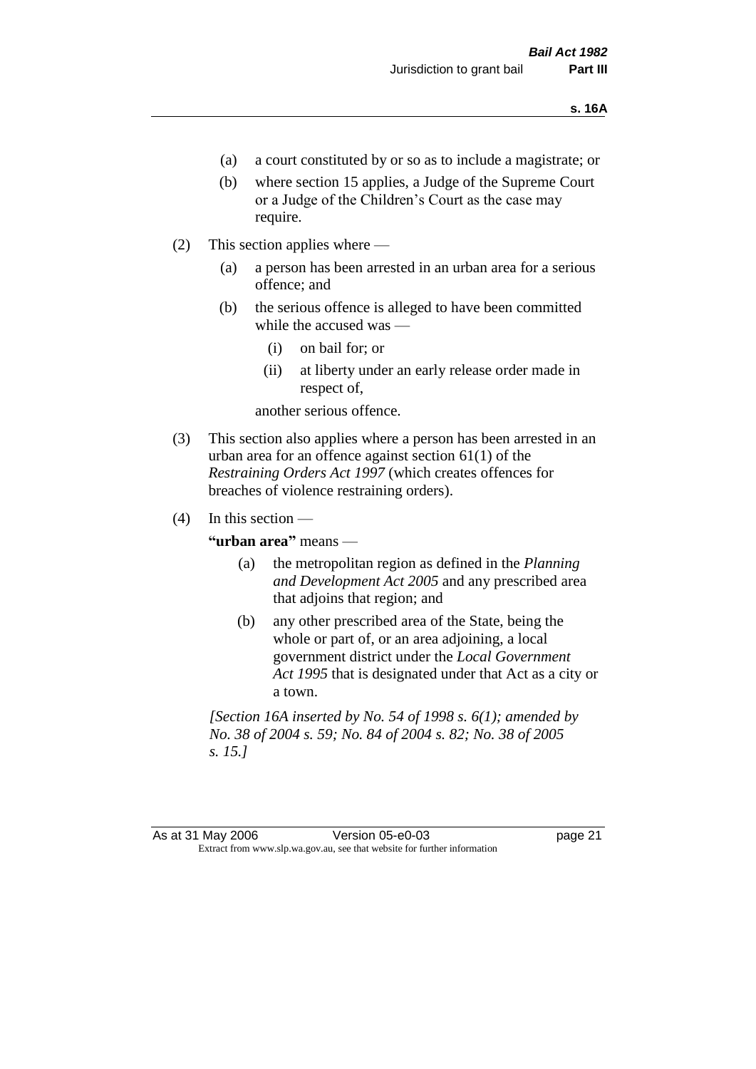- (a) a court constituted by or so as to include a magistrate; or
- (b) where section 15 applies, a Judge of the Supreme Court or a Judge of the Children's Court as the case may require.

(2) This section applies where —

- (a) a person has been arrested in an urban area for a serious offence; and
- (b) the serious offence is alleged to have been committed while the accused was —
  - (i) on bail for; or
  - (ii) at liberty under an early release order made in respect of,

  another serious offence.

(3) This section also applies where a person has been arrested in an urban area for an offence against section 61(1) of the *Restraining Orders Act 1997* (which creates offences for breaches of violence restraining orders).

(4) In this section —

**"urban area"** means —

- (a) the metropolitan region as defined in the *Planning and Development Act 2005* and any prescribed area that adjoins that region; and
- (b) any other prescribed area of the State, being the whole or part of, or an area adjoining, a local government district under the *Local Government Act 1995* that is designated under that Act as a city or a town.

*[Section 16A inserted by No. 54 of 1998 s. 6(1); amended by No. 38 of 2004 s. 59; No. 84 of 2004 s. 82; No. 38 of 2005 s. 15.]*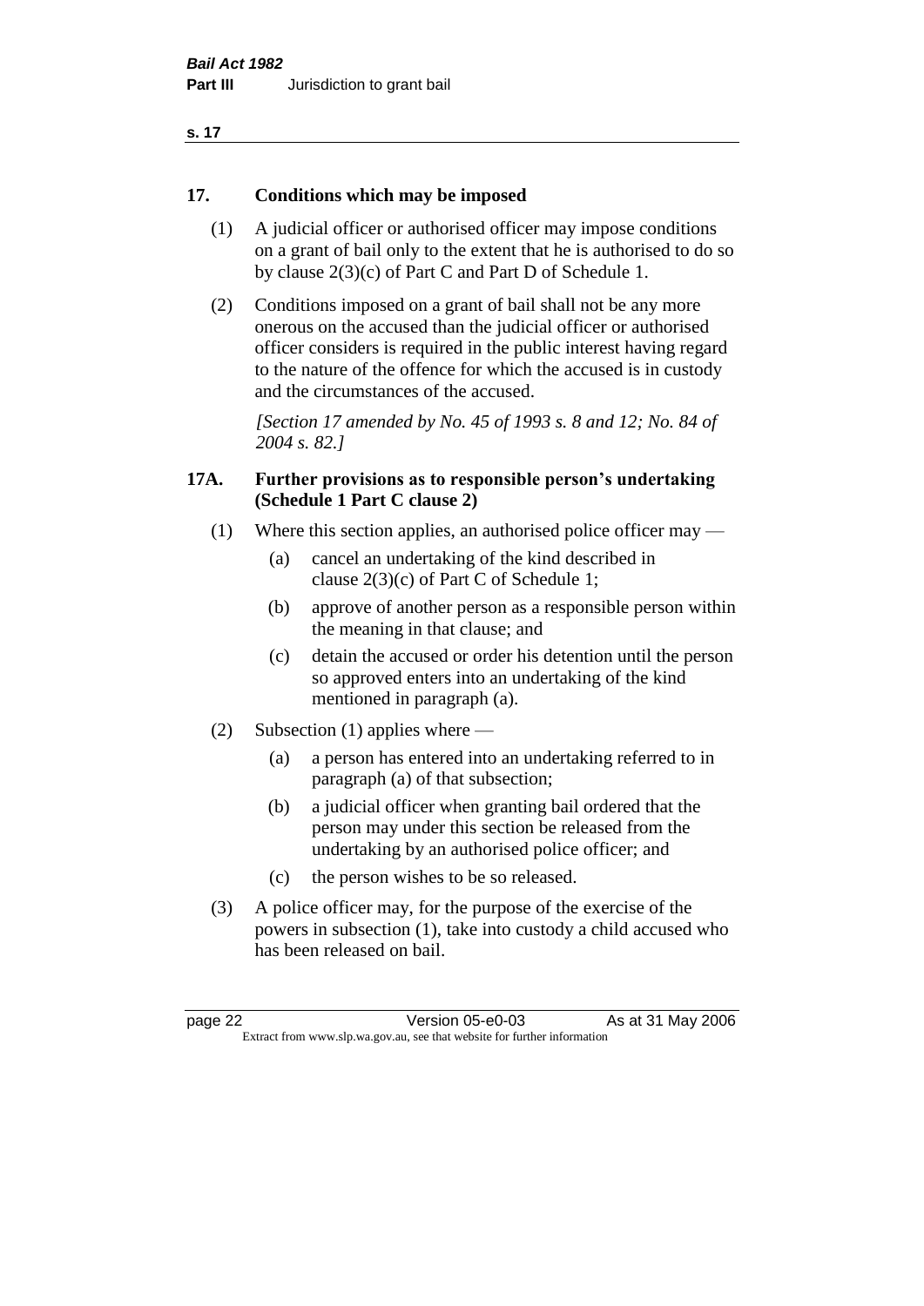## 17. Conditions which may be imposed

(1) A judicial officer or authorised officer may impose conditions on a grant of bail only to the extent that he is authorised to do so by clause 2(3)(c) of Part C and Part D of Schedule 1.

(2) Conditions imposed on a grant of bail shall not be any more onerous on the accused than the judicial officer or authorised officer considers is required in the public interest having regard to the nature of the offence for which the accused is in custody and the circumstances of the accused.

*[Section 17 amended by No. 45 of 1993 s. 8 and 12; No. 84 of 2004 s. 82.]*

## 17A. Further provisions as to responsible person's undertaking (Schedule 1 Part C clause 2)

(1) Where this section applies, an authorised police officer may —

- (a) cancel an undertaking of the kind described in clause 2(3)(c) of Part C of Schedule 1;
- (b) approve of another person as a responsible person within the meaning in that clause; and
- (c) detain the accused or order his detention until the person so approved enters into an undertaking of the kind mentioned in paragraph (a).

(2) Subsection (1) applies where —

- (a) a person has entered into an undertaking referred to in paragraph (a) of that subsection;
- (b) a judicial officer when granting bail ordered that the person may under this section be released from the undertaking by an authorised police officer; and
- (c) the person wishes to be so released.

(3) A police officer may, for the purpose of the exercise of the powers in subsection (1), take into custody a child accused who has been released on bail.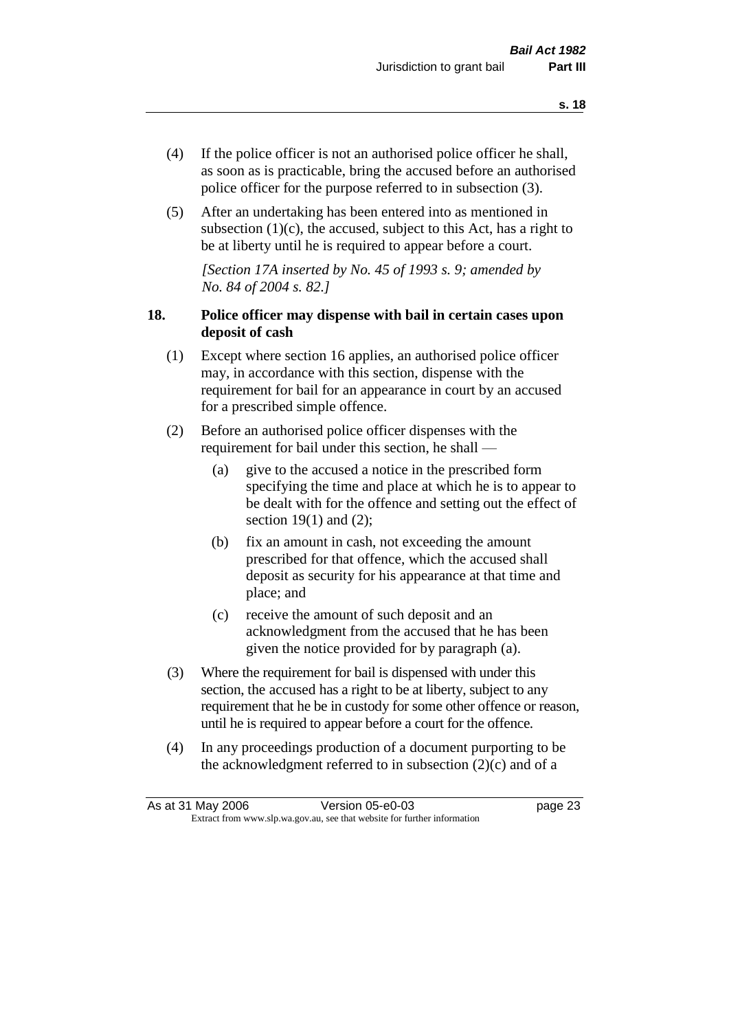(4) If the police officer is not an authorised police officer he shall, as soon as is practicable, bring the accused before an authorised police officer for the purpose referred to in subsection (3).

(5) After an undertaking has been entered into as mentioned in subsection (1)(c), the accused, subject to this Act, has a right to be at liberty until he is required to appear before a court.

*[Section 17A inserted by No. 45 of 1993 s. 9; amended by No. 84 of 2004 s. 82.]*

### 18. Police officer may dispense with bail in certain cases upon deposit of cash

(1) Except where section 16 applies, an authorised police officer may, in accordance with this section, dispense with the requirement for bail for an appearance in court by an accused for a prescribed simple offence.

(2) Before an authorised police officer dispenses with the requirement for bail under this section, he shall —

(a) give to the accused a notice in the prescribed form specifying the time and place at which he is to appear to be dealt with for the offence and setting out the effect of section 19(1) and (2);

(b) fix an amount in cash, not exceeding the amount prescribed for that offence, which the accused shall deposit as security for his appearance at that time and place; and

(c) receive the amount of such deposit and an acknowledgment from the accused that he has been given the notice provided for by paragraph (a).

(3) Where the requirement for bail is dispensed with under this section, the accused has a right to be at liberty, subject to any requirement that he be in custody for some other offence or reason, until he is required to appear before a court for the offence.

(4) In any proceedings production of a document purporting to be the acknowledgment referred to in subsection (2)(c) and of a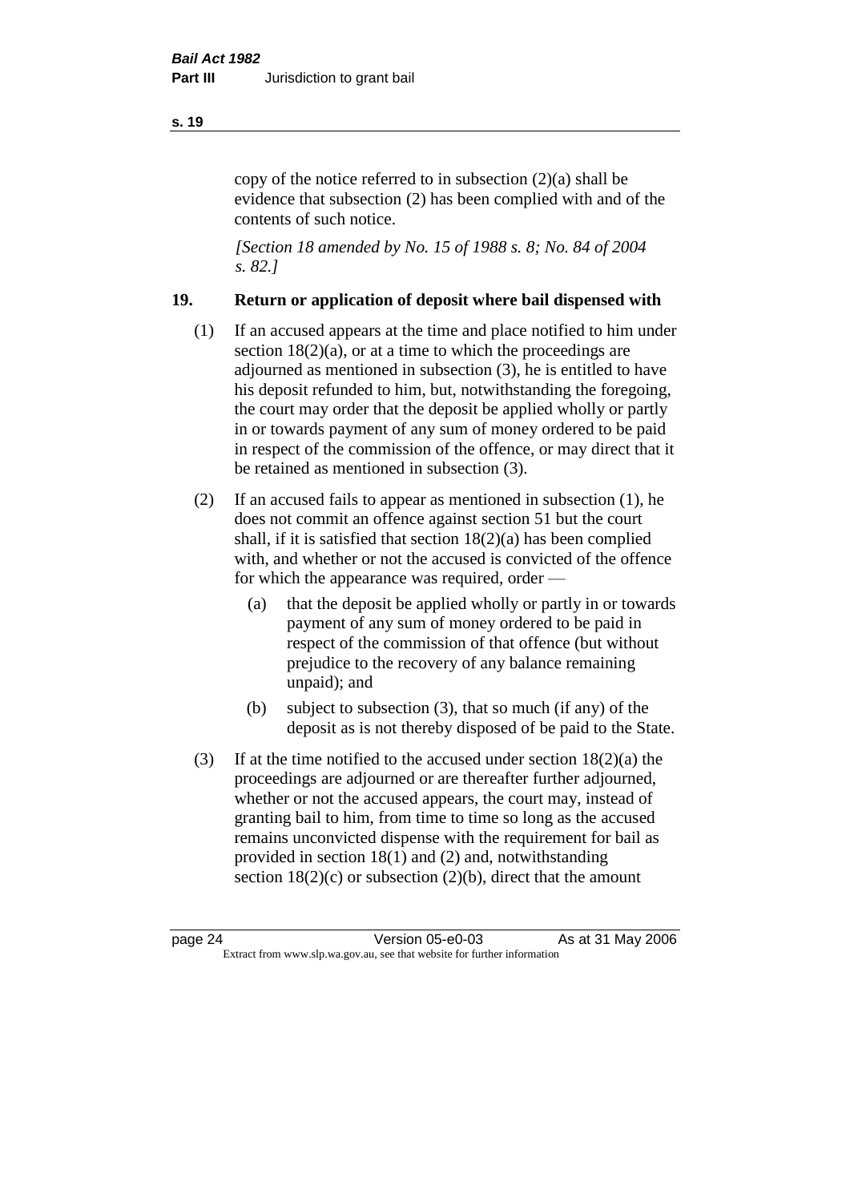copy of the notice referred to in subsection (2)(a) shall be evidence that subsection (2) has been complied with and of the contents of such notice.

*[Section 18 amended by No. 15 of 1988 s. 8; No. 84 of 2004 s. 82.]*

## 19. Return or application of deposit where bail dispensed with

(1) If an accused appears at the time and place notified to him under section 18(2)(a), or at a time to which the proceedings are adjourned as mentioned in subsection (3), he is entitled to have his deposit refunded to him, but, notwithstanding the foregoing, the court may order that the deposit be applied wholly or partly in or towards payment of any sum of money ordered to be paid in respect of the commission of the offence, or may direct that it be retained as mentioned in subsection (3).

(2) If an accused fails to appear as mentioned in subsection (1), he does not commit an offence against section 51 but the court shall, if it is satisfied that section 18(2)(a) has been complied with, and whether or not the accused is convicted of the offence for which the appearance was required, order —

- (a) that the deposit be applied wholly or partly in or towards payment of any sum of money ordered to be paid in respect of the commission of that offence (but without prejudice to the recovery of any balance remaining unpaid); and
- (b) subject to subsection (3), that so much (if any) of the deposit as is not thereby disposed of be paid to the State.

(3) If at the time notified to the accused under section 18(2)(a) the proceedings are adjourned or are thereafter further adjourned, whether or not the accused appears, the court may, instead of granting bail to him, from time to time so long as the accused remains unconvicted dispense with the requirement for bail as provided in section 18(1) and (2) and, notwithstanding section 18(2)(c) or subsection (2)(b), direct that the amount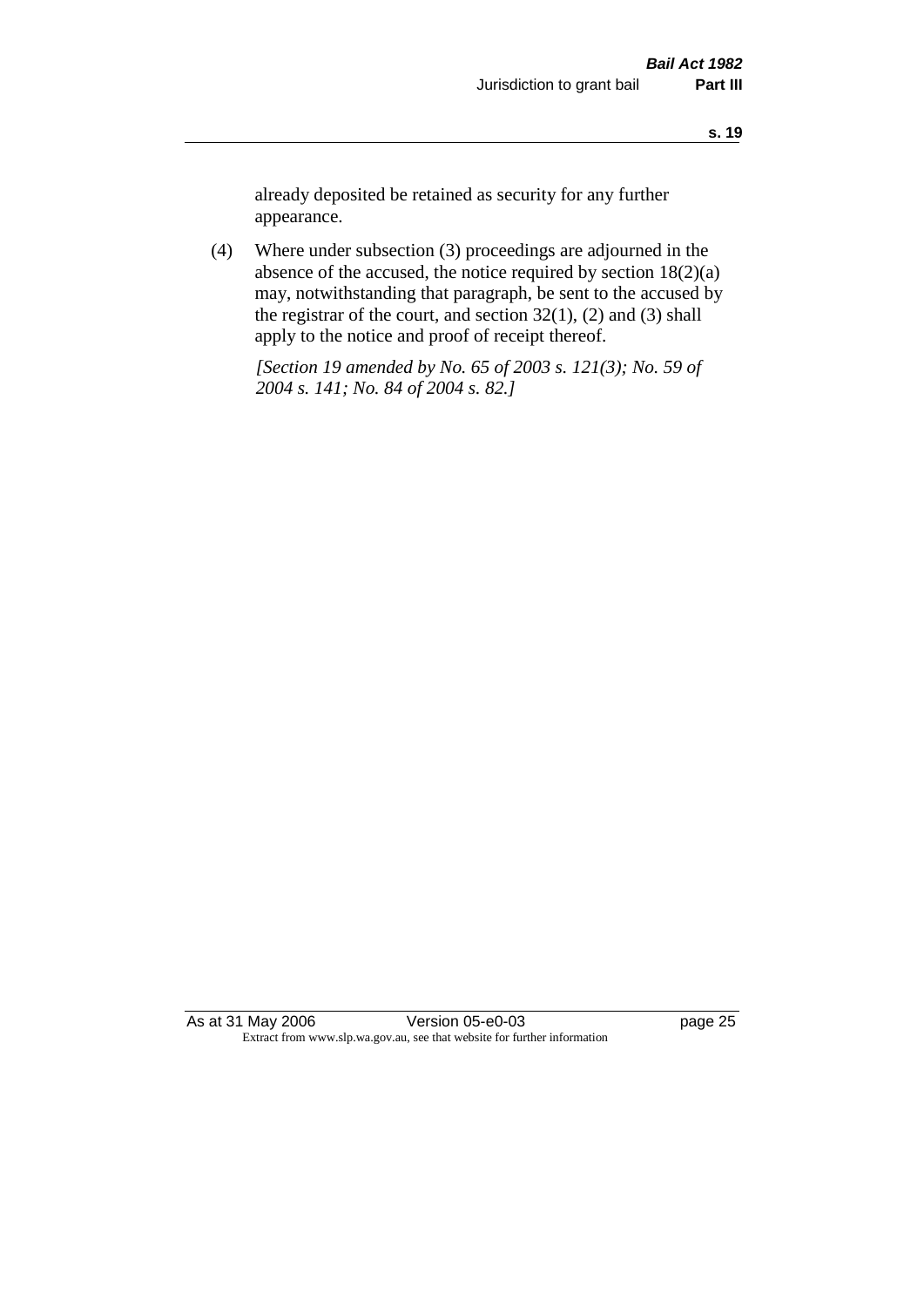already deposited be retained as security for any further appearance.

(4) Where under subsection (3) proceedings are adjourned in the absence of the accused, the notice required by section 18(2)(a) may, notwithstanding that paragraph, be sent to the accused by the registrar of the court, and section 32(1), (2) and (3) shall apply to the notice and proof of receipt thereof.

*[Section 19 amended by No. 65 of 2003 s. 121(3); No. 59 of 2004 s. 141; No. 84 of 2004 s. 82.]*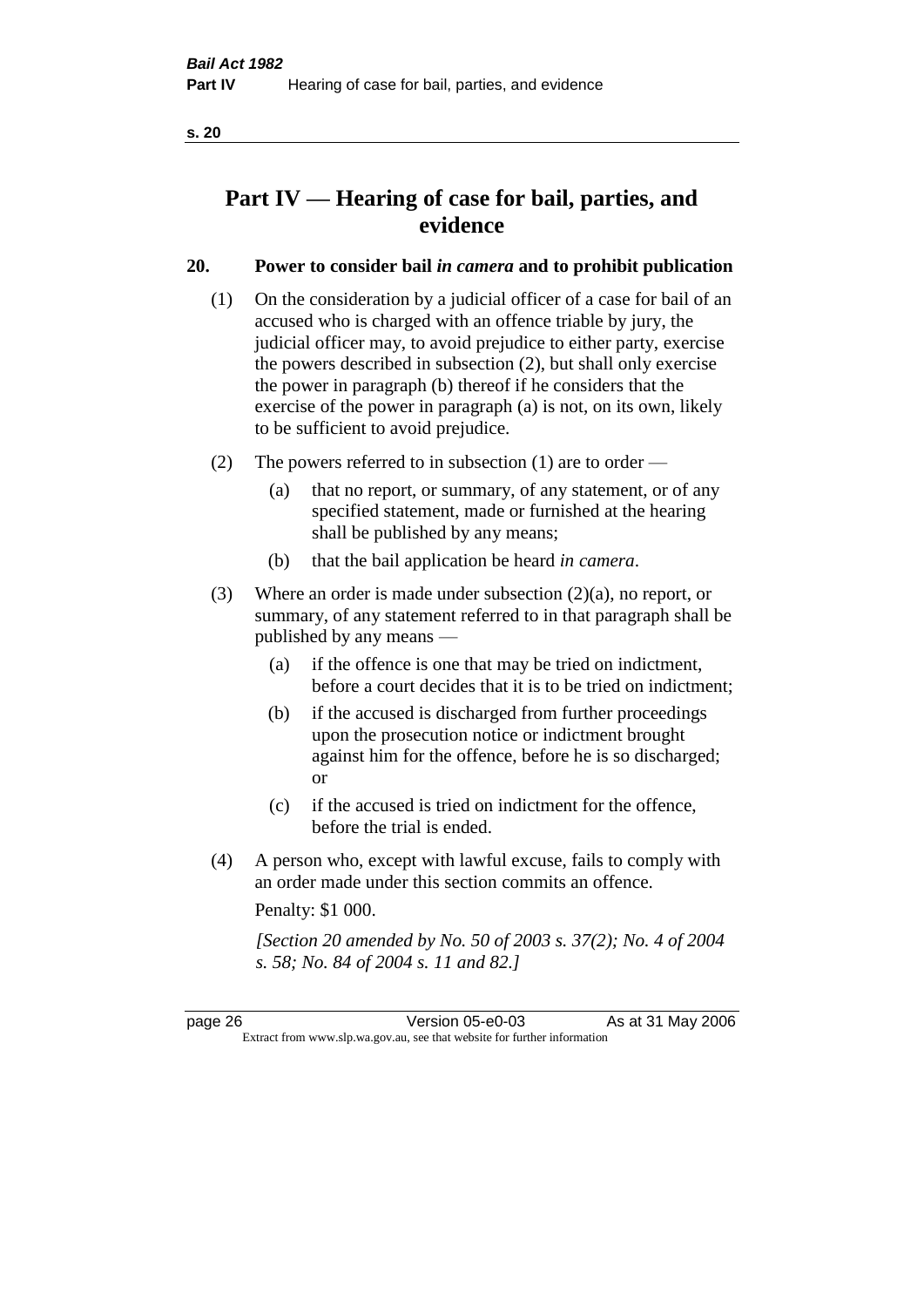# Part IV — Hearing of case for bail, parties, and evidence

## 20. Power to consider bail *in camera* and to prohibit publication

(1) On the consideration by a judicial officer of a case for bail of an accused who is charged with an offence triable by jury, the judicial officer may, to avoid prejudice to either party, exercise the powers described in subsection (2), but shall only exercise the power in paragraph (b) thereof if he considers that the exercise of the power in paragraph (a) is not, on its own, likely to be sufficient to avoid prejudice.

(2) The powers referred to in subsection (1) are to order —

(a) that no report, or summary, of any statement, or of any specified statement, made or furnished at the hearing shall be published by any means;

(b) that the bail application be heard *in camera*.

(3) Where an order is made under subsection (2)(a), no report, or summary, of any statement referred to in that paragraph shall be published by any means —

(a) if the offence is one that may be tried on indictment, before a court decides that it is to be tried on indictment;

(b) if the accused is discharged from further proceedings upon the prosecution notice or indictment brought against him for the offence, before he is so discharged; or

(c) if the accused is tried on indictment for the offence, before the trial is ended.

(4) A person who, except with lawful excuse, fails to comply with an order made under this section commits an offence.

Penalty: $1 000.

*[Section 20 amended by No. 50 of 2003 s. 37(2); No. 4 of 2004 s. 58; No. 84 of 2004 s. 11 and 82.]*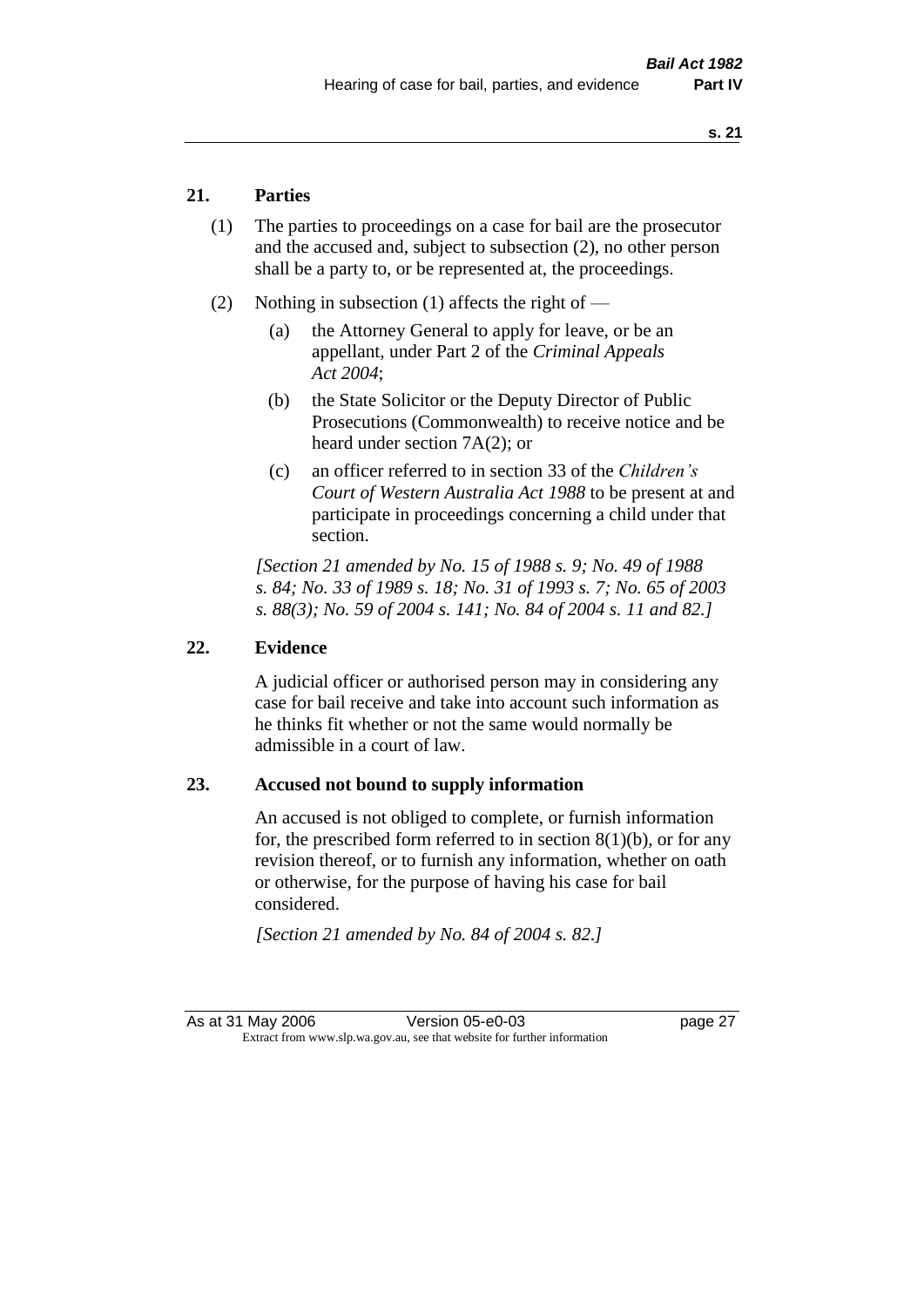## 21. Parties

(1) The parties to proceedings on a case for bail are the prosecutor and the accused and, subject to subsection (2), no other person shall be a party to, or be represented at, the proceedings.

(2) Nothing in subsection (1) affects the right of —

(a) the Attorney General to apply for leave, or be an appellant, under Part 2 of the *Criminal Appeals Act 2004*;

(b) the State Solicitor or the Deputy Director of Public Prosecutions (Commonwealth) to receive notice and be heard under section 7A(2); or

(c) an officer referred to in section 33 of the *Children's Court of Western Australia Act 1988* to be present at and participate in proceedings concerning a child under that section.

*[Section 21 amended by No. 15 of 1988 s. 9; No. 49 of 1988 s. 84; No. 33 of 1989 s. 18; No. 31 of 1993 s. 7; No. 65 of 2003 s. 88(3); No. 59 of 2004 s. 141; No. 84 of 2004 s. 11 and 82.]*

## 22. Evidence

A judicial officer or authorised person may in considering any case for bail receive and take into account such information as he thinks fit whether or not the same would normally be admissible in a court of law.

## 23. Accused not bound to supply information

An accused is not obliged to complete, or furnish information for, the prescribed form referred to in section 8(1)(b), or for any revision thereof, or to furnish any information, whether on oath or otherwise, for the purpose of having his case for bail considered.

*[Section 21 amended by No. 84 of 2004 s. 82.]*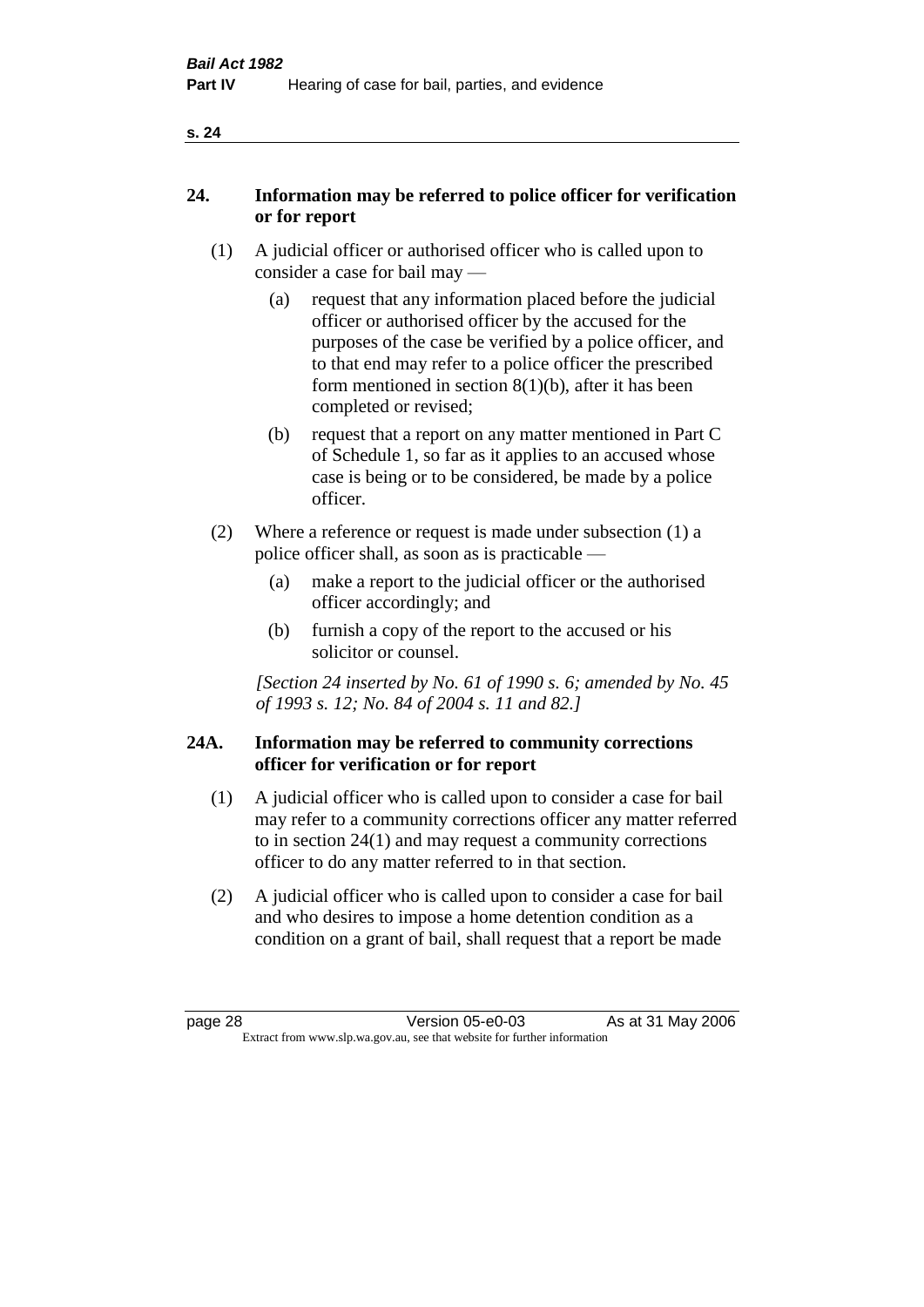## 24. Information may be referred to police officer for verification or for report

(1) A judicial officer or authorised officer who is called upon to consider a case for bail may —

(a) request that any information placed before the judicial officer or authorised officer by the accused for the purposes of the case be verified by a police officer, and to that end may refer to a police officer the prescribed form mentioned in section 8(1)(b), after it has been completed or revised;

(b) request that a report on any matter mentioned in Part C of Schedule 1, so far as it applies to an accused whose case is being or to be considered, be made by a police officer.

(2) Where a reference or request is made under subsection (1) a police officer shall, as soon as is practicable —

(a) make a report to the judicial officer or the authorised officer accordingly; and

(b) furnish a copy of the report to the accused or his solicitor or counsel.

*[Section 24 inserted by No. 61 of 1990 s. 6; amended by No. 45 of 1993 s. 12; No. 84 of 2004 s. 11 and 82.]*

## 24A. Information may be referred to community corrections officer for verification or for report

(1) A judicial officer who is called upon to consider a case for bail may refer to a community corrections officer any matter referred to in section 24(1) and may request a community corrections officer to do any matter referred to in that section.

(2) A judicial officer who is called upon to consider a case for bail and who desires to impose a home detention condition as a condition on a grant of bail, shall request that a report be made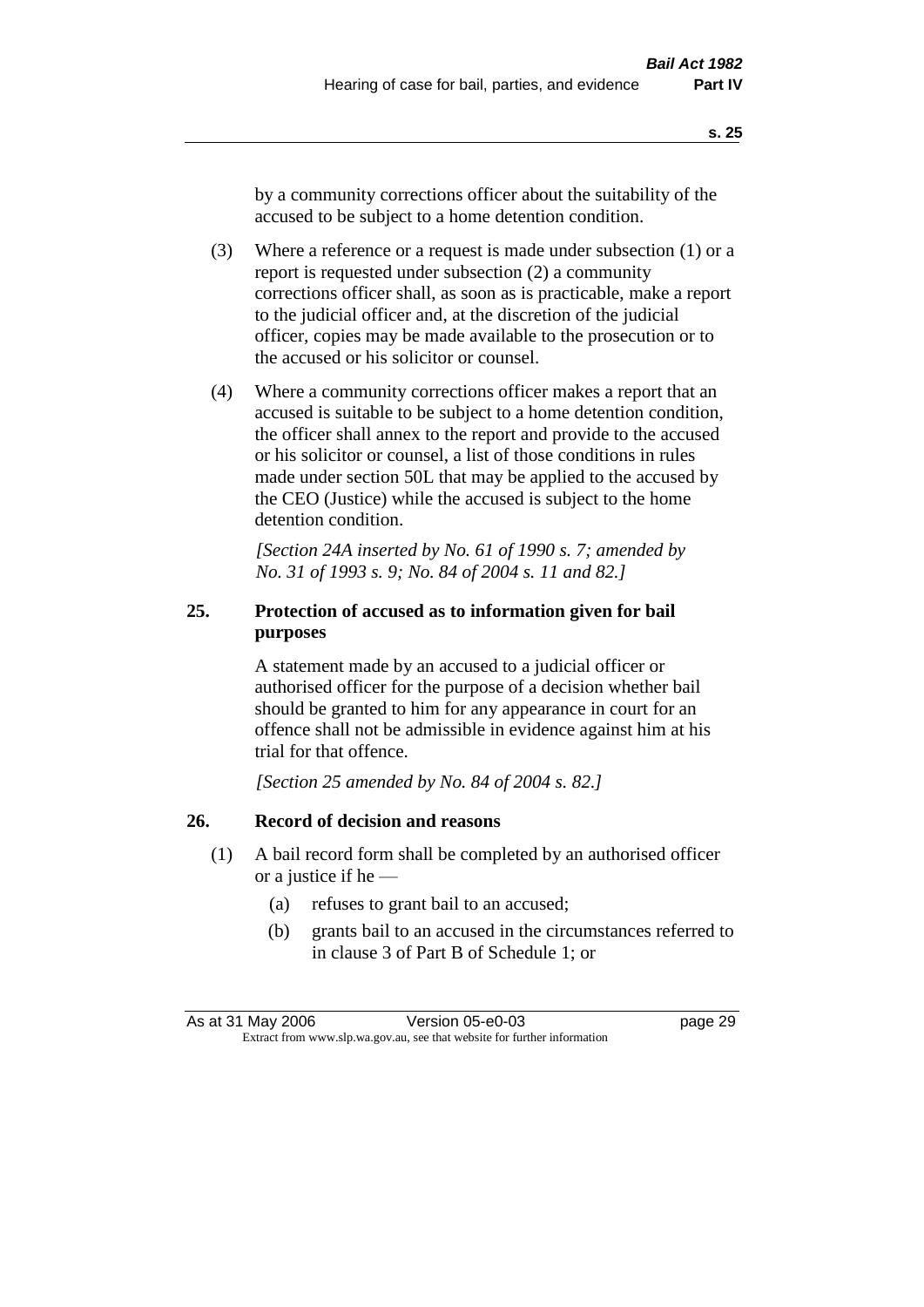by a community corrections officer about the suitability of the accused to be subject to a home detention condition.

(3) Where a reference or a request is made under subsection (1) or a report is requested under subsection (2) a community corrections officer shall, as soon as is practicable, make a report to the judicial officer and, at the discretion of the judicial officer, copies may be made available to the prosecution or to the accused or his solicitor or counsel.

(4) Where a community corrections officer makes a report that an accused is suitable to be subject to a home detention condition, the officer shall annex to the report and provide to the accused or his solicitor or counsel, a list of those conditions in rules made under section 50L that may be applied to the accused by the CEO (Justice) while the accused is subject to the home detention condition.

*[Section 24A inserted by No. 61 of 1990 s. 7; amended by No. 31 of 1993 s. 9; No. 84 of 2004 s. 11 and 82.]*

### 25. Protection of accused as to information given for bail purposes

A statement made by an accused to a judicial officer or authorised officer for the purpose of a decision whether bail should be granted to him for any appearance in court for an offence shall not be admissible in evidence against him at his trial for that offence.

*[Section 25 amended by No. 84 of 2004 s. 82.]*

### 26. Record of decision and reasons

(1) A bail record form shall be completed by an authorised officer or a justice if he —

(a) refuses to grant bail to an accused;

(b) grants bail to an accused in the circumstances referred to in clause 3 of Part B of Schedule 1; or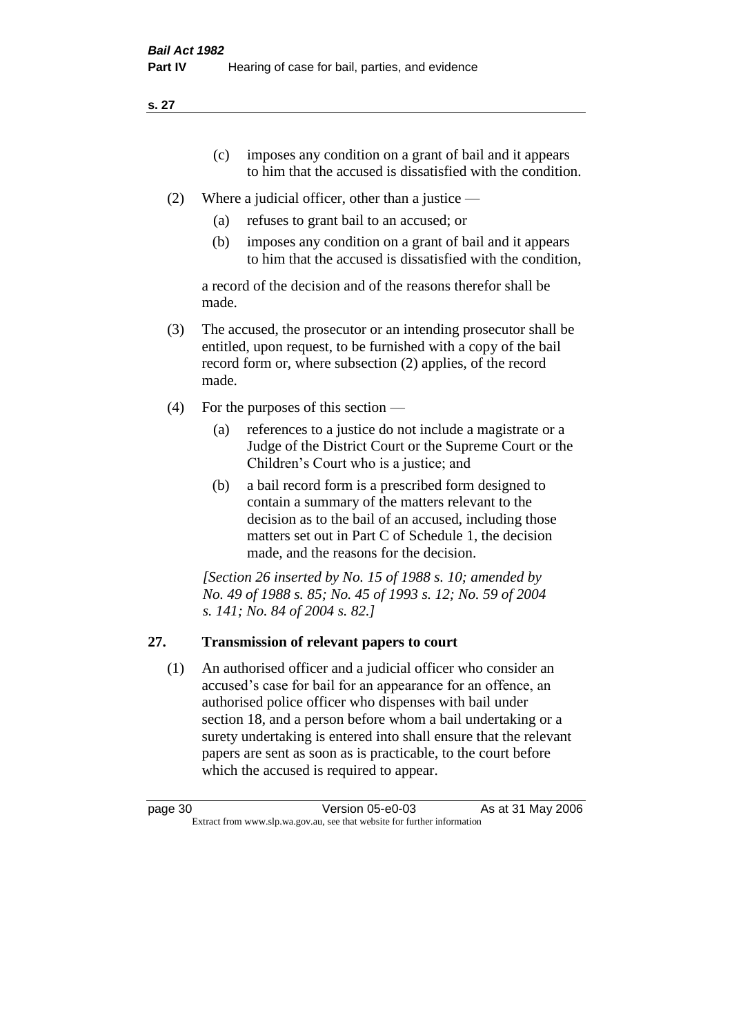(c) imposes any condition on a grant of bail and it appears to him that the accused is dissatisfied with the condition.

(2) Where a judicial officer, other than a justice —

(a) refuses to grant bail to an accused; or

(b) imposes any condition on a grant of bail and it appears to him that the accused is dissatisfied with the condition,

a record of the decision and of the reasons therefor shall be made.

(3) The accused, the prosecutor or an intending prosecutor shall be entitled, upon request, to be furnished with a copy of the bail record form or, where subsection (2) applies, of the record made.

(4) For the purposes of this section —

(a) references to a justice do not include a magistrate or a Judge of the District Court or the Supreme Court or the Children's Court who is a justice; and

(b) a bail record form is a prescribed form designed to contain a summary of the matters relevant to the decision as to the bail of an accused, including those matters set out in Part C of Schedule 1, the decision made, and the reasons for the decision.

*[Section 26 inserted by No. 15 of 1988 s. 10; amended by No. 49 of 1988 s. 85; No. 45 of 1993 s. 12; No. 59 of 2004 s. 141; No. 84 of 2004 s. 82.]*

## 27. Transmission of relevant papers to court

(1) An authorised officer and a judicial officer who consider an accused's case for bail for an appearance for an offence, an authorised police officer who dispenses with bail under section 18, and a person before whom a bail undertaking or a surety undertaking is entered into shall ensure that the relevant papers are sent as soon as is practicable, to the court before which the accused is required to appear.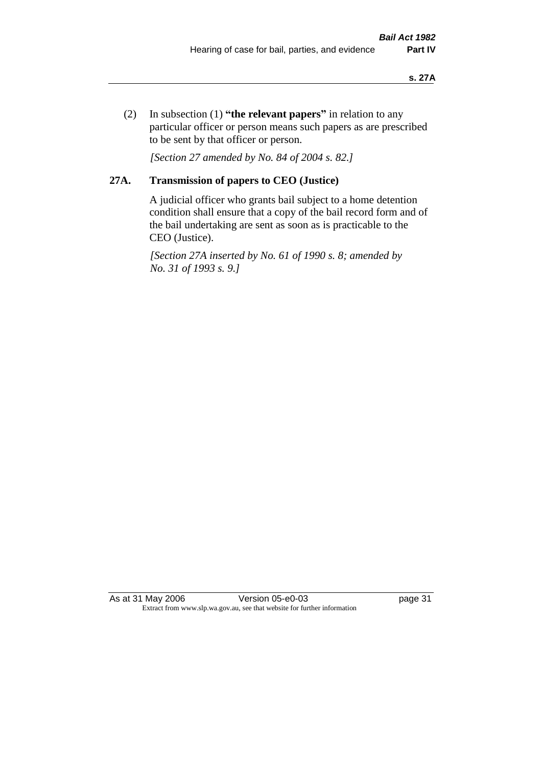(2) In subsection (1) **"the relevant papers"** in relation to any particular officer or person means such papers as are prescribed to be sent by that officer or person.

*[Section 27 amended by No. 84 of 2004 s. 82.]*

## 27A. Transmission of papers to CEO (Justice)

A judicial officer who grants bail subject to a home detention condition shall ensure that a copy of the bail record form and of the bail undertaking are sent as soon as is practicable to the CEO (Justice).

*[Section 27A inserted by No. 61 of 1990 s. 8; amended by No. 31 of 1993 s. 9.]*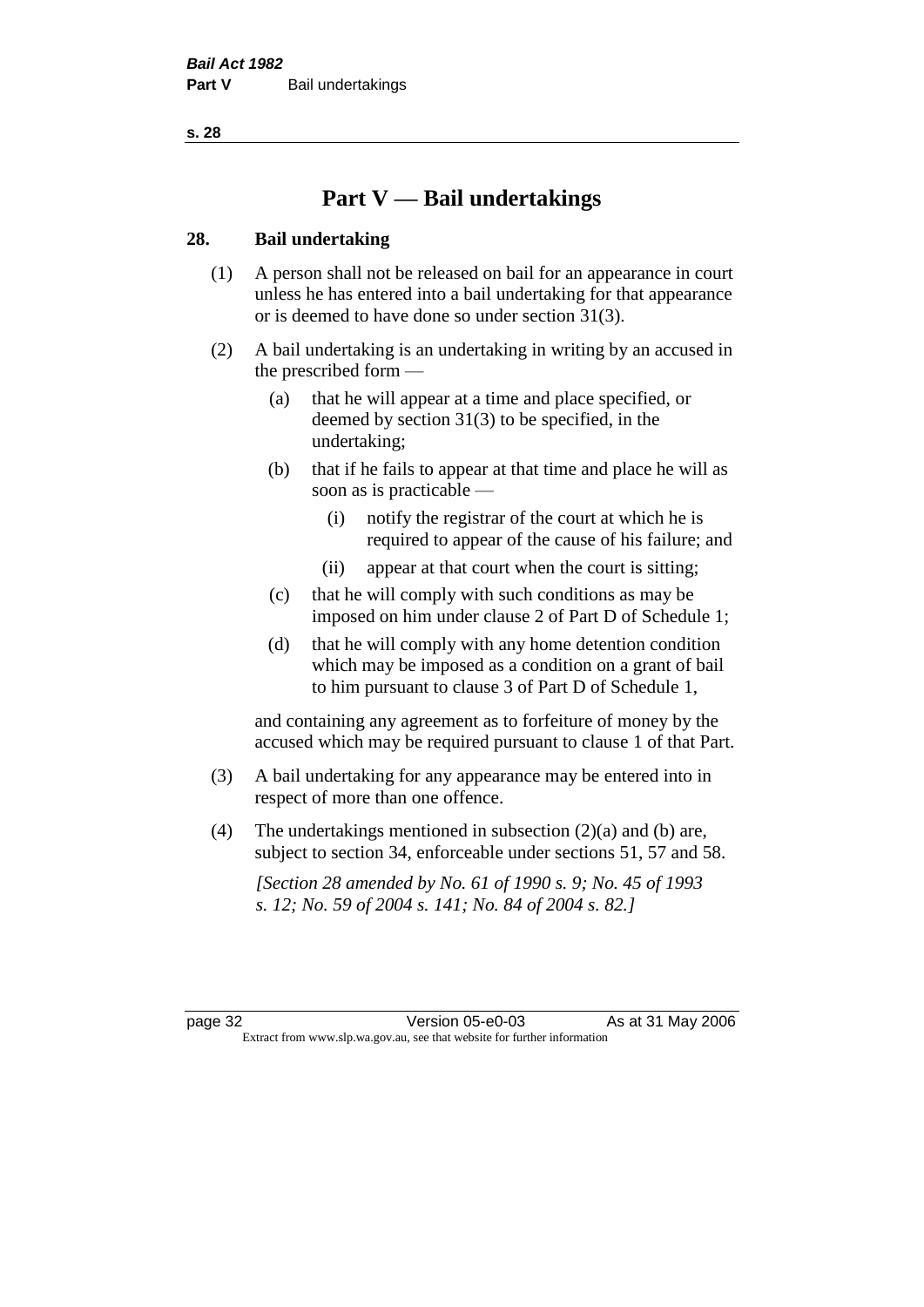# Part V — Bail undertakings

## 28. Bail undertaking

(1) A person shall not be released on bail for an appearance in court unless he has entered into a bail undertaking for that appearance or is deemed to have done so under section 31(3).

(2) A bail undertaking is an undertaking in writing by an accused in the prescribed form —

(a) that he will appear at a time and place specified, or deemed by section 31(3) to be specified, in the undertaking;

(b) that if he fails to appear at that time and place he will as soon as is practicable —

(i) notify the registrar of the court at which he is required to appear of the cause of his failure; and

(ii) appear at that court when the court is sitting;

(c) that he will comply with such conditions as may be imposed on him under clause 2 of Part D of Schedule 1;

(d) that he will comply with any home detention condition which may be imposed as a condition on a grant of bail to him pursuant to clause 3 of Part D of Schedule 1,

and containing any agreement as to forfeiture of money by the accused which may be required pursuant to clause 1 of that Part.

(3) A bail undertaking for any appearance may be entered into in respect of more than one offence.

(4) The undertakings mentioned in subsection (2)(a) and (b) are, subject to section 34, enforceable under sections 51, 57 and 58.

*[Section 28 amended by No. 61 of 1990 s. 9; No. 45 of 1993 s. 12; No. 59 of 2004 s. 141; No. 84 of 2004 s. 82.]*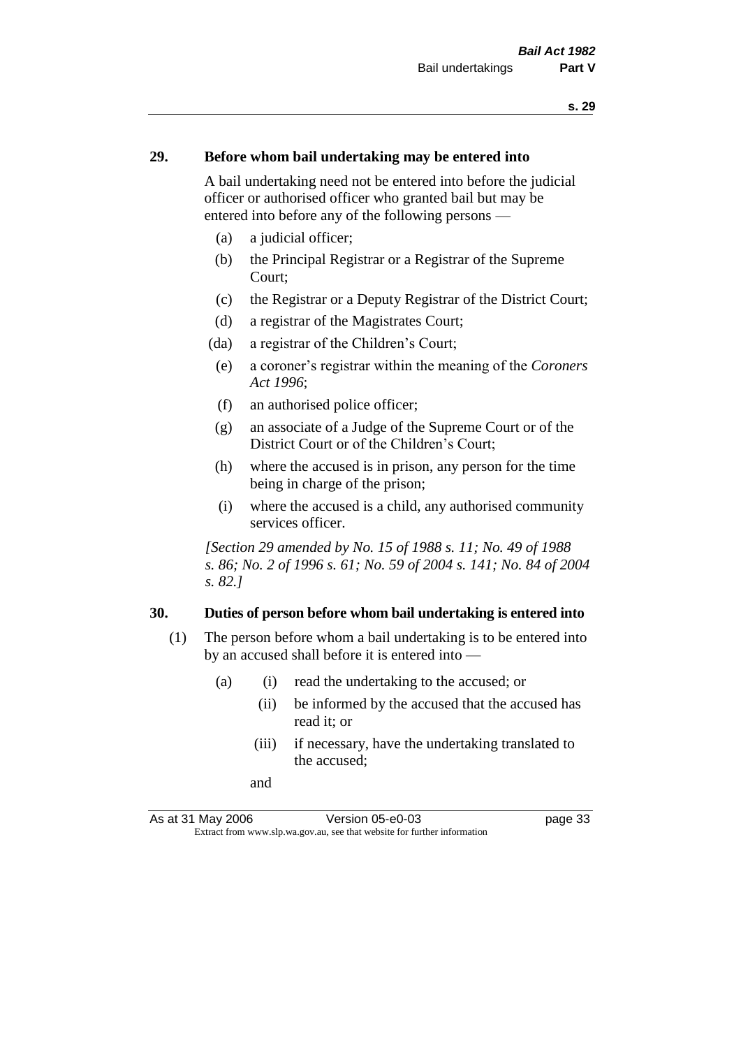## 29. Before whom bail undertaking may be entered into

A bail undertaking need not be entered into before the judicial officer or authorised officer who granted bail but may be entered into before any of the following persons —

- (a) a judicial officer;
- (b) the Principal Registrar or a Registrar of the Supreme Court;
- (c) the Registrar or a Deputy Registrar of the District Court;
- (d) a registrar of the Magistrates Court;
- (da) a registrar of the Children's Court;
- (e) a coroner's registrar within the meaning of the *Coroners Act 1996*;
- (f) an authorised police officer;
- (g) an associate of a Judge of the Supreme Court or of the District Court or of the Children's Court;
- (h) where the accused is in prison, any person for the time being in charge of the prison;
- (i) where the accused is a child, any authorised community services officer.

*[Section 29 amended by No. 15 of 1988 s. 11; No. 49 of 1988 s. 86; No. 2 of 1996 s. 61; No. 59 of 2004 s. 141; No. 84 of 2004 s. 82.]*

## 30. Duties of person before whom bail undertaking is entered into

(1) The person before whom a bail undertaking is to be entered into by an accused shall before it is entered into —

- (a)
  - (i) read the undertaking to the accused; or
  - (ii) be informed by the accused that the accused has read it; or
  - (iii) if necessary, have the undertaking translated to the accused;

  and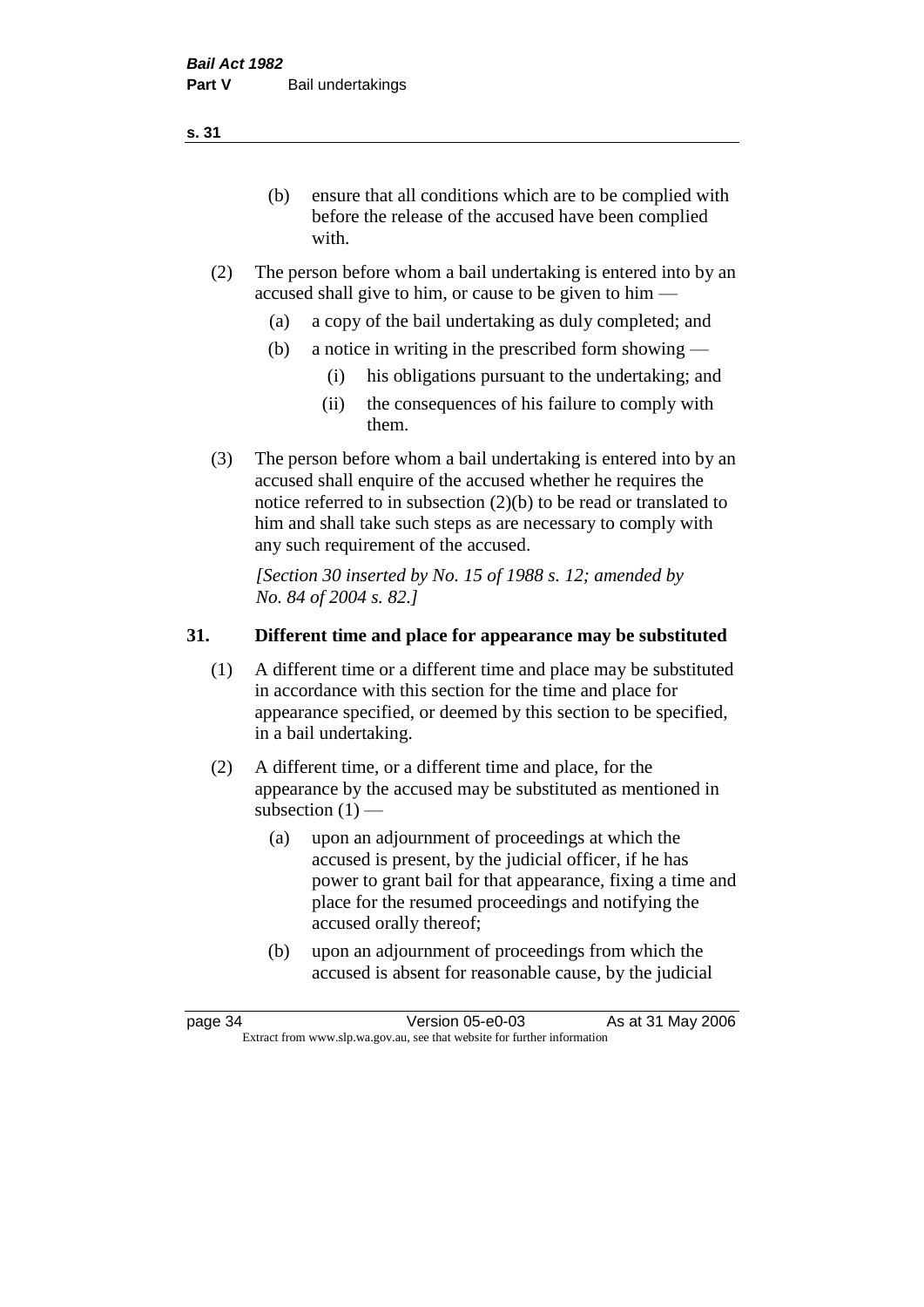(b) ensure that all conditions which are to be complied with before the release of the accused have been complied with.

(2) The person before whom a bail undertaking is entered into by an accused shall give to him, or cause to be given to him —

(a) a copy of the bail undertaking as duly completed; and

(b) a notice in writing in the prescribed form showing —

(i) his obligations pursuant to the undertaking; and

(ii) the consequences of his failure to comply with them.

(3) The person before whom a bail undertaking is entered into by an accused shall enquire of the accused whether he requires the notice referred to in subsection (2)(b) to be read or translated to him and shall take such steps as are necessary to comply with any such requirement of the accused.

*[Section 30 inserted by No. 15 of 1988 s. 12; amended by No. 84 of 2004 s. 82.]*

## 31. Different time and place for appearance may be substituted

(1) A different time or a different time and place may be substituted in accordance with this section for the time and place for appearance specified, or deemed by this section to be specified, in a bail undertaking.

(2) A different time, or a different time and place, for the appearance by the accused may be substituted as mentioned in subsection (1) —

(a) upon an adjournment of proceedings at which the accused is present, by the judicial officer, if he has power to grant bail for that appearance, fixing a time and place for the resumed proceedings and notifying the accused orally thereof;

(b) upon an adjournment of proceedings from which the accused is absent for reasonable cause, by the judicial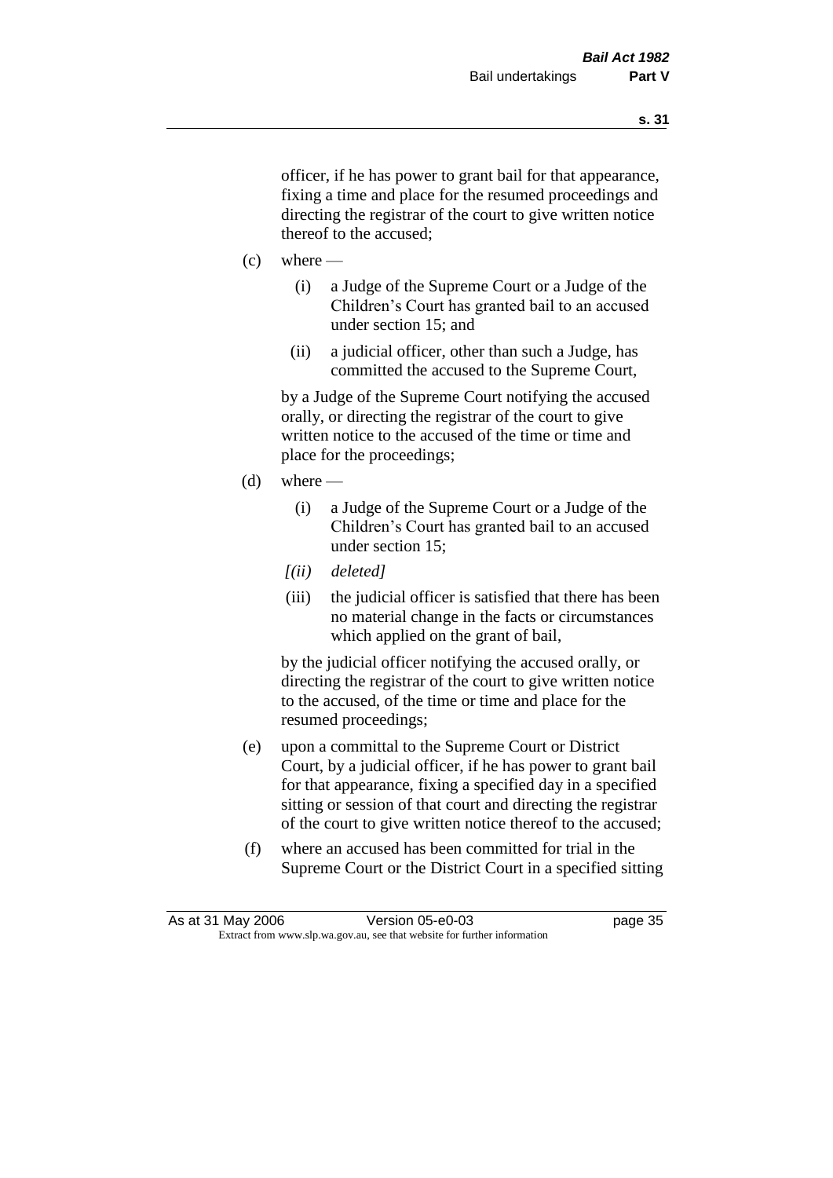officer, if he has power to grant bail for that appearance, fixing a time and place for the resumed proceedings and directing the registrar of the court to give written notice thereof to the accused;

(c) where —

   (i) a Judge of the Supreme Court or a Judge of the Children's Court has granted bail to an accused under section 15; and

   (ii) a judicial officer, other than such a Judge, has committed the accused to the Supreme Court,

   by a Judge of the Supreme Court notifying the accused orally, or directing the registrar of the court to give written notice to the accused of the time or time and place for the proceedings;

(d) where —

   (i) a Judge of the Supreme Court or a Judge of the Children's Court has granted bail to an accused under section 15;

   *[(ii) deleted]*

   (iii) the judicial officer is satisfied that there has been no material change in the facts or circumstances which applied on the grant of bail,

   by the judicial officer notifying the accused orally, or directing the registrar of the court to give written notice to the accused, of the time or time and place for the resumed proceedings;

(e) upon a committal to the Supreme Court or District Court, by a judicial officer, if he has power to grant bail for that appearance, fixing a specified day in a specified sitting or session of that court and directing the registrar of the court to give written notice thereof to the accused;

(f) where an accused has been committed for trial in the Supreme Court or the District Court in a specified sitting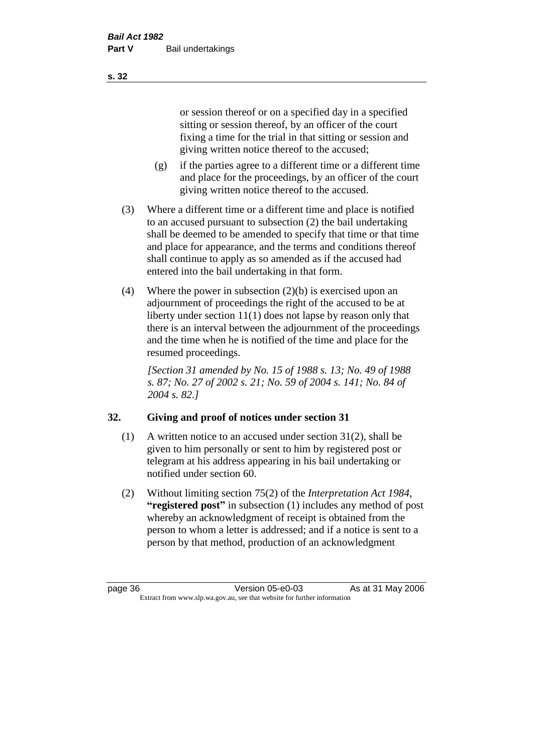or session thereof or on a specified day in a specified sitting or session thereof, by an officer of the court fixing a time for the trial in that sitting or session and giving written notice thereof to the accused;

(g) if the parties agree to a different time or a different time and place for the proceedings, by an officer of the court giving written notice thereof to the accused.

(3) Where a different time or a different time and place is notified to an accused pursuant to subsection (2) the bail undertaking shall be deemed to be amended to specify that time or that time and place for appearance, and the terms and conditions thereof shall continue to apply as so amended as if the accused had entered into the bail undertaking in that form.

(4) Where the power in subsection (2)(b) is exercised upon an adjournment of proceedings the right of the accused to be at liberty under section 11(1) does not lapse by reason only that there is an interval between the adjournment of the proceedings and the time when he is notified of the time and place for the resumed proceedings.

*[Section 31 amended by No. 15 of 1988 s. 13; No. 49 of 1988 s. 87; No. 27 of 2002 s. 21; No. 59 of 2004 s. 141; No. 84 of 2004 s. 82.]*

## 32. Giving and proof of notices under section 31

(1) A written notice to an accused under section 31(2), shall be given to him personally or sent to him by registered post or telegram at his address appearing in his bail undertaking or notified under section 60.

(2) Without limiting section 75(2) of the *Interpretation Act 1984*, **"registered post"** in subsection (1) includes any method of post whereby an acknowledgment of receipt is obtained from the person to whom a letter is addressed; and if a notice is sent to a person by that method, production of an acknowledgment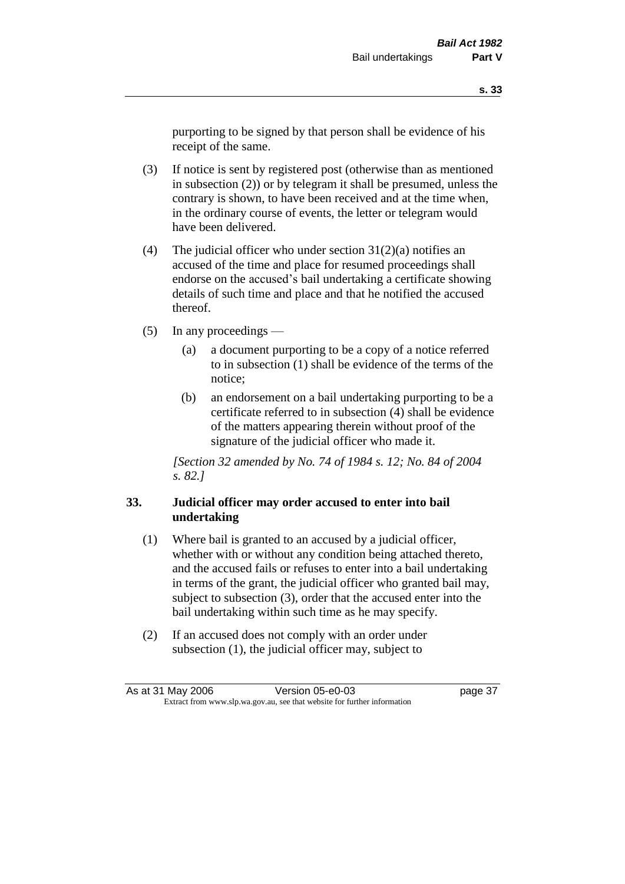purporting to be signed by that person shall be evidence of his receipt of the same.

(3) If notice is sent by registered post (otherwise than as mentioned in subsection (2)) or by telegram it shall be presumed, unless the contrary is shown, to have been received and at the time when, in the ordinary course of events, the letter or telegram would have been delivered.

(4) The judicial officer who under section 31(2)(a) notifies an accused of the time and place for resumed proceedings shall endorse on the accused's bail undertaking a certificate showing details of such time and place and that he notified the accused thereof.

(5) In any proceedings —

  (a) a document purporting to be a copy of a notice referred to in subsection (1) shall be evidence of the terms of the notice;

  (b) an endorsement on a bail undertaking purporting to be a certificate referred to in subsection (4) shall be evidence of the matters appearing therein without proof of the signature of the judicial officer who made it.

*[Section 32 amended by No. 74 of 1984 s. 12; No. 84 of 2004 s. 82.]*

### 33. Judicial officer may order accused to enter into bail undertaking

(1) Where bail is granted to an accused by a judicial officer, whether with or without any condition being attached thereto, and the accused fails or refuses to enter into a bail undertaking in terms of the grant, the judicial officer who granted bail may, subject to subsection (3), order that the accused enter into the bail undertaking within such time as he may specify.

(2) If an accused does not comply with an order under subsection (1), the judicial officer may, subject to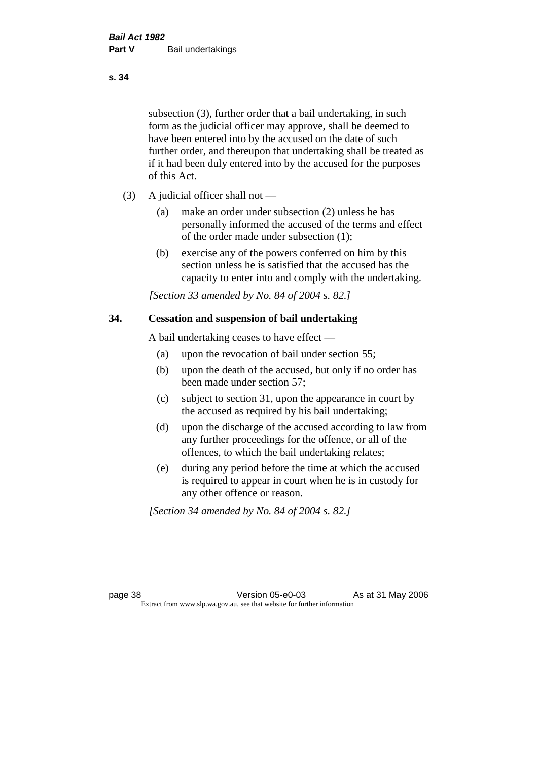subsection (3), further order that a bail undertaking, in such form as the judicial officer may approve, shall be deemed to have been entered into by the accused on the date of such further order, and thereupon that undertaking shall be treated as if it had been duly entered into by the accused for the purposes of this Act.

(3) A judicial officer shall not —

- (a) make an order under subsection (2) unless he has personally informed the accused of the terms and effect of the order made under subsection (1);
- (b) exercise any of the powers conferred on him by this section unless he is satisfied that the accused has the capacity to enter into and comply with the undertaking.

*[Section 33 amended by No. 84 of 2004 s. 82.]*

## 34. Cessation and suspension of bail undertaking

A bail undertaking ceases to have effect —

- (a) upon the revocation of bail under section 55;
- (b) upon the death of the accused, but only if no order has been made under section 57;
- (c) subject to section 31, upon the appearance in court by the accused as required by his bail undertaking;
- (d) upon the discharge of the accused according to law from any further proceedings for the offence, or all of the offences, to which the bail undertaking relates;
- (e) during any period before the time at which the accused is required to appear in court when he is in custody for any other offence or reason.

*[Section 34 amended by No. 84 of 2004 s. 82.]*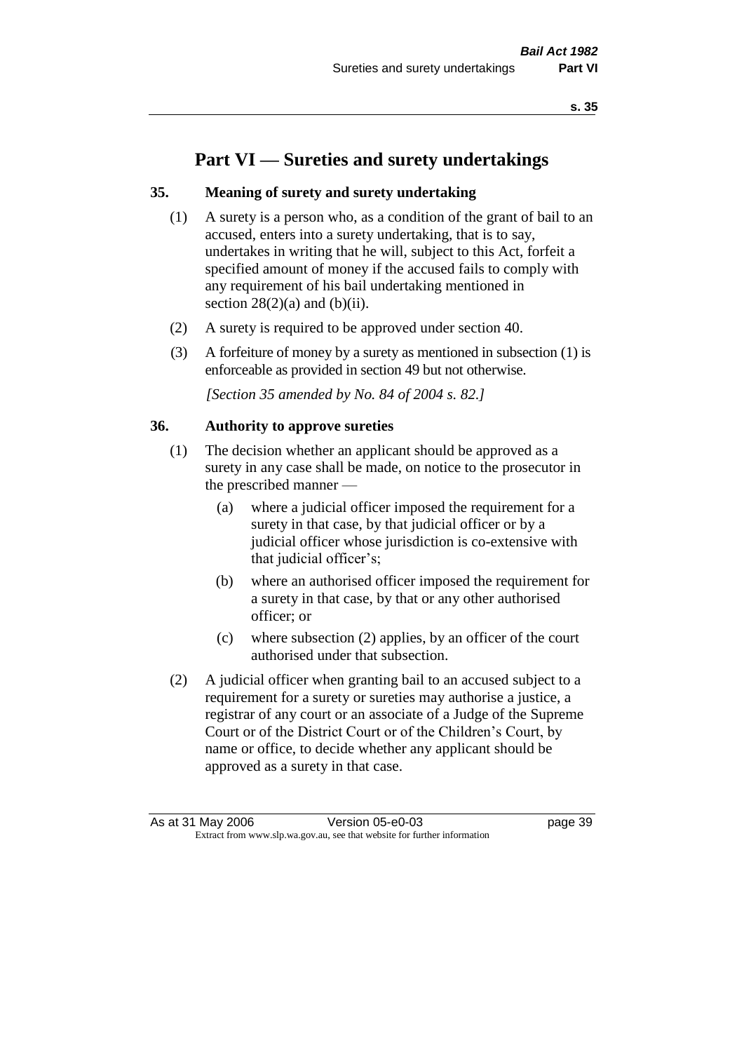# Part VI — Sureties and surety undertakings

## 35. Meaning of surety and surety undertaking

(1) A surety is a person who, as a condition of the grant of bail to an accused, enters into a surety undertaking, that is to say, undertakes in writing that he will, subject to this Act, forfeit a specified amount of money if the accused fails to comply with any requirement of his bail undertaking mentioned in section 28(2)(a) and (b)(ii).

(2) A surety is required to be approved under section 40.

(3) A forfeiture of money by a surety as mentioned in subsection (1) is enforceable as provided in section 49 but not otherwise.

*[Section 35 amended by No. 84 of 2004 s. 82.]*

## 36. Authority to approve sureties

(1) The decision whether an applicant should be approved as a surety in any case shall be made, on notice to the prosecutor in the prescribed manner —

- (a) where a judicial officer imposed the requirement for a surety in that case, by that judicial officer or by a judicial officer whose jurisdiction is co-extensive with that judicial officer's;
- (b) where an authorised officer imposed the requirement for a surety in that case, by that or any other authorised officer; or
- (c) where subsection (2) applies, by an officer of the court authorised under that subsection.

(2) A judicial officer when granting bail to an accused subject to a requirement for a surety or sureties may authorise a justice, a registrar of any court or an associate of a Judge of the Supreme Court or of the District Court or of the Children's Court, by name or office, to decide whether any applicant should be approved as a surety in that case.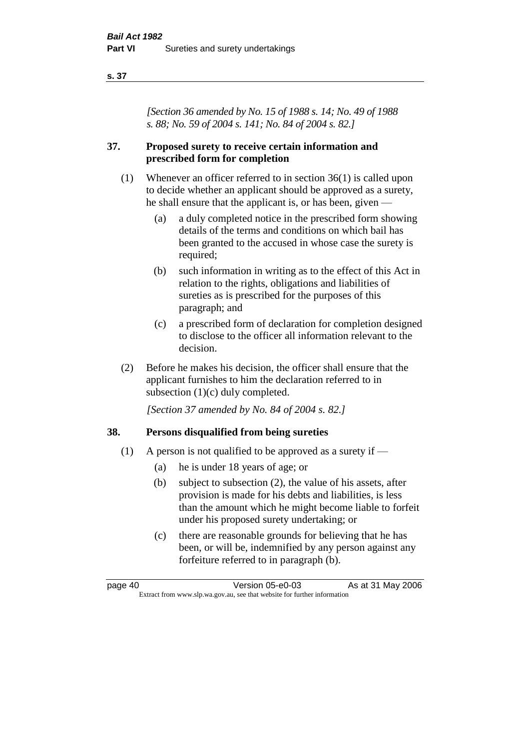*[Section 36 amended by No. 15 of 1988 s. 14; No. 49 of 1988 s. 88; No. 59 of 2004 s. 141; No. 84 of 2004 s. 82.]*

## 37. Proposed surety to receive certain information and prescribed form for completion

(1) Whenever an officer referred to in section 36(1) is called upon to decide whether an applicant should be approved as a surety, he shall ensure that the applicant is, or has been, given —

- (a) a duly completed notice in the prescribed form showing details of the terms and conditions on which bail has been granted to the accused in whose case the surety is required;
- (b) such information in writing as to the effect of this Act in relation to the rights, obligations and liabilities of sureties as is prescribed for the purposes of this paragraph; and
- (c) a prescribed form of declaration for completion designed to disclose to the officer all information relevant to the decision.

(2) Before he makes his decision, the officer shall ensure that the applicant furnishes to him the declaration referred to in subsection (1)(c) duly completed.

*[Section 37 amended by No. 84 of 2004 s. 82.]*

## 38. Persons disqualified from being sureties

(1) A person is not qualified to be approved as a surety if —

- (a) he is under 18 years of age; or
- (b) subject to subsection (2), the value of his assets, after provision is made for his debts and liabilities, is less than the amount which he might become liable to forfeit under his proposed surety undertaking; or
- (c) there are reasonable grounds for believing that he has been, or will be, indemnified by any person against any forfeiture referred to in paragraph (b).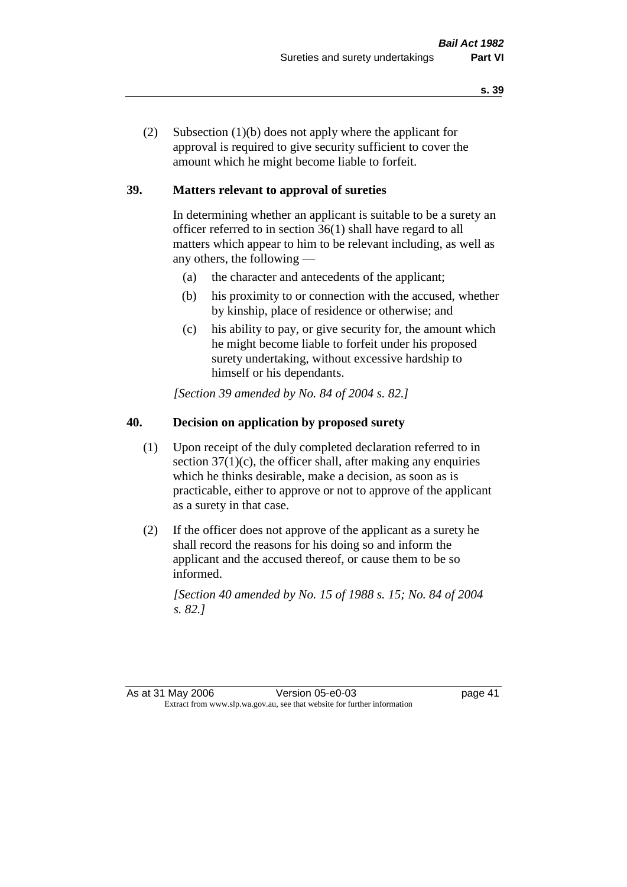(2) Subsection (1)(b) does not apply where the applicant for approval is required to give security sufficient to cover the amount which he might become liable to forfeit.

## 39. Matters relevant to approval of sureties

In determining whether an applicant is suitable to be a surety an officer referred to in section 36(1) shall have regard to all matters which appear to him to be relevant including, as well as any others, the following —

- (a) the character and antecedents of the applicant;
- (b) his proximity to or connection with the accused, whether by kinship, place of residence or otherwise; and
- (c) his ability to pay, or give security for, the amount which he might become liable to forfeit under his proposed surety undertaking, without excessive hardship to himself or his dependants.

*[Section 39 amended by No. 84 of 2004 s. 82.]*

## 40. Decision on application by proposed surety

(1) Upon receipt of the duly completed declaration referred to in section 37(1)(c), the officer shall, after making any enquiries which he thinks desirable, make a decision, as soon as is practicable, either to approve or not to approve of the applicant as a surety in that case.

(2) If the officer does not approve of the applicant as a surety he shall record the reasons for his doing so and inform the applicant and the accused thereof, or cause them to be so informed.

*[Section 40 amended by No. 15 of 1988 s. 15; No. 84 of 2004 s. 82.]*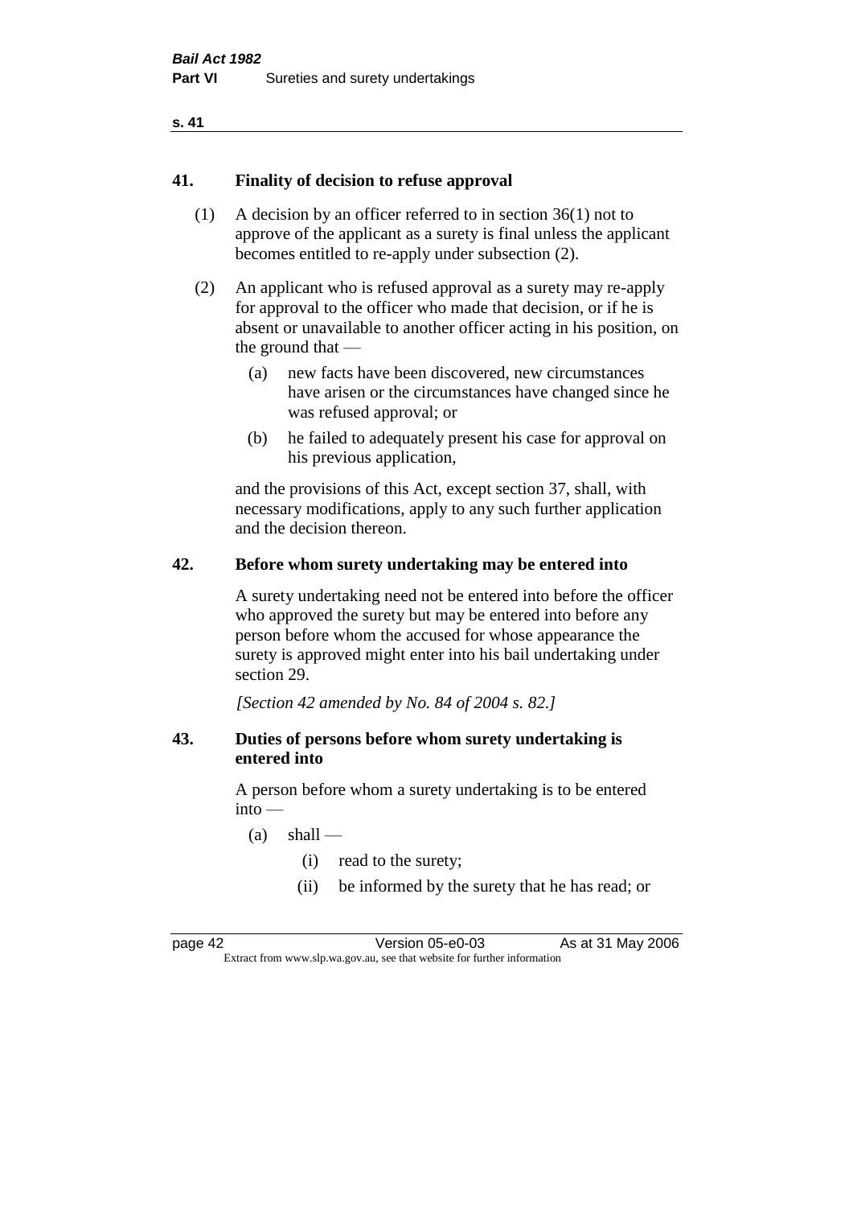## 41. Finality of decision to refuse approval

(1) A decision by an officer referred to in section 36(1) not to approve of the applicant as a surety is final unless the applicant becomes entitled to re-apply under subsection (2).

(2) An applicant who is refused approval as a surety may re-apply for approval to the officer who made that decision, or if he is absent or unavailable to another officer acting in his position, on the ground that —

- (a) new facts have been discovered, new circumstances have arisen or the circumstances have changed since he was refused approval; or
- (b) he failed to adequately present his case for approval on his previous application,

and the provisions of this Act, except section 37, shall, with necessary modifications, apply to any such further application and the decision thereon.

## 42. Before whom surety undertaking may be entered into

A surety undertaking need not be entered into before the officer who approved the surety but may be entered into before any person before whom the accused for whose appearance the surety is approved might enter into his bail undertaking under section 29.

*[Section 42 amended by No. 84 of 2004 s. 82.]*

## 43. Duties of persons before whom surety undertaking is entered into

A person before whom a surety undertaking is to be entered into —

- (a) shall —
  - (i) read to the surety;
  - (ii) be informed by the surety that he has read; or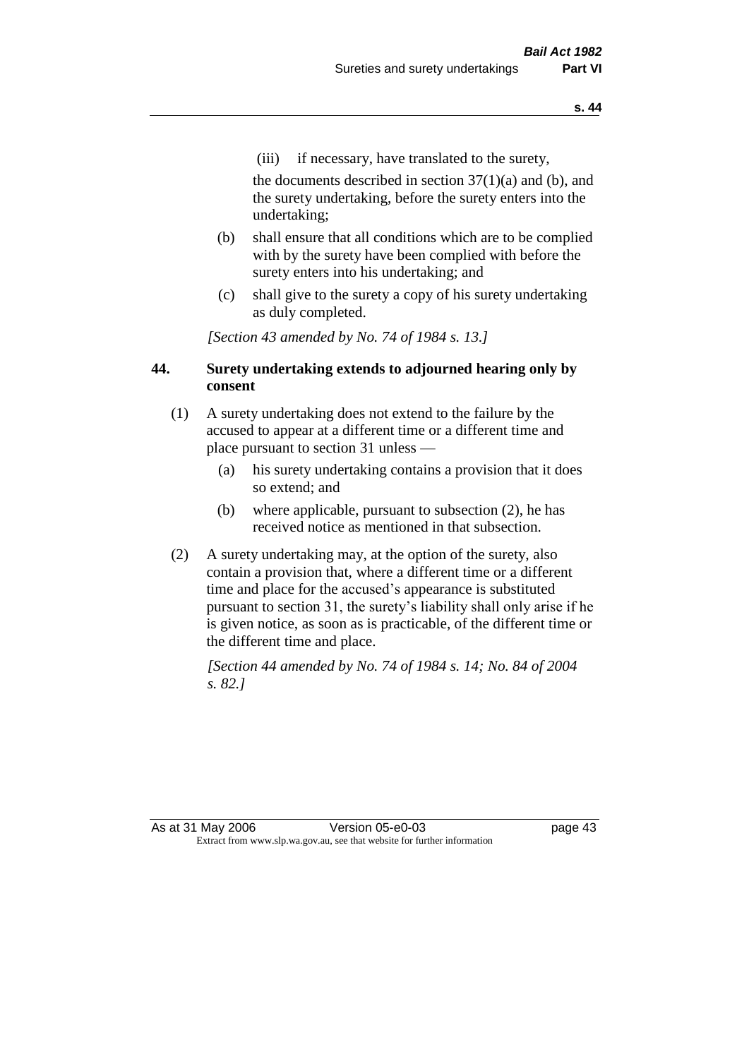(iii) if necessary, have translated to the surety,

the documents described in section 37(1)(a) and (b), and the surety undertaking, before the surety enters into the undertaking;

(b) shall ensure that all conditions which are to be complied with by the surety have been complied with before the surety enters into his undertaking; and

(c) shall give to the surety a copy of his surety undertaking as duly completed.

*[Section 43 amended by No. 74 of 1984 s. 13.]*

### 44. Surety undertaking extends to adjourned hearing only by consent

(1) A surety undertaking does not extend to the failure by the accused to appear at a different time or a different time and place pursuant to section 31 unless —

(a) his surety undertaking contains a provision that it does so extend; and

(b) where applicable, pursuant to subsection (2), he has received notice as mentioned in that subsection.

(2) A surety undertaking may, at the option of the surety, also contain a provision that, where a different time or a different time and place for the accused's appearance is substituted pursuant to section 31, the surety's liability shall only arise if he is given notice, as soon as is practicable, of the different time or the different time and place.

*[Section 44 amended by No. 74 of 1984 s. 14; No. 84 of 2004 s. 82.]*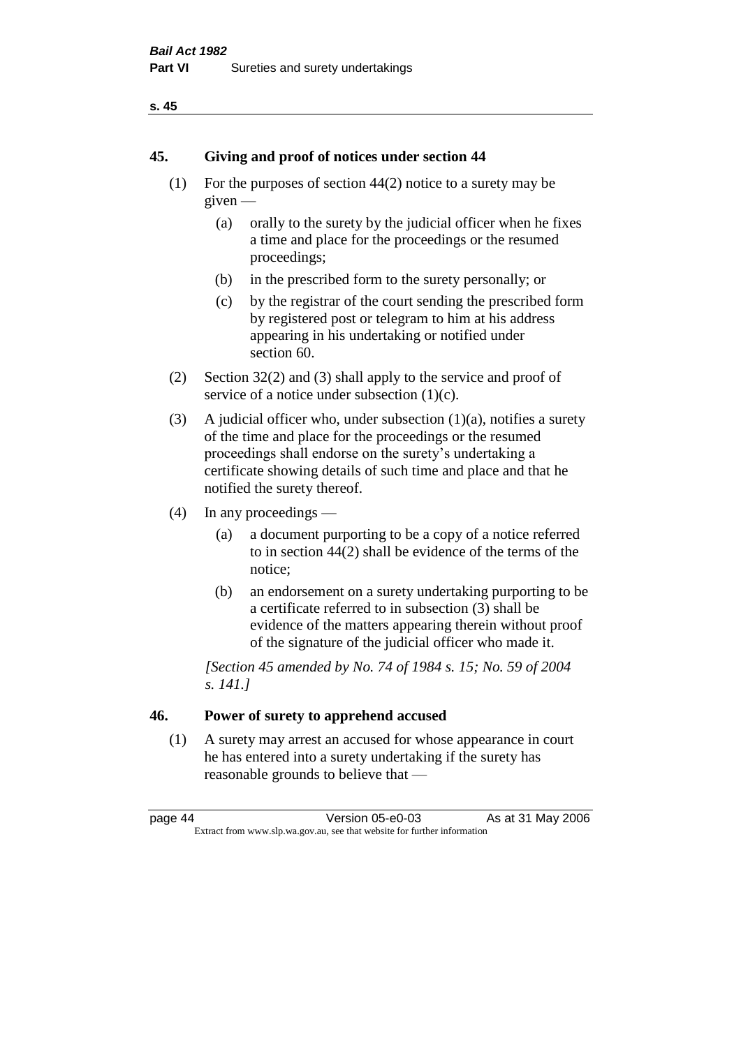## 45. Giving and proof of notices under section 44

(1) For the purposes of section 44(2) notice to a surety may be given —

   (a) orally to the surety by the judicial officer when he fixes a time and place for the proceedings or the resumed proceedings;

   (b) in the prescribed form to the surety personally; or

   (c) by the registrar of the court sending the prescribed form by registered post or telegram to him at his address appearing in his undertaking or notified under section 60.

(2) Section 32(2) and (3) shall apply to the service and proof of service of a notice under subsection (1)(c).

(3) A judicial officer who, under subsection (1)(a), notifies a surety of the time and place for the proceedings or the resumed proceedings shall endorse on the surety's undertaking a certificate showing details of such time and place and that he notified the surety thereof.

(4) In any proceedings —

   (a) a document purporting to be a copy of a notice referred to in section 44(2) shall be evidence of the terms of the notice;

   (b) an endorsement on a surety undertaking purporting to be a certificate referred to in subsection (3) shall be evidence of the matters appearing therein without proof of the signature of the judicial officer who made it.

*[Section 45 amended by No. 74 of 1984 s. 15; No. 59 of 2004 s. 141.]*

## 46. Power of surety to apprehend accused

(1) A surety may arrest an accused for whose appearance in court he has entered into a surety undertaking if the surety has reasonable grounds to believe that —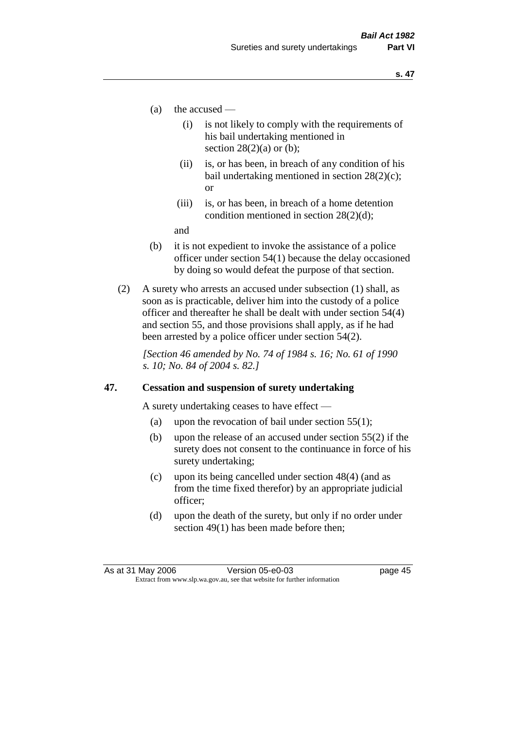- (a) the accused —
  - (i) is not likely to comply with the requirements of his bail undertaking mentioned in section 28(2)(a) or (b);
  - (ii) is, or has been, in breach of any condition of his bail undertaking mentioned in section 28(2)(c); or
  - (iii) is, or has been, in breach of a home detention condition mentioned in section 28(2)(d);

  and
- (b) it is not expedient to invoke the assistance of a police officer under section 54(1) because the delay occasioned by doing so would defeat the purpose of that section.

(2) A surety who arrests an accused under subsection (1) shall, as soon as is practicable, deliver him into the custody of a police officer and thereafter he shall be dealt with under section 54(4) and section 55, and those provisions shall apply, as if he had been arrested by a police officer under section 54(2).

*[Section 46 amended by No. 74 of 1984 s. 16; No. 61 of 1990 s. 10; No. 84 of 2004 s. 82.]*

### 47. Cessation and suspension of surety undertaking

A surety undertaking ceases to have effect —

- (a) upon the revocation of bail under section 55(1);
- (b) upon the release of an accused under section 55(2) if the surety does not consent to the continuance in force of his surety undertaking;
- (c) upon its being cancelled under section 48(4) (and as from the time fixed therefor) by an appropriate judicial officer;
- (d) upon the death of the surety, but only if no order under section 49(1) has been made before then;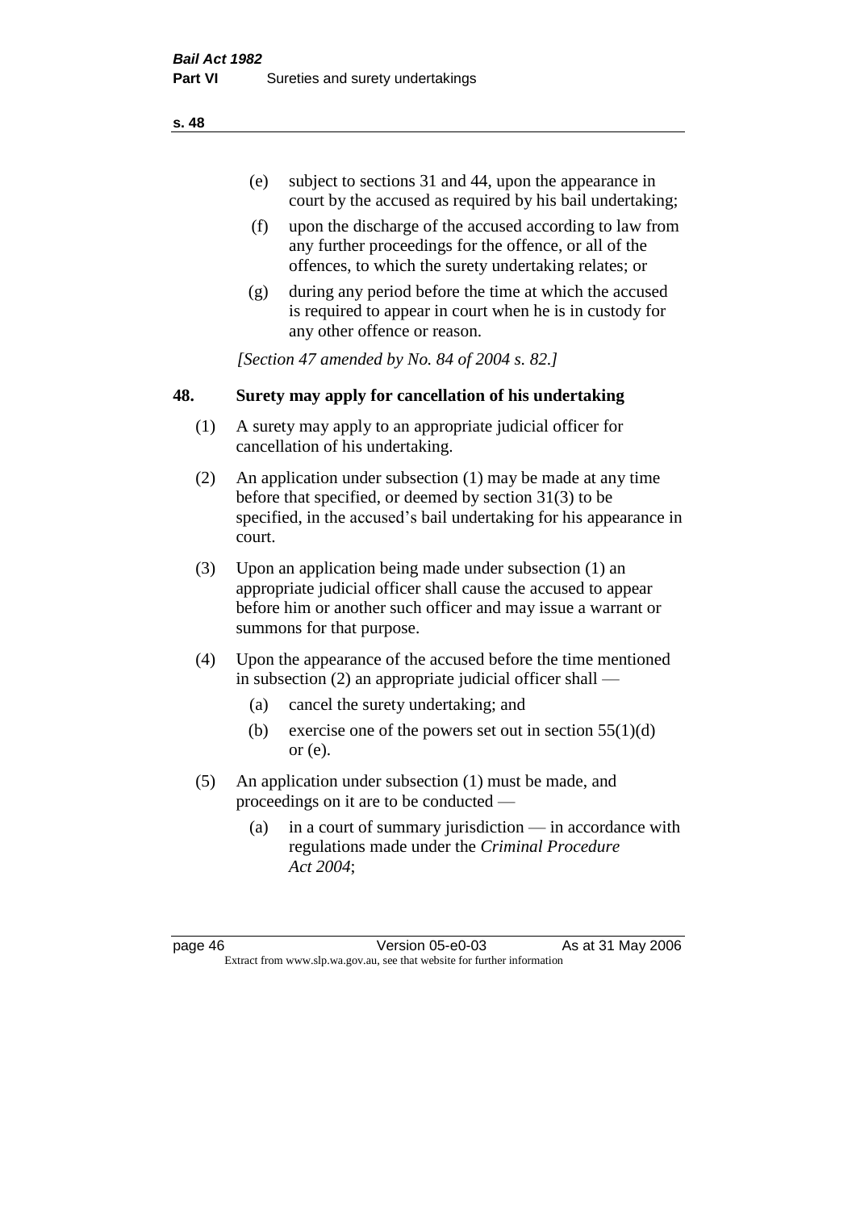(e) subject to sections 31 and 44, upon the appearance in court by the accused as required by his bail undertaking;

(f) upon the discharge of the accused according to law from any further proceedings for the offence, or all of the offences, to which the surety undertaking relates; or

(g) during any period before the time at which the accused is required to appear in court when he is in custody for any other offence or reason.

*[Section 47 amended by No. 84 of 2004 s. 82.]*

## 48. Surety may apply for cancellation of his undertaking

(1) A surety may apply to an appropriate judicial officer for cancellation of his undertaking.

(2) An application under subsection (1) may be made at any time before that specified, or deemed by section 31(3) to be specified, in the accused's bail undertaking for his appearance in court.

(3) Upon an application being made under subsection (1) an appropriate judicial officer shall cause the accused to appear before him or another such officer and may issue a warrant or summons for that purpose.

(4) Upon the appearance of the accused before the time mentioned in subsection (2) an appropriate judicial officer shall —

(a) cancel the surety undertaking; and

(b) exercise one of the powers set out in section 55(1)(d) or (e).

(5) An application under subsection (1) must be made, and proceedings on it are to be conducted —

(a) in a court of summary jurisdiction — in accordance with regulations made under the *Criminal Procedure Act 2004*;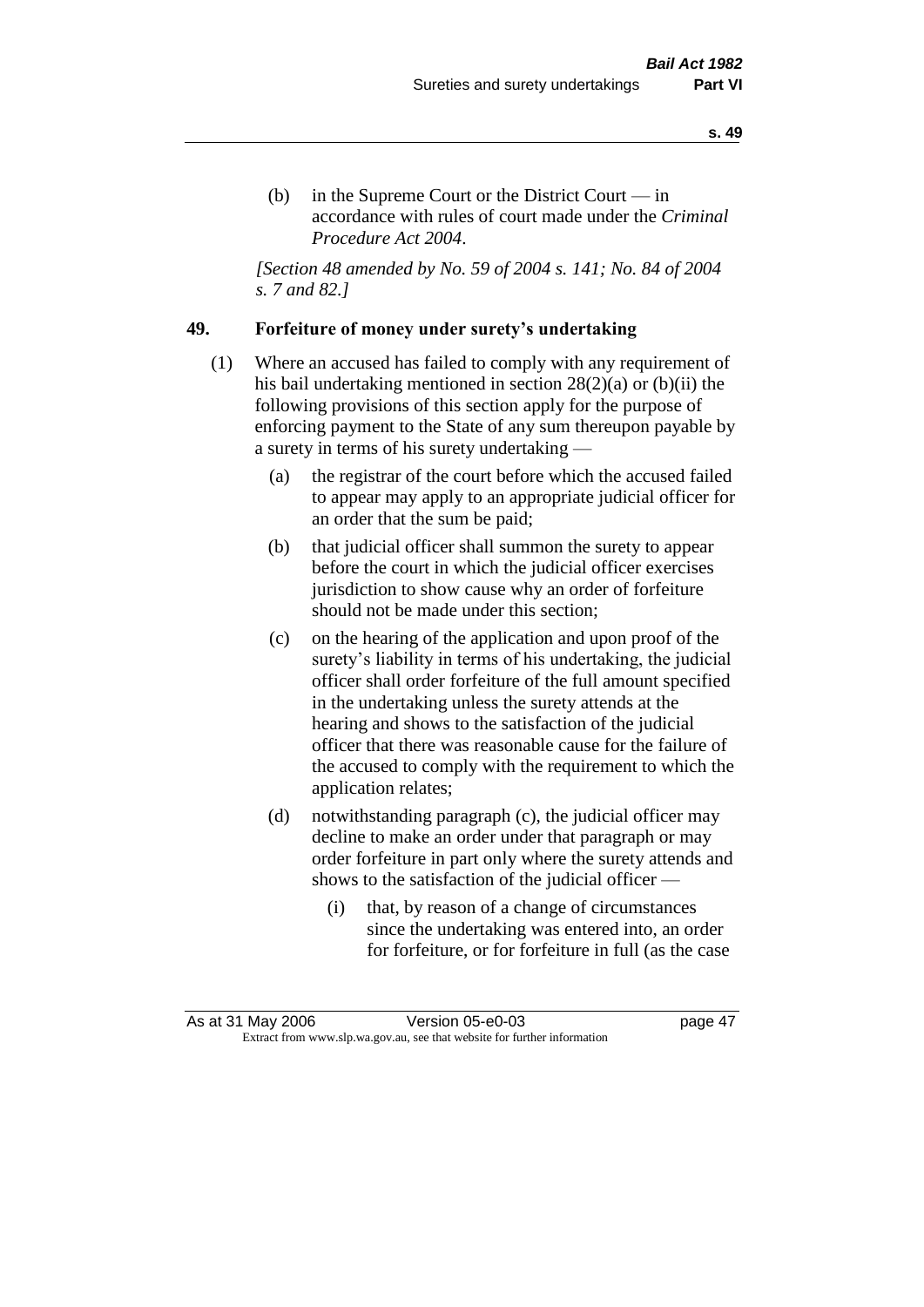(b) in the Supreme Court or the District Court — in accordance with rules of court made under the *Criminal Procedure Act 2004*.

*[Section 48 amended by No. 59 of 2004 s. 141; No. 84 of 2004 s. 7 and 82.]*

## 49. Forfeiture of money under surety's undertaking

(1) Where an accused has failed to comply with any requirement of his bail undertaking mentioned in section 28(2)(a) or (b)(ii) the following provisions of this section apply for the purpose of enforcing payment to the State of any sum thereupon payable by a surety in terms of his surety undertaking —

(a) the registrar of the court before which the accused failed to appear may apply to an appropriate judicial officer for an order that the sum be paid;

(b) that judicial officer shall summon the surety to appear before the court in which the judicial officer exercises jurisdiction to show cause why an order of forfeiture should not be made under this section;

(c) on the hearing of the application and upon proof of the surety's liability in terms of his undertaking, the judicial officer shall order forfeiture of the full amount specified in the undertaking unless the surety attends at the hearing and shows to the satisfaction of the judicial officer that there was reasonable cause for the failure of the accused to comply with the requirement to which the application relates;

(d) notwithstanding paragraph (c), the judicial officer may decline to make an order under that paragraph or may order forfeiture in part only where the surety attends and shows to the satisfaction of the judicial officer —

(i) that, by reason of a change of circumstances since the undertaking was entered into, an order for forfeiture, or for forfeiture in full (as the case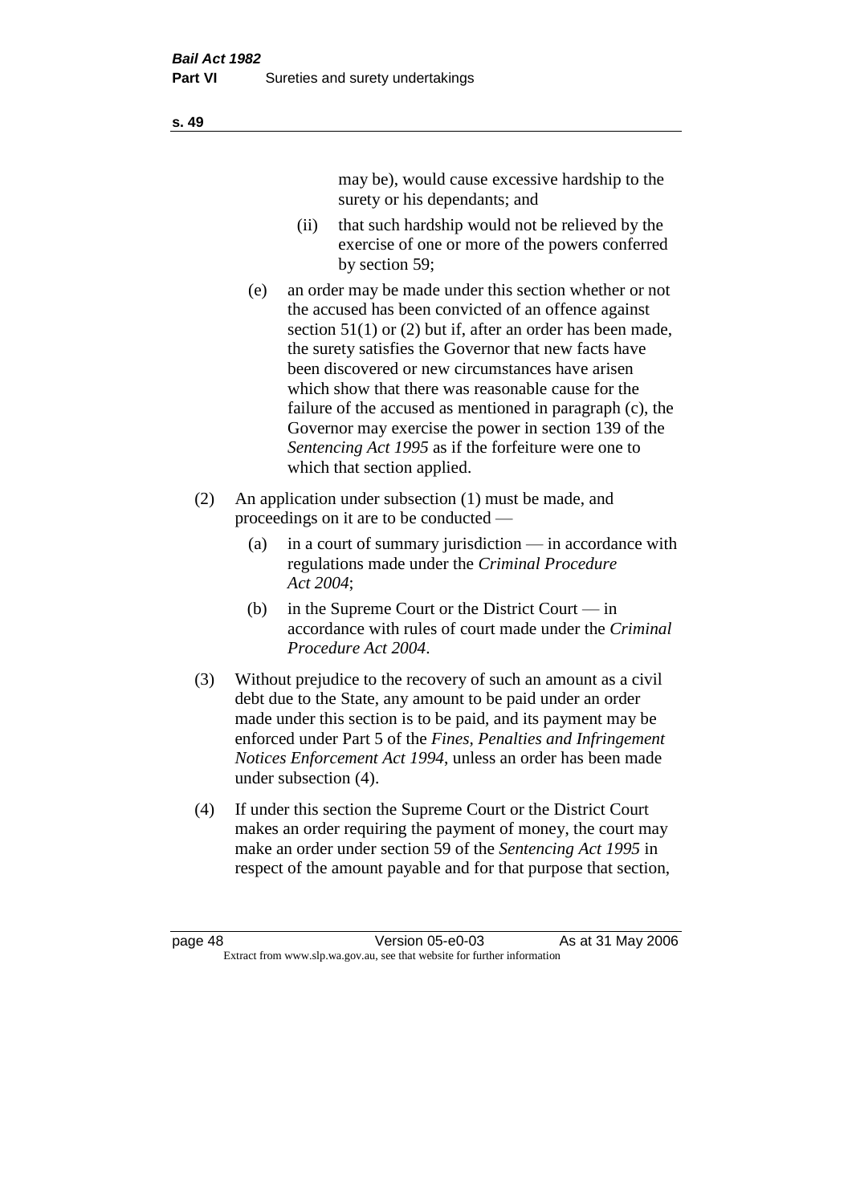may be), would cause excessive hardship to the surety or his dependants; and

(ii) that such hardship would not be relieved by the exercise of one or more of the powers conferred by section 59;

(e) an order may be made under this section whether or not the accused has been convicted of an offence against section 51(1) or (2) but if, after an order has been made, the surety satisfies the Governor that new facts have been discovered or new circumstances have arisen which show that there was reasonable cause for the failure of the accused as mentioned in paragraph (c), the Governor may exercise the power in section 139 of the *Sentencing Act 1995* as if the forfeiture were one to which that section applied.

(2) An application under subsection (1) must be made, and proceedings on it are to be conducted —

(a) in a court of summary jurisdiction — in accordance with regulations made under the *Criminal Procedure Act 2004*;

(b) in the Supreme Court or the District Court — in accordance with rules of court made under the *Criminal Procedure Act 2004*.

(3) Without prejudice to the recovery of such an amount as a civil debt due to the State, any amount to be paid under an order made under this section is to be paid, and its payment may be enforced under Part 5 of the *Fines, Penalties and Infringement Notices Enforcement Act 1994*, unless an order has been made under subsection (4).

(4) If under this section the Supreme Court or the District Court makes an order requiring the payment of money, the court may make an order under section 59 of the *Sentencing Act 1995* in respect of the amount payable and for that purpose that section,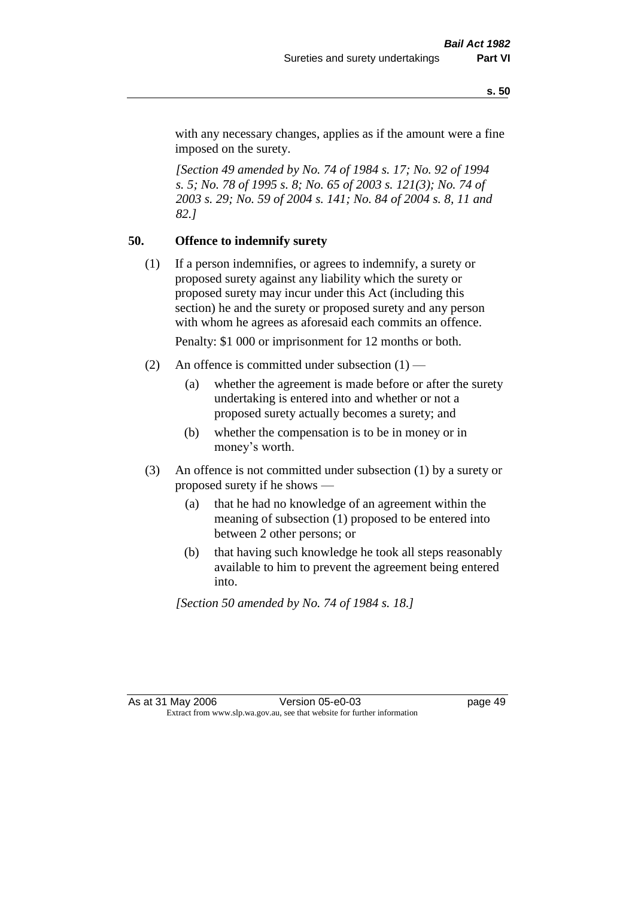with any necessary changes, applies as if the amount were a fine imposed on the surety.

*[Section 49 amended by No. 74 of 1984 s. 17; No. 92 of 1994 s. 5; No. 78 of 1995 s. 8; No. 65 of 2003 s. 121(3); No. 74 of 2003 s. 29; No. 59 of 2004 s. 141; No. 84 of 2004 s. 8, 11 and 82.]*

## 50. Offence to indemnify surety

(1) If a person indemnifies, or agrees to indemnify, a surety or proposed surety against any liability which the surety or proposed surety may incur under this Act (including this section) he and the surety or proposed surety and any person with whom he agrees as aforesaid each commits an offence.

Penalty: $1 000 or imprisonment for 12 months or both.

(2) An offence is committed under subsection (1) —

- (a) whether the agreement is made before or after the surety undertaking is entered into and whether or not a proposed surety actually becomes a surety; and
- (b) whether the compensation is to be in money or in money's worth.

(3) An offence is not committed under subsection (1) by a surety or proposed surety if he shows —

- (a) that he had no knowledge of an agreement within the meaning of subsection (1) proposed to be entered into between 2 other persons; or
- (b) that having such knowledge he took all steps reasonably available to him to prevent the agreement being entered into.

*[Section 50 amended by No. 74 of 1984 s. 18.]*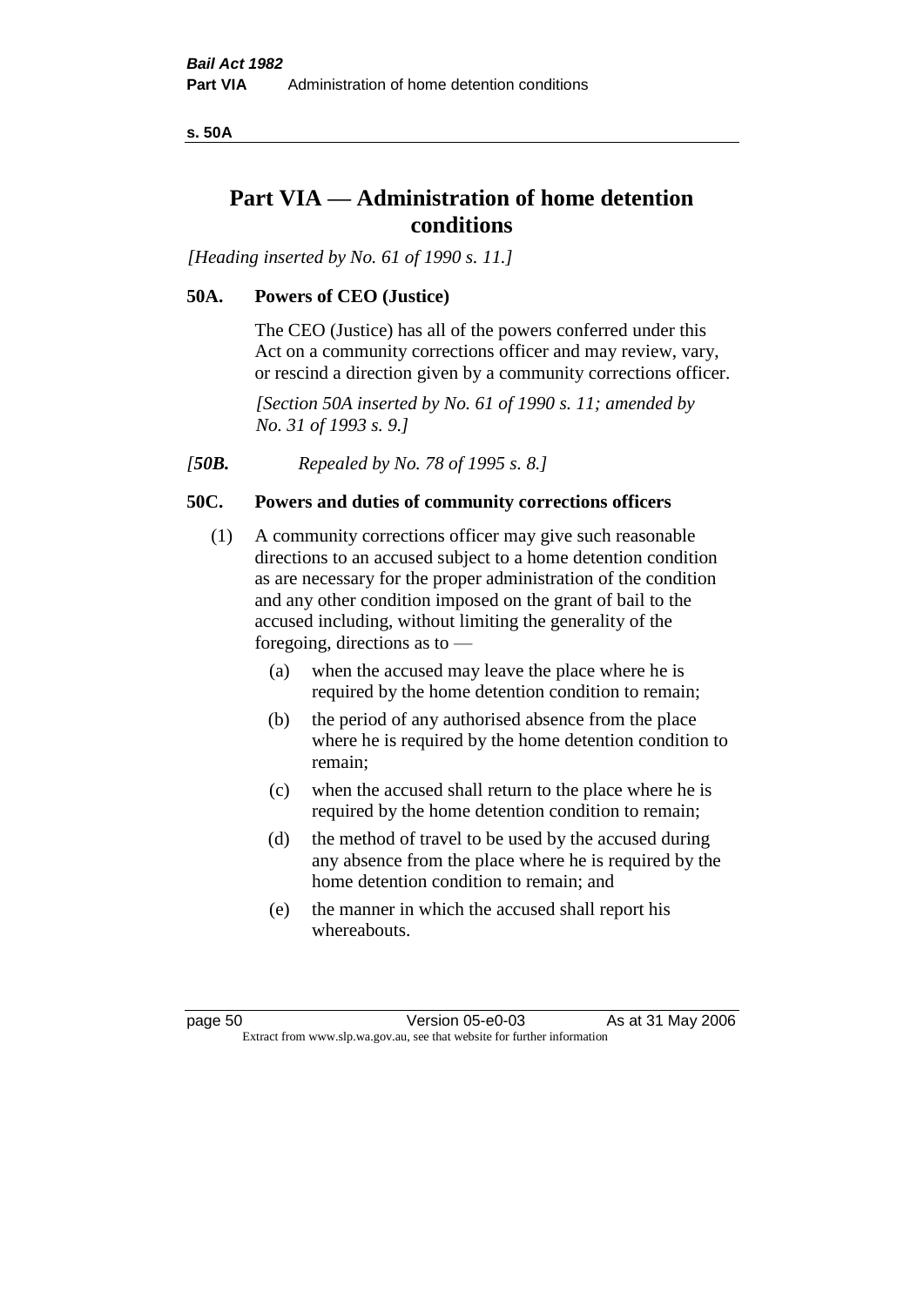# Part VIA — Administration of home detention conditions

*[Heading inserted by No. 61 of 1990 s. 11.]*

## 50A. Powers of CEO (Justice)

The CEO (Justice) has all of the powers conferred under this Act on a community corrections officer and may review, vary, or rescind a direction given by a community corrections officer.

*[Section 50A inserted by No. 61 of 1990 s. 11; amended by No. 31 of 1993 s. 9.]*

*[**50B.** Repealed by No. 78 of 1995 s. 8.]*

## 50C. Powers and duties of community corrections officers

(1) A community corrections officer may give such reasonable directions to an accused subject to a home detention condition as are necessary for the proper administration of the condition and any other condition imposed on the grant of bail to the accused including, without limiting the generality of the foregoing, directions as to —

- (a) when the accused may leave the place where he is required by the home detention condition to remain;
- (b) the period of any authorised absence from the place where he is required by the home detention condition to remain;
- (c) when the accused shall return to the place where he is required by the home detention condition to remain;
- (d) the method of travel to be used by the accused during any absence from the place where he is required by the home detention condition to remain; and
- (e) the manner in which the accused shall report his whereabouts.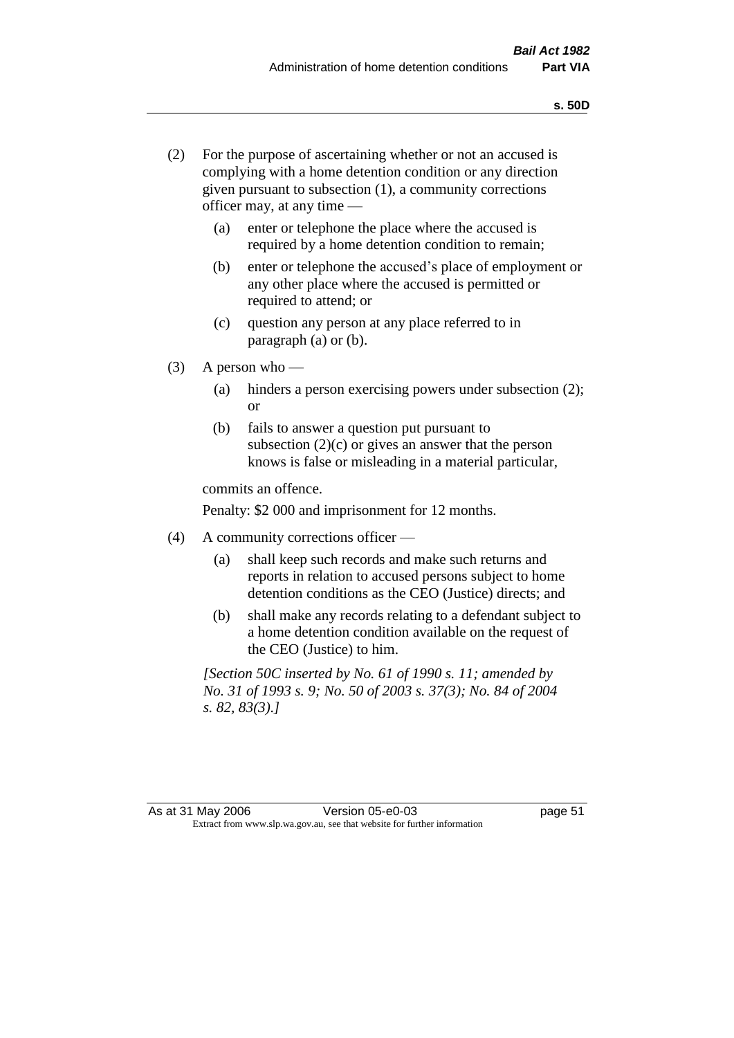(2) For the purpose of ascertaining whether or not an accused is complying with a home detention condition or any direction given pursuant to subsection (1), a community corrections officer may, at any time —

  (a) enter or telephone the place where the accused is required by a home detention condition to remain;

  (b) enter or telephone the accused's place of employment or any other place where the accused is permitted or required to attend; or

  (c) question any person at any place referred to in paragraph (a) or (b).

(3) A person who —

  (a) hinders a person exercising powers under subsection (2); or

  (b) fails to answer a question put pursuant to subsection (2)(c) or gives an answer that the person knows is false or misleading in a material particular,

commits an offence.

Penalty: $2 000 and imprisonment for 12 months.

(4) A community corrections officer —

  (a) shall keep such records and make such returns and reports in relation to accused persons subject to home detention conditions as the CEO (Justice) directs; and

  (b) shall make any records relating to a defendant subject to a home detention condition available on the request of the CEO (Justice) to him.

*[Section 50C inserted by No. 61 of 1990 s. 11; amended by No. 31 of 1993 s. 9; No. 50 of 2003 s. 37(3); No. 84 of 2004 s. 82, 83(3).]*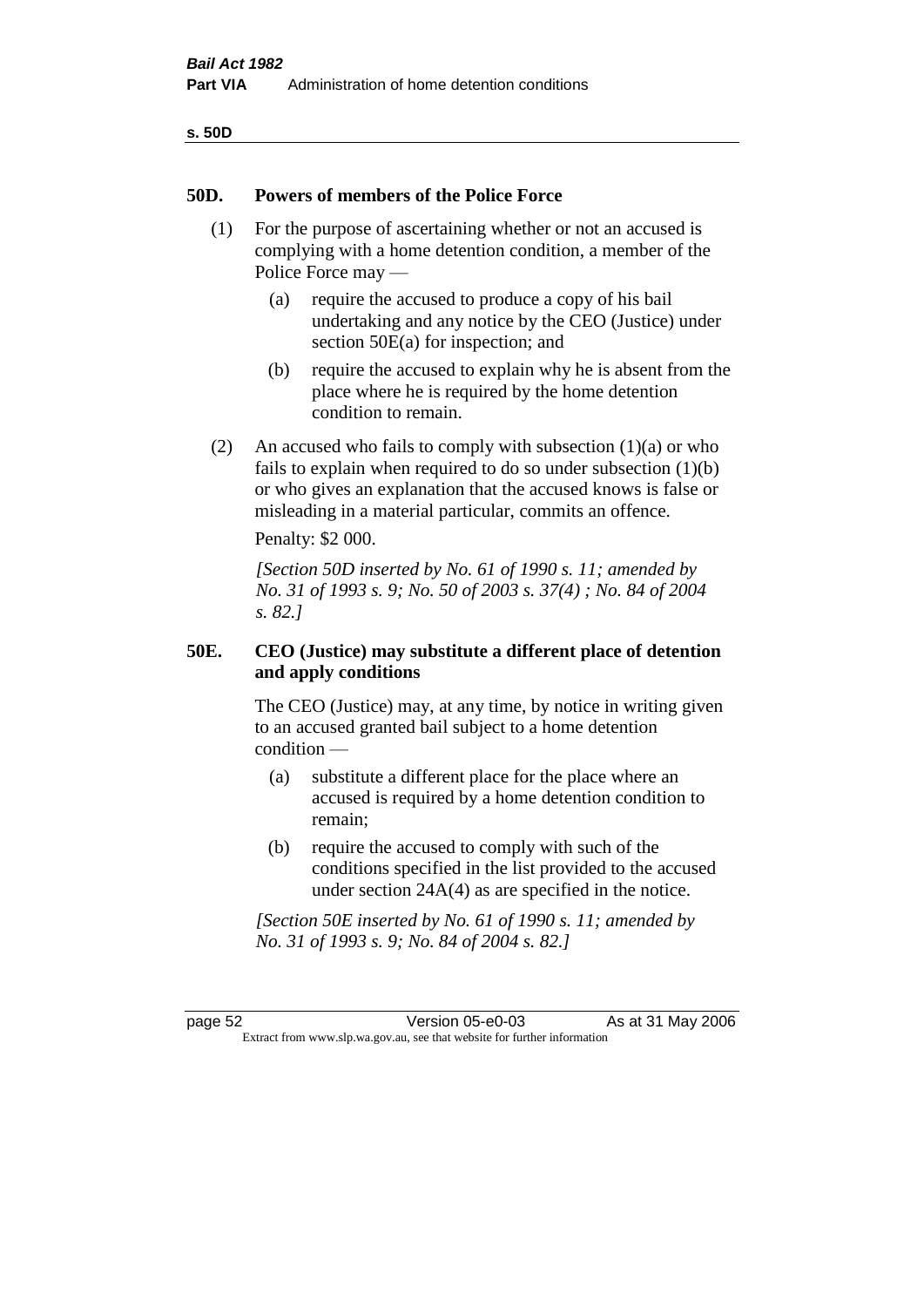## 50D. Powers of members of the Police Force

(1) For the purpose of ascertaining whether or not an accused is complying with a home detention condition, a member of the Police Force may —

(a) require the accused to produce a copy of his bail undertaking and any notice by the CEO (Justice) under section 50E(a) for inspection; and

(b) require the accused to explain why he is absent from the place where he is required by the home detention condition to remain.

(2) An accused who fails to comply with subsection (1)(a) or who fails to explain when required to do so under subsection (1)(b) or who gives an explanation that the accused knows is false or misleading in a material particular, commits an offence.

Penalty: $2 000.

*[Section 50D inserted by No. 61 of 1990 s. 11; amended by No. 31 of 1993 s. 9; No. 50 of 2003 s. 37(4) ; No. 84 of 2004 s. 82.]*

## 50E. CEO (Justice) may substitute a different place of detention and apply conditions

The CEO (Justice) may, at any time, by notice in writing given to an accused granted bail subject to a home detention condition —

(a) substitute a different place for the place where an accused is required by a home detention condition to remain;

(b) require the accused to comply with such of the conditions specified in the list provided to the accused under section 24A(4) as are specified in the notice.

*[Section 50E inserted by No. 61 of 1990 s. 11; amended by No. 31 of 1993 s. 9; No. 84 of 2004 s. 82.]*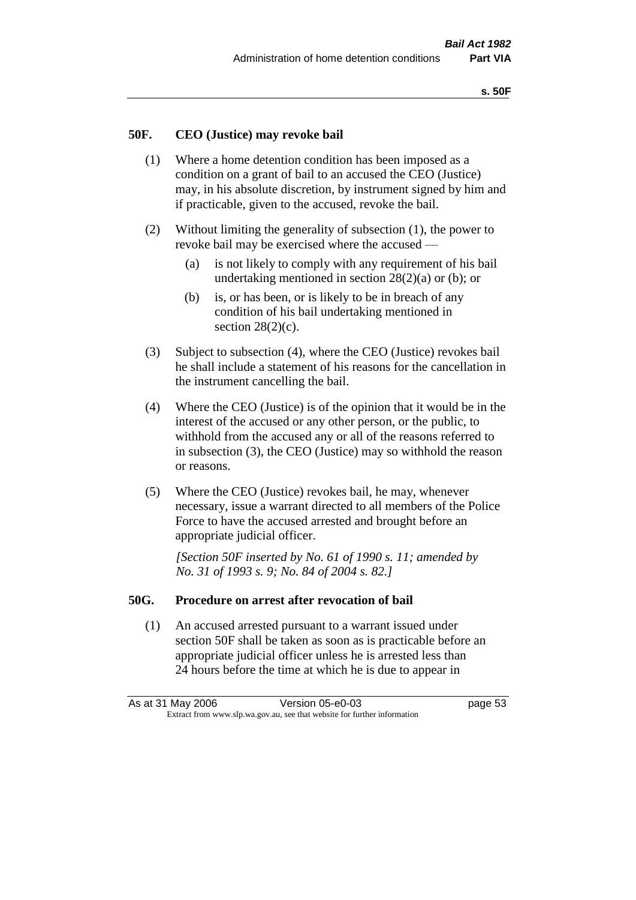## 50F. CEO (Justice) may revoke bail

(1) Where a home detention condition has been imposed as a condition on a grant of bail to an accused the CEO (Justice) may, in his absolute discretion, by instrument signed by him and if practicable, given to the accused, revoke the bail.

(2) Without limiting the generality of subsection (1), the power to revoke bail may be exercised where the accused —

- (a) is not likely to comply with any requirement of his bail undertaking mentioned in section 28(2)(a) or (b); or
- (b) is, or has been, or is likely to be in breach of any condition of his bail undertaking mentioned in section 28(2)(c).

(3) Subject to subsection (4), where the CEO (Justice) revokes bail he shall include a statement of his reasons for the cancellation in the instrument cancelling the bail.

(4) Where the CEO (Justice) is of the opinion that it would be in the interest of the accused or any other person, or the public, to withhold from the accused any or all of the reasons referred to in subsection (3), the CEO (Justice) may so withhold the reason or reasons.

(5) Where the CEO (Justice) revokes bail, he may, whenever necessary, issue a warrant directed to all members of the Police Force to have the accused arrested and brought before an appropriate judicial officer.

*[Section 50F inserted by No. 61 of 1990 s. 11; amended by No. 31 of 1993 s. 9; No. 84 of 2004 s. 82.]*

## 50G. Procedure on arrest after revocation of bail

(1) An accused arrested pursuant to a warrant issued under section 50F shall be taken as soon as is practicable before an appropriate judicial officer unless he is arrested less than 24 hours before the time at which he is due to appear in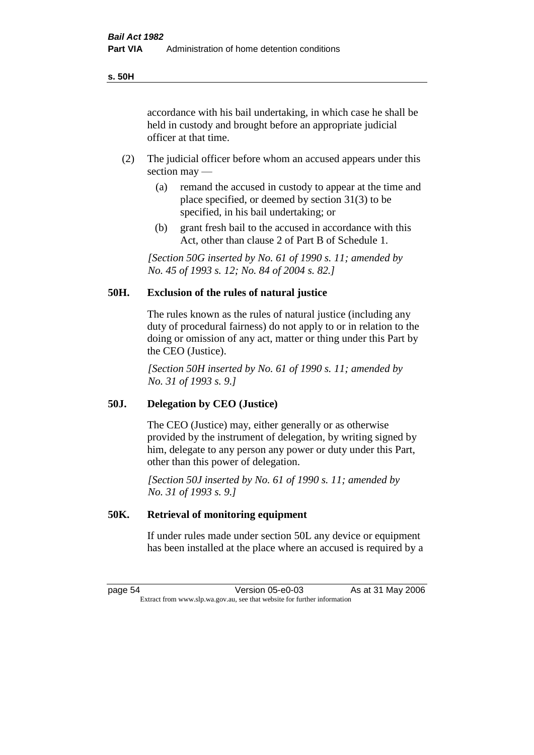accordance with his bail undertaking, in which case he shall be held in custody and brought before an appropriate judicial officer at that time.

(2) The judicial officer before whom an accused appears under this section may —

  (a) remand the accused in custody to appear at the time and place specified, or deemed by section 31(3) to be specified, in his bail undertaking; or

  (b) grant fresh bail to the accused in accordance with this Act, other than clause 2 of Part B of Schedule 1.

*[Section 50G inserted by No. 61 of 1990 s. 11; amended by No. 45 of 1993 s. 12; No. 84 of 2004 s. 82.]*

## 50H. Exclusion of the rules of natural justice

The rules known as the rules of natural justice (including any duty of procedural fairness) do not apply to or in relation to the doing or omission of any act, matter or thing under this Part by the CEO (Justice).

*[Section 50H inserted by No. 61 of 1990 s. 11; amended by No. 31 of 1993 s. 9.]*

## 50J. Delegation by CEO (Justice)

The CEO (Justice) may, either generally or as otherwise provided by the instrument of delegation, by writing signed by him, delegate to any person any power or duty under this Part, other than this power of delegation.

*[Section 50J inserted by No. 61 of 1990 s. 11; amended by No. 31 of 1993 s. 9.]*

## 50K. Retrieval of monitoring equipment

If under rules made under section 50L any device or equipment has been installed at the place where an accused is required by a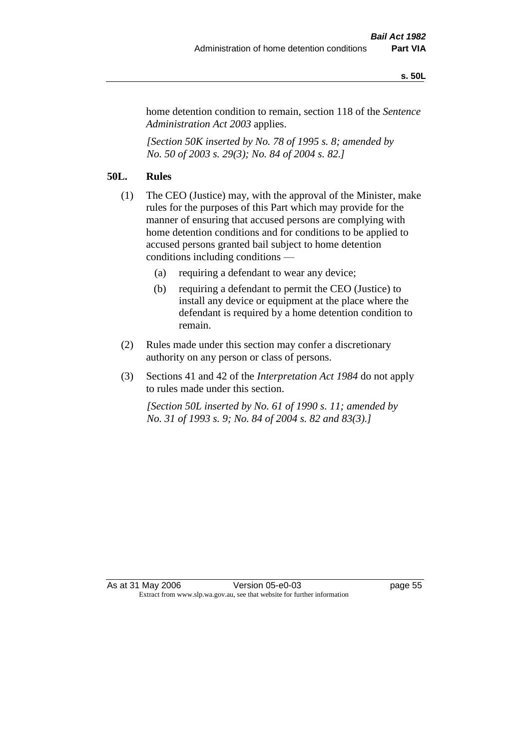home detention condition to remain, section 118 of the *Sentence Administration Act 2003* applies.

*[Section 50K inserted by No. 78 of 1995 s. 8; amended by No. 50 of 2003 s. 29(3); No. 84 of 2004 s. 82.]*

## 50L. Rules

(1) The CEO (Justice) may, with the approval of the Minister, make rules for the purposes of this Part which may provide for the manner of ensuring that accused persons are complying with home detention conditions and for conditions to be applied to accused persons granted bail subject to home detention conditions including conditions —

  (a) requiring a defendant to wear any device;

  (b) requiring a defendant to permit the CEO (Justice) to install any device or equipment at the place where the defendant is required by a home detention condition to remain.

(2) Rules made under this section may confer a discretionary authority on any person or class of persons.

(3) Sections 41 and 42 of the *Interpretation Act 1984* do not apply to rules made under this section.

*[Section 50L inserted by No. 61 of 1990 s. 11; amended by No. 31 of 1993 s. 9; No. 84 of 2004 s. 82 and 83(3).]*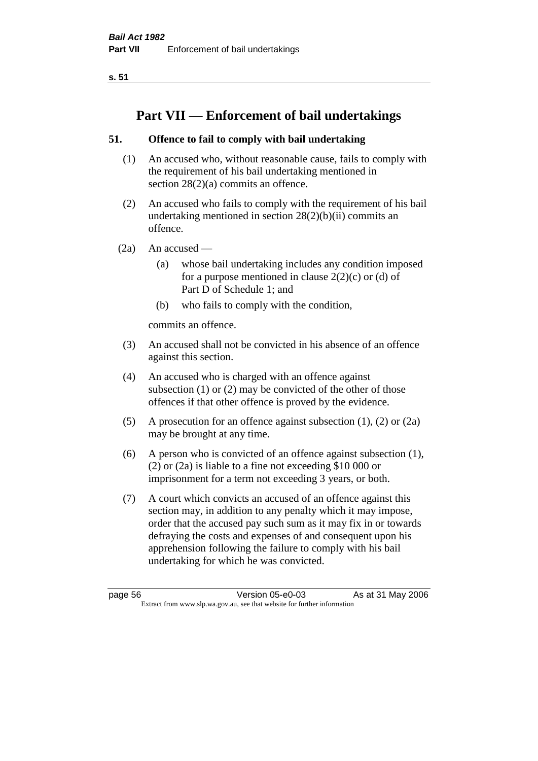# Part VII — Enforcement of bail undertakings

## 51. Offence to fail to comply with bail undertaking

(1) An accused who, without reasonable cause, fails to comply with the requirement of his bail undertaking mentioned in section 28(2)(a) commits an offence.

(2) An accused who fails to comply with the requirement of his bail undertaking mentioned in section 28(2)(b)(ii) commits an offence.

(2a) An accused —

- (a) whose bail undertaking includes any condition imposed for a purpose mentioned in clause 2(2)(c) or (d) of Part D of Schedule 1; and
- (b) who fails to comply with the condition,

commits an offence.

(3) An accused shall not be convicted in his absence of an offence against this section.

(4) An accused who is charged with an offence against subsection (1) or (2) may be convicted of the other of those offences if that other offence is proved by the evidence.

(5) A prosecution for an offence against subsection (1), (2) or (2a) may be brought at any time.

(6) A person who is convicted of an offence against subsection (1), (2) or (2a) is liable to a fine not exceeding $10 000 or imprisonment for a term not exceeding 3 years, or both.

(7) A court which convicts an accused of an offence against this section may, in addition to any penalty which it may impose, order that the accused pay such sum as it may fix in or towards defraying the costs and expenses of and consequent upon his apprehension following the failure to comply with his bail undertaking for which he was convicted.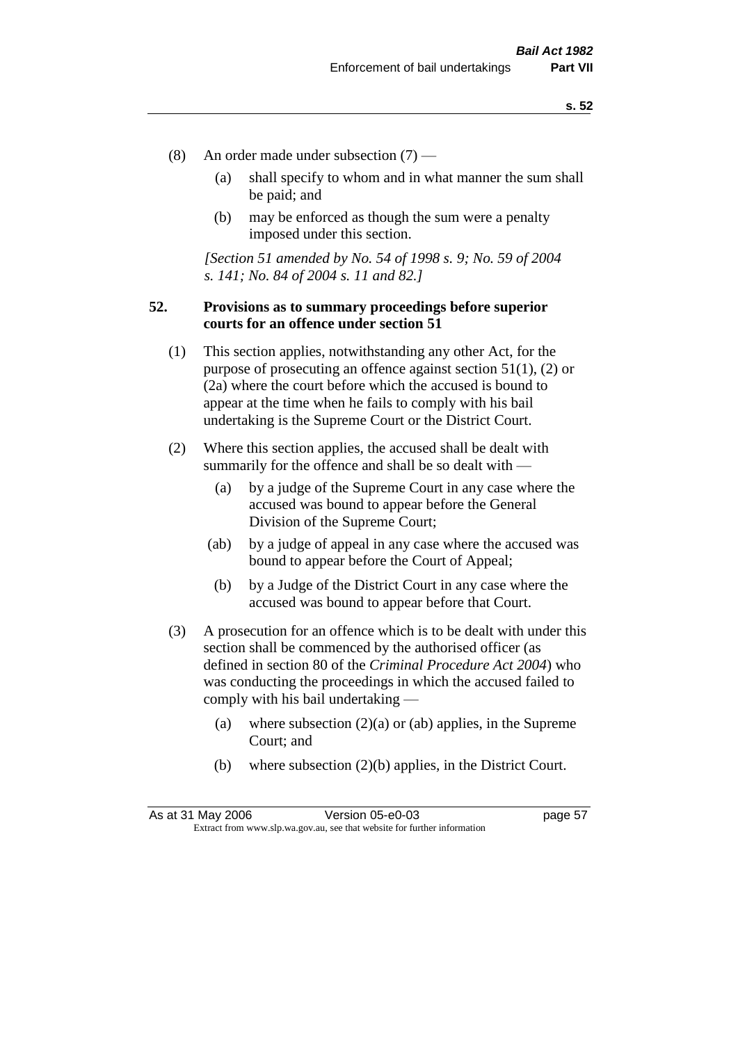(8) An order made under subsection (7) —

  (a) shall specify to whom and in what manner the sum shall be paid; and

  (b) may be enforced as though the sum were a penalty imposed under this section.

*[Section 51 amended by No. 54 of 1998 s. 9; No. 59 of 2004 s. 141; No. 84 of 2004 s. 11 and 82.]*

### 52. Provisions as to summary proceedings before superior courts for an offence under section 51

(1) This section applies, notwithstanding any other Act, for the purpose of prosecuting an offence against section 51(1), (2) or (2a) where the court before which the accused is bound to appear at the time when he fails to comply with his bail undertaking is the Supreme Court or the District Court.

(2) Where this section applies, the accused shall be dealt with summarily for the offence and shall be so dealt with —

  (a) by a judge of the Supreme Court in any case where the accused was bound to appear before the General Division of the Supreme Court;

  (ab) by a judge of appeal in any case where the accused was bound to appear before the Court of Appeal;

  (b) by a Judge of the District Court in any case where the accused was bound to appear before that Court.

(3) A prosecution for an offence which is to be dealt with under this section shall be commenced by the authorised officer (as defined in section 80 of the *Criminal Procedure Act 2004*) who was conducting the proceedings in which the accused failed to comply with his bail undertaking —

  (a) where subsection (2)(a) or (ab) applies, in the Supreme Court; and

  (b) where subsection (2)(b) applies, in the District Court.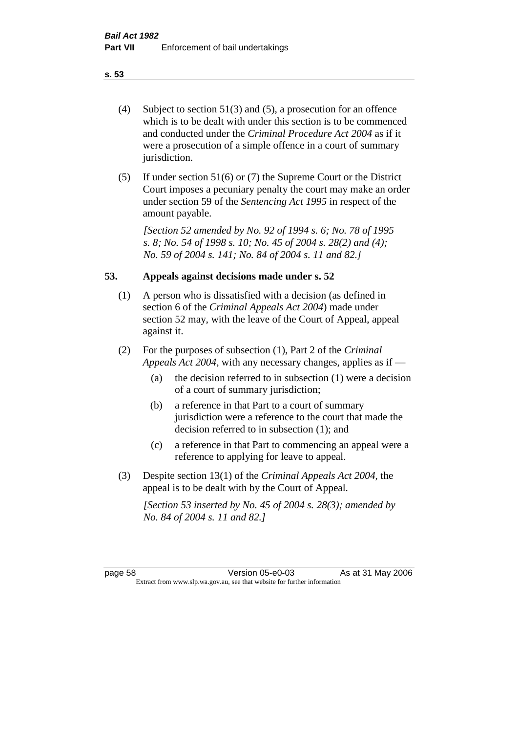(4) Subject to section 51(3) and (5), a prosecution for an offence which is to be dealt with under this section is to be commenced and conducted under the *Criminal Procedure Act 2004* as if it were a prosecution of a simple offence in a court of summary jurisdiction.

(5) If under section 51(6) or (7) the Supreme Court or the District Court imposes a pecuniary penalty the court may make an order under section 59 of the *Sentencing Act 1995* in respect of the amount payable.

*[Section 52 amended by No. 92 of 1994 s. 6; No. 78 of 1995 s. 8; No. 54 of 1998 s. 10; No. 45 of 2004 s. 28(2) and (4); No. 59 of 2004 s. 141; No. 84 of 2004 s. 11 and 82.]*

## 53. Appeals against decisions made under s. 52

(1) A person who is dissatisfied with a decision (as defined in section 6 of the *Criminal Appeals Act 2004*) made under section 52 may, with the leave of the Court of Appeal, appeal against it.

(2) For the purposes of subsection (1), Part 2 of the *Criminal Appeals Act 2004*, with any necessary changes, applies as if —

- (a) the decision referred to in subsection (1) were a decision of a court of summary jurisdiction;
- (b) a reference in that Part to a court of summary jurisdiction were a reference to the court that made the decision referred to in subsection (1); and
- (c) a reference in that Part to commencing an appeal were a reference to applying for leave to appeal.

(3) Despite section 13(1) of the *Criminal Appeals Act 2004*, the appeal is to be dealt with by the Court of Appeal.

*[Section 53 inserted by No. 45 of 2004 s. 28(3); amended by No. 84 of 2004 s. 11 and 82.]*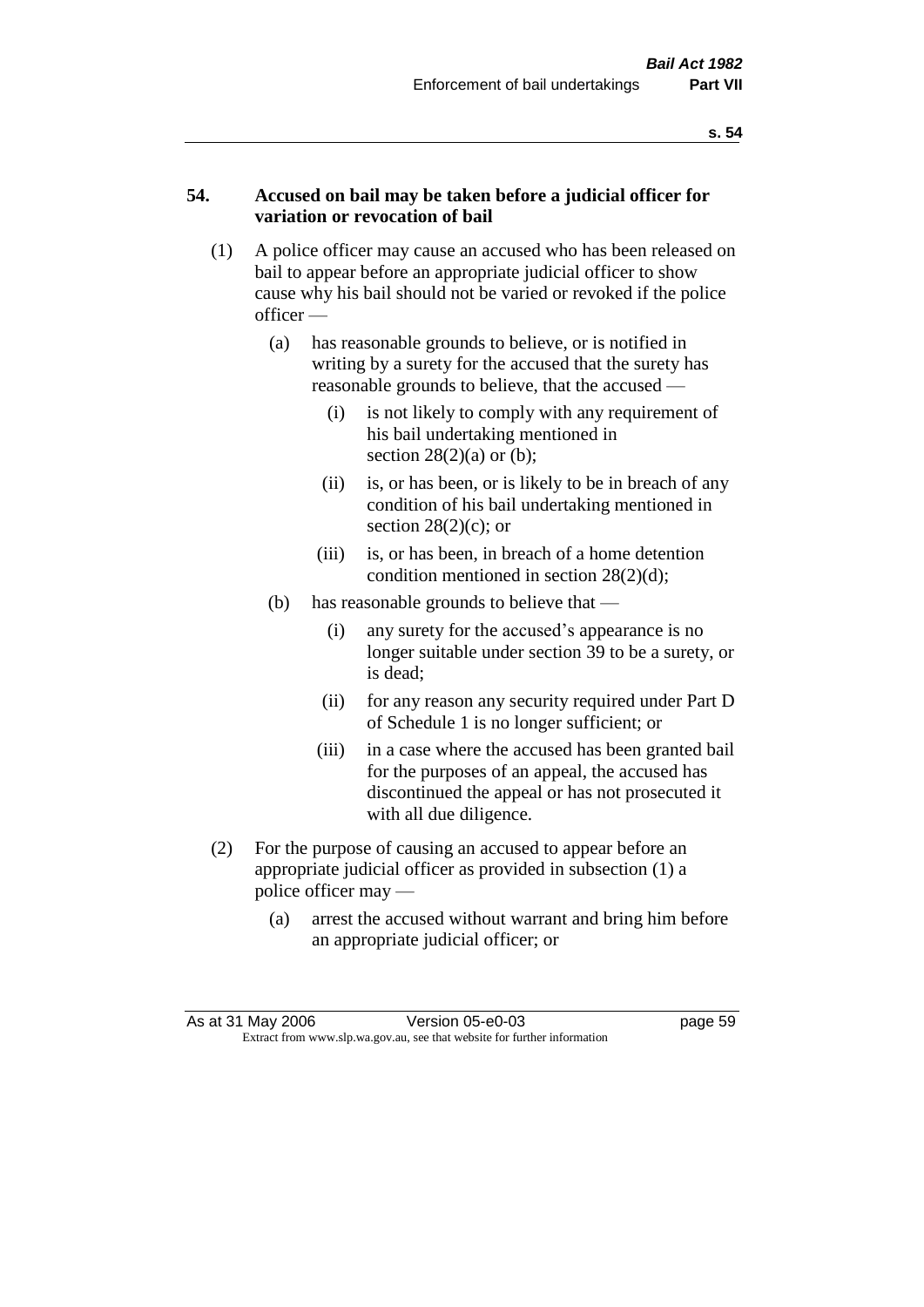## 54. Accused on bail may be taken before a judicial officer for variation or revocation of bail

(1) A police officer may cause an accused who has been released on bail to appear before an appropriate judicial officer to show cause why his bail should not be varied or revoked if the police officer —

- (a) has reasonable grounds to believe, or is notified in writing by a surety for the accused that the surety has reasonable grounds to believe, that the accused —
  - (i) is not likely to comply with any requirement of his bail undertaking mentioned in section 28(2)(a) or (b);
  - (ii) is, or has been, or is likely to be in breach of any condition of his bail undertaking mentioned in section 28(2)(c); or
  - (iii) is, or has been, in breach of a home detention condition mentioned in section 28(2)(d);
- (b) has reasonable grounds to believe that —
  - (i) any surety for the accused's appearance is no longer suitable under section 39 to be a surety, or is dead;
  - (ii) for any reason any security required under Part D of Schedule 1 is no longer sufficient; or
  - (iii) in a case where the accused has been granted bail for the purposes of an appeal, the accused has discontinued the appeal or has not prosecuted it with all due diligence.

(2) For the purpose of causing an accused to appear before an appropriate judicial officer as provided in subsection (1) a police officer may —

- (a) arrest the accused without warrant and bring him before an appropriate judicial officer; or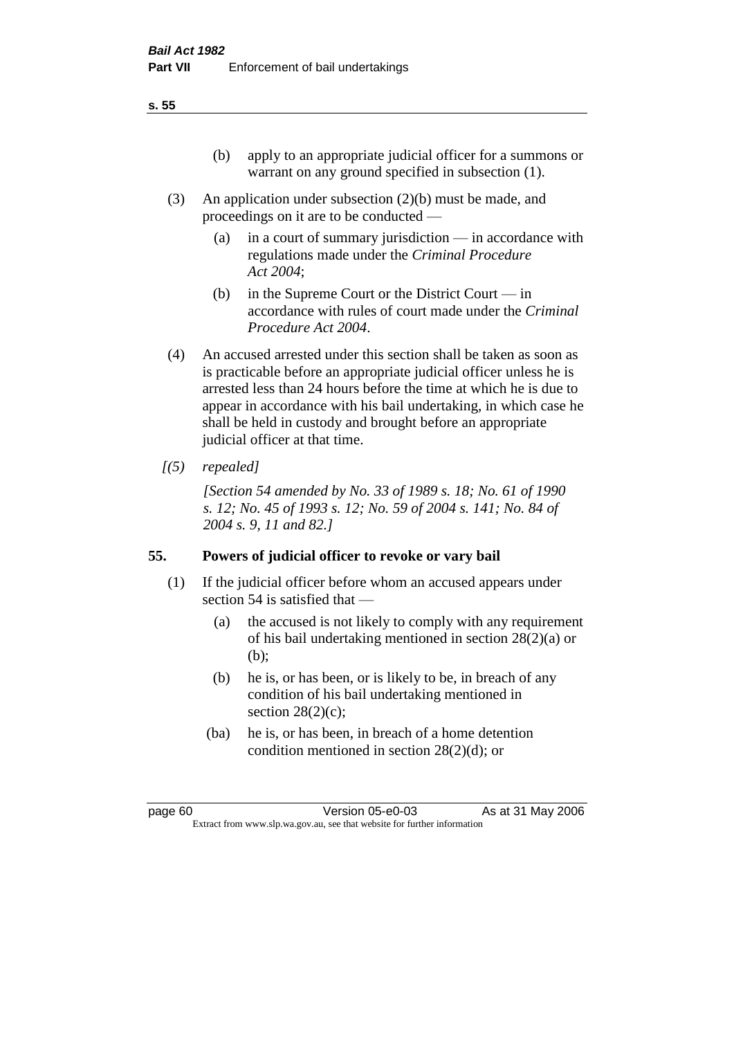(b) apply to an appropriate judicial officer for a summons or warrant on any ground specified in subsection (1).

(3) An application under subsection (2)(b) must be made, and proceedings on it are to be conducted —

(a) in a court of summary jurisdiction — in accordance with regulations made under the *Criminal Procedure Act 2004*;

(b) in the Supreme Court or the District Court — in accordance with rules of court made under the *Criminal Procedure Act 2004*.

(4) An accused arrested under this section shall be taken as soon as is practicable before an appropriate judicial officer unless he is arrested less than 24 hours before the time at which he is due to appear in accordance with his bail undertaking, in which case he shall be held in custody and brought before an appropriate judicial officer at that time.

*[(5) repealed]*

*[Section 54 amended by No. 33 of 1989 s. 18; No. 61 of 1990 s. 12; No. 45 of 1993 s. 12; No. 59 of 2004 s. 141; No. 84 of 2004 s. 9, 11 and 82.]*

## 55. Powers of judicial officer to revoke or vary bail

(1) If the judicial officer before whom an accused appears under section 54 is satisfied that —

(a) the accused is not likely to comply with any requirement of his bail undertaking mentioned in section 28(2)(a) or (b);

(b) he is, or has been, or is likely to be, in breach of any condition of his bail undertaking mentioned in section 28(2)(c);

(ba) he is, or has been, in breach of a home detention condition mentioned in section 28(2)(d); or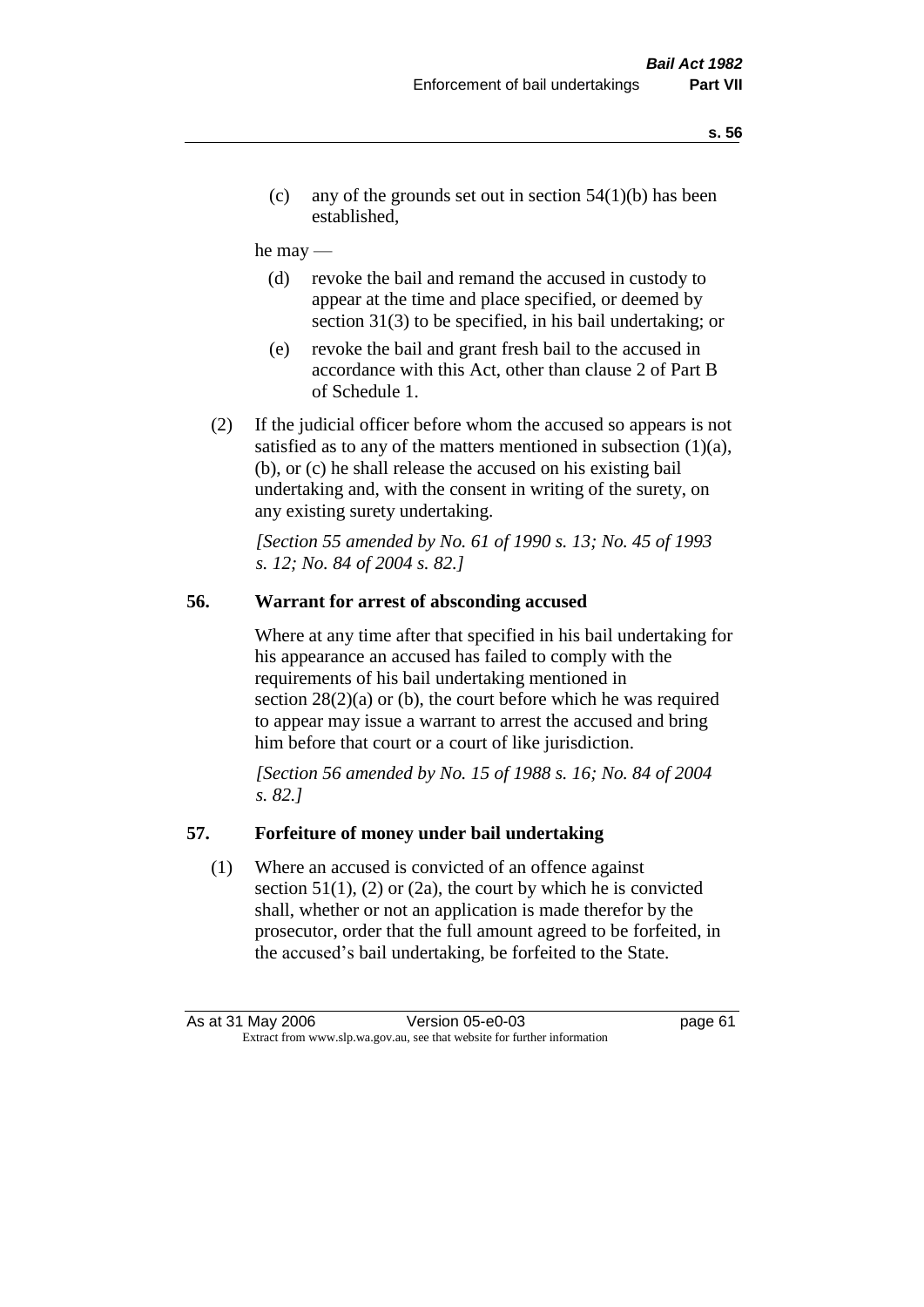(c) any of the grounds set out in section 54(1)(b) has been established,

he may —

(d) revoke the bail and remand the accused in custody to appear at the time and place specified, or deemed by section 31(3) to be specified, in his bail undertaking; or

(e) revoke the bail and grant fresh bail to the accused in accordance with this Act, other than clause 2 of Part B of Schedule 1.

(2) If the judicial officer before whom the accused so appears is not satisfied as to any of the matters mentioned in subsection (1)(a), (b), or (c) he shall release the accused on his existing bail undertaking and, with the consent in writing of the surety, on any existing surety undertaking.

*[Section 55 amended by No. 61 of 1990 s. 13; No. 45 of 1993 s. 12; No. 84 of 2004 s. 82.]*

## 56. Warrant for arrest of absconding accused

Where at any time after that specified in his bail undertaking for his appearance an accused has failed to comply with the requirements of his bail undertaking mentioned in section 28(2)(a) or (b), the court before which he was required to appear may issue a warrant to arrest the accused and bring him before that court or a court of like jurisdiction.

*[Section 56 amended by No. 15 of 1988 s. 16; No. 84 of 2004 s. 82.]*

## 57. Forfeiture of money under bail undertaking

(1) Where an accused is convicted of an offence against section 51(1), (2) or (2a), the court by which he is convicted shall, whether or not an application is made therefor by the prosecutor, order that the full amount agreed to be forfeited, in the accused's bail undertaking, be forfeited to the State.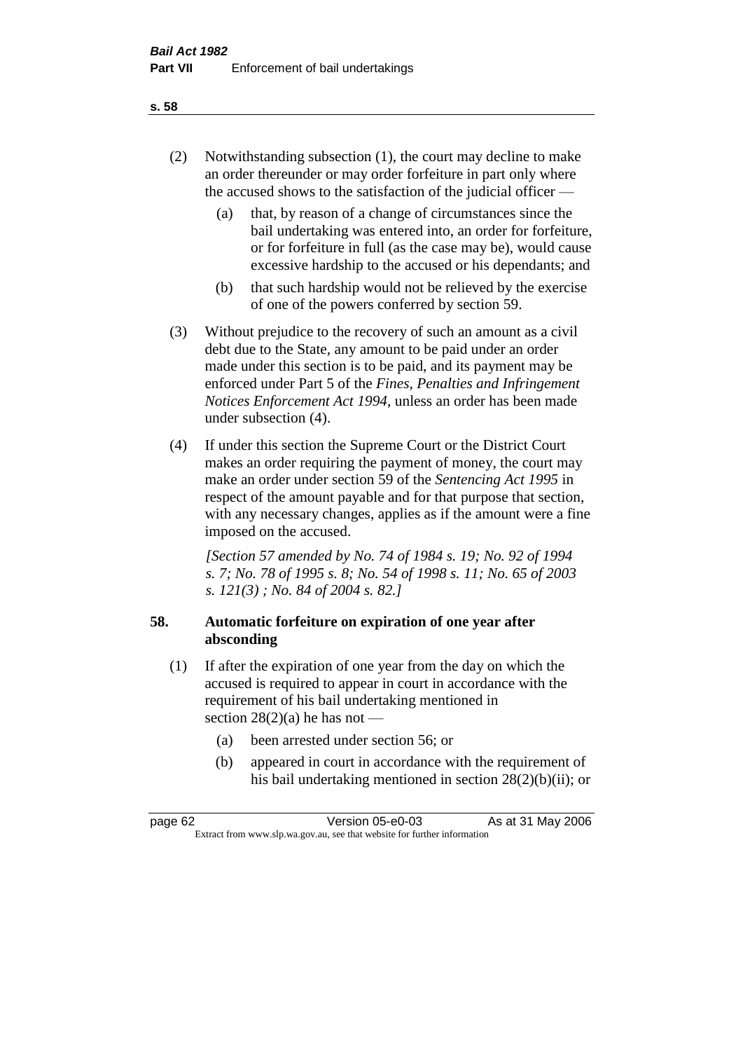(2) Notwithstanding subsection (1), the court may decline to make an order thereunder or may order forfeiture in part only where the accused shows to the satisfaction of the judicial officer —

  (a) that, by reason of a change of circumstances since the bail undertaking was entered into, an order for forfeiture, or for forfeiture in full (as the case may be), would cause excessive hardship to the accused or his dependants; and

  (b) that such hardship would not be relieved by the exercise of one of the powers conferred by section 59.

(3) Without prejudice to the recovery of such an amount as a civil debt due to the State, any amount to be paid under an order made under this section is to be paid, and its payment may be enforced under Part 5 of the *Fines, Penalties and Infringement Notices Enforcement Act 1994*, unless an order has been made under subsection (4).

(4) If under this section the Supreme Court or the District Court makes an order requiring the payment of money, the court may make an order under section 59 of the *Sentencing Act 1995* in respect of the amount payable and for that purpose that section, with any necessary changes, applies as if the amount were a fine imposed on the accused.

*[Section 57 amended by No. 74 of 1984 s. 19; No. 92 of 1994 s. 7; No. 78 of 1995 s. 8; No. 54 of 1998 s. 11; No. 65 of 2003 s. 121(3) ; No. 84 of 2004 s. 82.]*

### 58. Automatic forfeiture on expiration of one year after absconding

(1) If after the expiration of one year from the day on which the accused is required to appear in court in accordance with the requirement of his bail undertaking mentioned in section 28(2)(a) he has not —

  (a) been arrested under section 56; or

  (b) appeared in court in accordance with the requirement of his bail undertaking mentioned in section 28(2)(b)(ii); or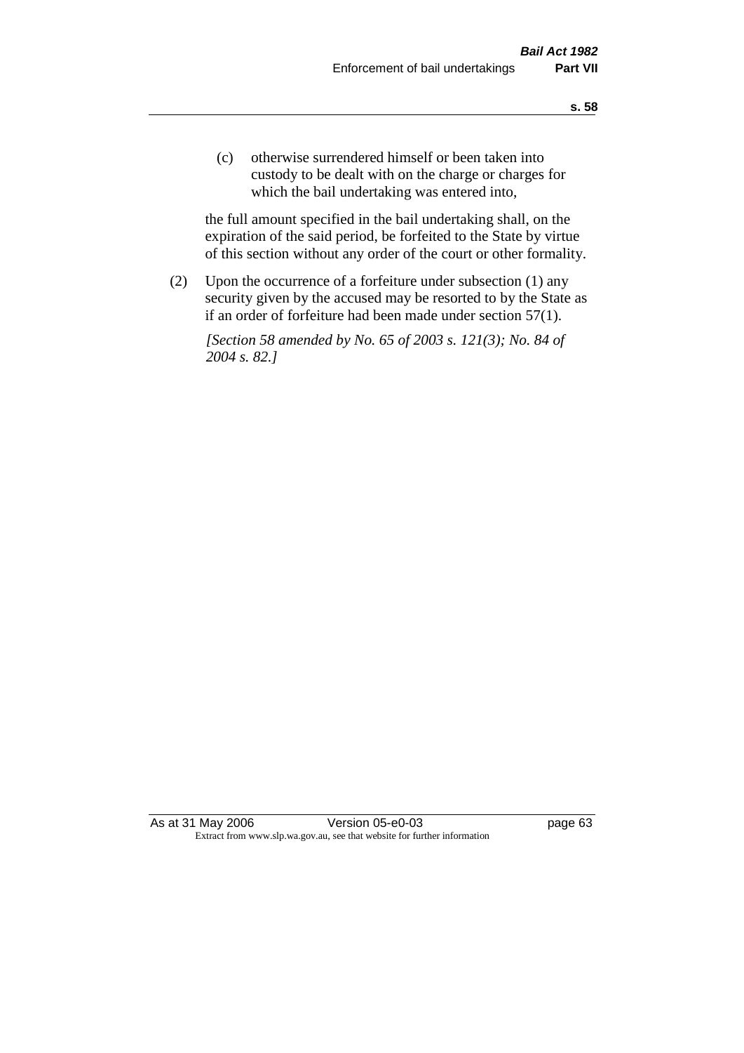(c) otherwise surrendered himself or been taken into custody to be dealt with on the charge or charges for which the bail undertaking was entered into,

the full amount specified in the bail undertaking shall, on the expiration of the said period, be forfeited to the State by virtue of this section without any order of the court or other formality.

(2) Upon the occurrence of a forfeiture under subsection (1) any security given by the accused may be resorted to by the State as if an order of forfeiture had been made under section 57(1).

*[Section 58 amended by No. 65 of 2003 s. 121(3); No. 84 of 2004 s. 82.]*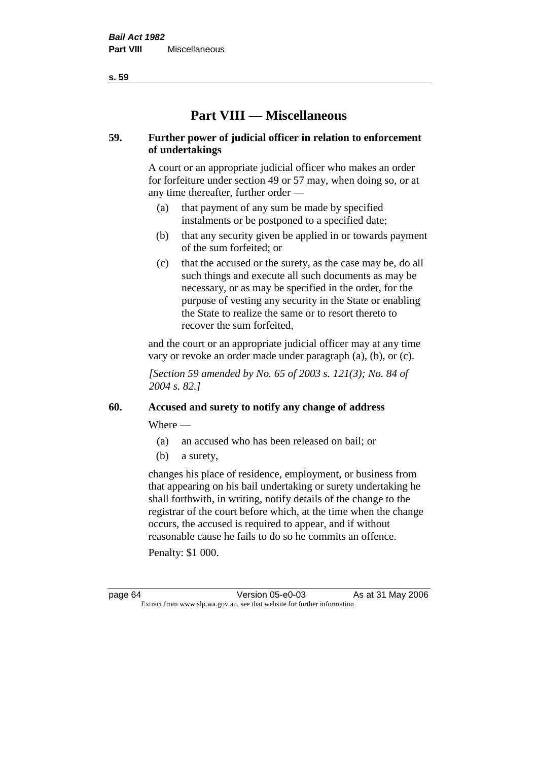# Part VIII — Miscellaneous

## 59. Further power of judicial officer in relation to enforcement of undertakings

A court or an appropriate judicial officer who makes an order for forfeiture under section 49 or 57 may, when doing so, or at any time thereafter, further order —

(a) that payment of any sum be made by specified instalments or be postponed to a specified date;

(b) that any security given be applied in or towards payment of the sum forfeited; or

(c) that the accused or the surety, as the case may be, do all such things and execute all such documents as may be necessary, or as may be specified in the order, for the purpose of vesting any security in the State or enabling the State to realize the same or to resort thereto to recover the sum forfeited,

and the court or an appropriate judicial officer may at any time vary or revoke an order made under paragraph (a), (b), or (c).

*[Section 59 amended by No. 65 of 2003 s. 121(3); No. 84 of 2004 s. 82.]*

## 60. Accused and surety to notify any change of address

Where —

(a) an accused who has been released on bail; or

(b) a surety,

changes his place of residence, employment, or business from that appearing on his bail undertaking or surety undertaking he shall forthwith, in writing, notify details of the change to the registrar of the court before which, at the time when the change occurs, the accused is required to appear, and if without reasonable cause he fails to do so he commits an offence.

Penalty: $1 000.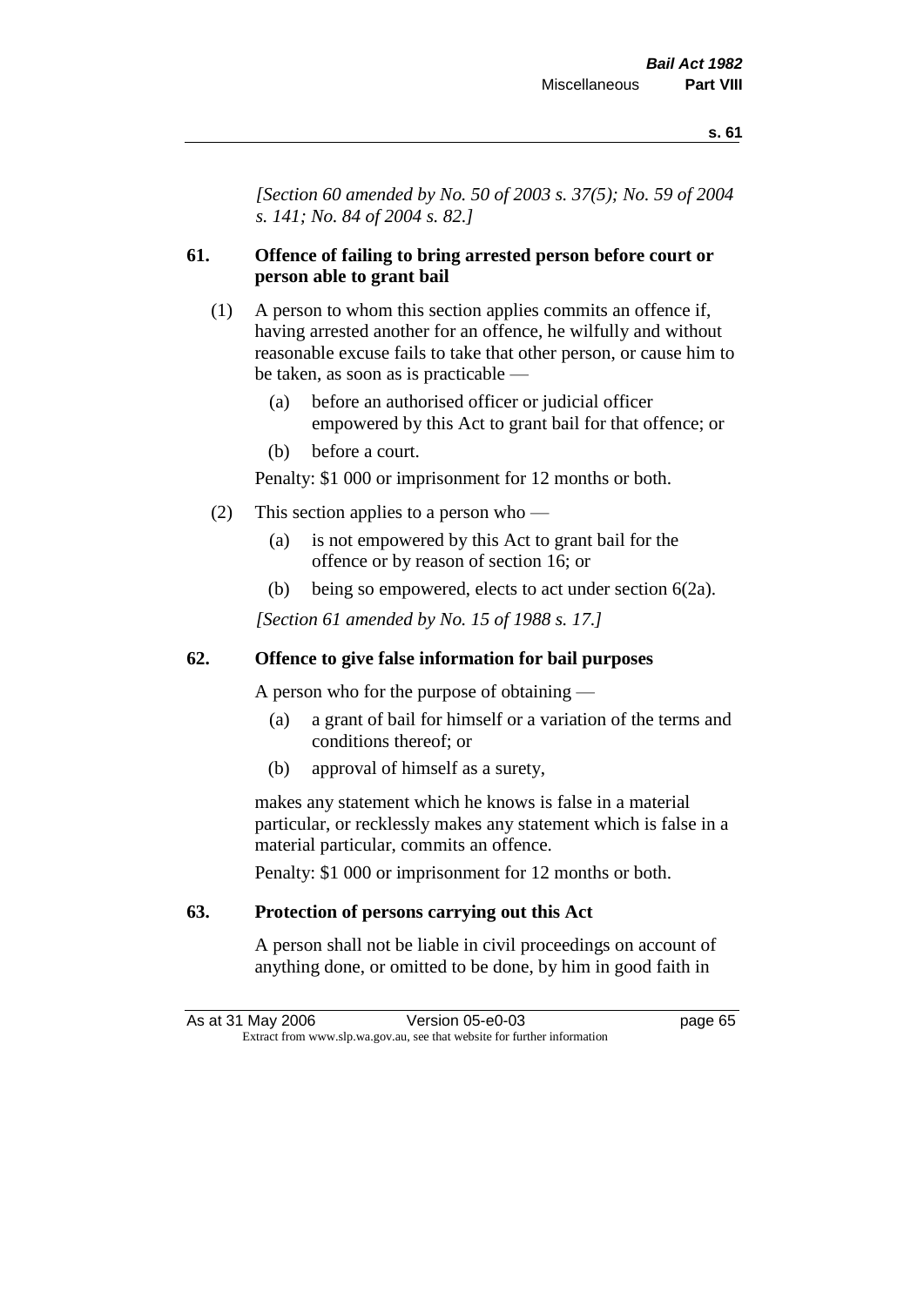*[Section 60 amended by No. 50 of 2003 s. 37(5); No. 59 of 2004 s. 141; No. 84 of 2004 s. 82.]*

### 61. Offence of failing to bring arrested person before court or person able to grant bail

(1) A person to whom this section applies commits an offence if, having arrested another for an offence, he wilfully and without reasonable excuse fails to take that other person, or cause him to be taken, as soon as is practicable —

  (a) before an authorised officer or judicial officer empowered by this Act to grant bail for that offence; or

  (b) before a court.

Penalty: $1 000 or imprisonment for 12 months or both.

(2) This section applies to a person who —

  (a) is not empowered by this Act to grant bail for the offence or by reason of section 16; or

  (b) being so empowered, elects to act under section 6(2a).

*[Section 61 amended by No. 15 of 1988 s. 17.]*

### 62. Offence to give false information for bail purposes

A person who for the purpose of obtaining —

  (a) a grant of bail for himself or a variation of the terms and conditions thereof; or

  (b) approval of himself as a surety,

makes any statement which he knows is false in a material particular, or recklessly makes any statement which is false in a material particular, commits an offence.

Penalty: $1 000 or imprisonment for 12 months or both.

### 63. Protection of persons carrying out this Act

A person shall not be liable in civil proceedings on account of anything done, or omitted to be done, by him in good faith in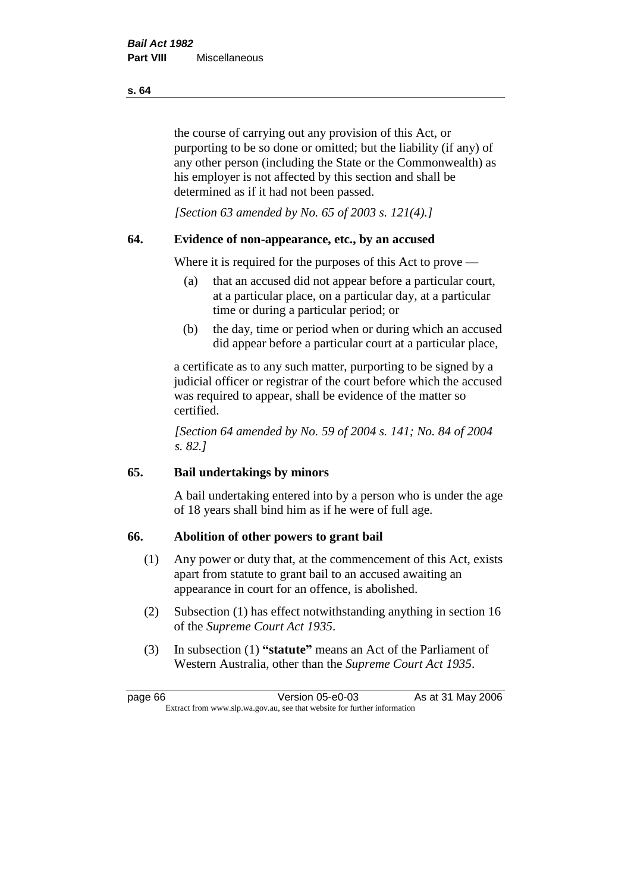the course of carrying out any provision of this Act, or purporting to be so done or omitted; but the liability (if any) of any other person (including the State or the Commonwealth) as his employer is not affected by this section and shall be determined as if it had not been passed.

*[Section 63 amended by No. 65 of 2003 s. 121(4).]*

## 64. Evidence of non-appearance, etc., by an accused

Where it is required for the purposes of this Act to prove —

(a) that an accused did not appear before a particular court, at a particular place, on a particular day, at a particular time or during a particular period; or

(b) the day, time or period when or during which an accused did appear before a particular court at a particular place,

a certificate as to any such matter, purporting to be signed by a judicial officer or registrar of the court before which the accused was required to appear, shall be evidence of the matter so certified.

*[Section 64 amended by No. 59 of 2004 s. 141; No. 84 of 2004 s. 82.]*

## 65. Bail undertakings by minors

A bail undertaking entered into by a person who is under the age of 18 years shall bind him as if he were of full age.

## 66. Abolition of other powers to grant bail

(1) Any power or duty that, at the commencement of this Act, exists apart from statute to grant bail to an accused awaiting an appearance in court for an offence, is abolished.

(2) Subsection (1) has effect notwithstanding anything in section 16 of the *Supreme Court Act 1935*.

(3) In subsection (1) **"statute"** means an Act of the Parliament of Western Australia, other than the *Supreme Court Act 1935*.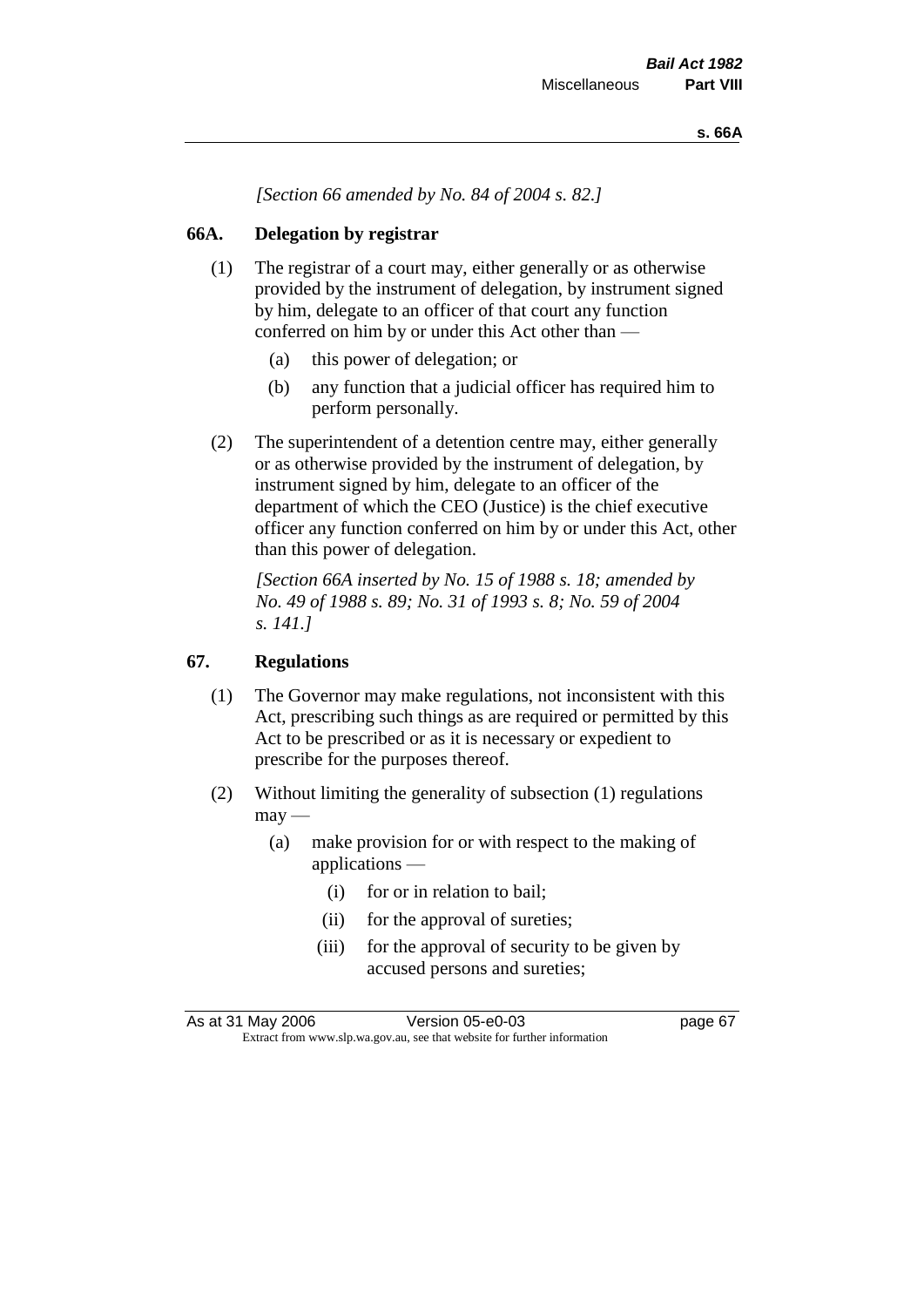*[Section 66 amended by No. 84 of 2004 s. 82.]*

## 66A. Delegation by registrar

(1) The registrar of a court may, either generally or as otherwise provided by the instrument of delegation, by instrument signed by him, delegate to an officer of that court any function conferred on him by or under this Act other than —

(a) this power of delegation; or

(b) any function that a judicial officer has required him to perform personally.

(2) The superintendent of a detention centre may, either generally or as otherwise provided by the instrument of delegation, by instrument signed by him, delegate to an officer of the department of which the CEO (Justice) is the chief executive officer any function conferred on him by or under this Act, other than this power of delegation.

*[Section 66A inserted by No. 15 of 1988 s. 18; amended by No. 49 of 1988 s. 89; No. 31 of 1993 s. 8; No. 59 of 2004 s. 141.]*

## 67. Regulations

(1) The Governor may make regulations, not inconsistent with this Act, prescribing such things as are required or permitted by this Act to be prescribed or as it is necessary or expedient to prescribe for the purposes thereof.

(2) Without limiting the generality of subsection (1) regulations may —

(a) make provision for or with respect to the making of applications —

(i) for or in relation to bail;

(ii) for the approval of sureties;

(iii) for the approval of security to be given by accused persons and sureties;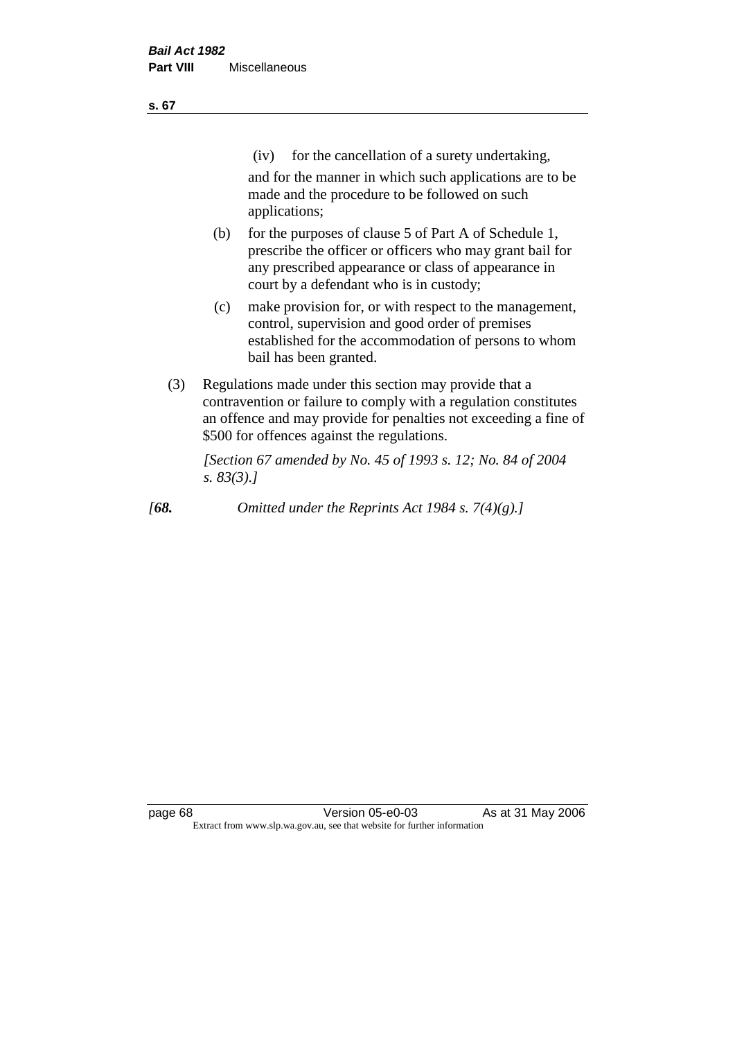(iv) for the cancellation of a surety undertaking,

and for the manner in which such applications are to be made and the procedure to be followed on such applications;

(b) for the purposes of clause 5 of Part A of Schedule 1, prescribe the officer or officers who may grant bail for any prescribed appearance or class of appearance in court by a defendant who is in custody;

(c) make provision for, or with respect to the management, control, supervision and good order of premises established for the accommodation of persons to whom bail has been granted.

(3) Regulations made under this section may provide that a contravention or failure to comply with a regulation constitutes an offence and may provide for penalties not exceeding a fine of $500 for offences against the regulations.

*[Section 67 amended by No. 45 of 1993 s. 12; No. 84 of 2004 s. 83(3).]*

*[**68.** Omitted under the Reprints Act 1984 s. 7(4)(g).]*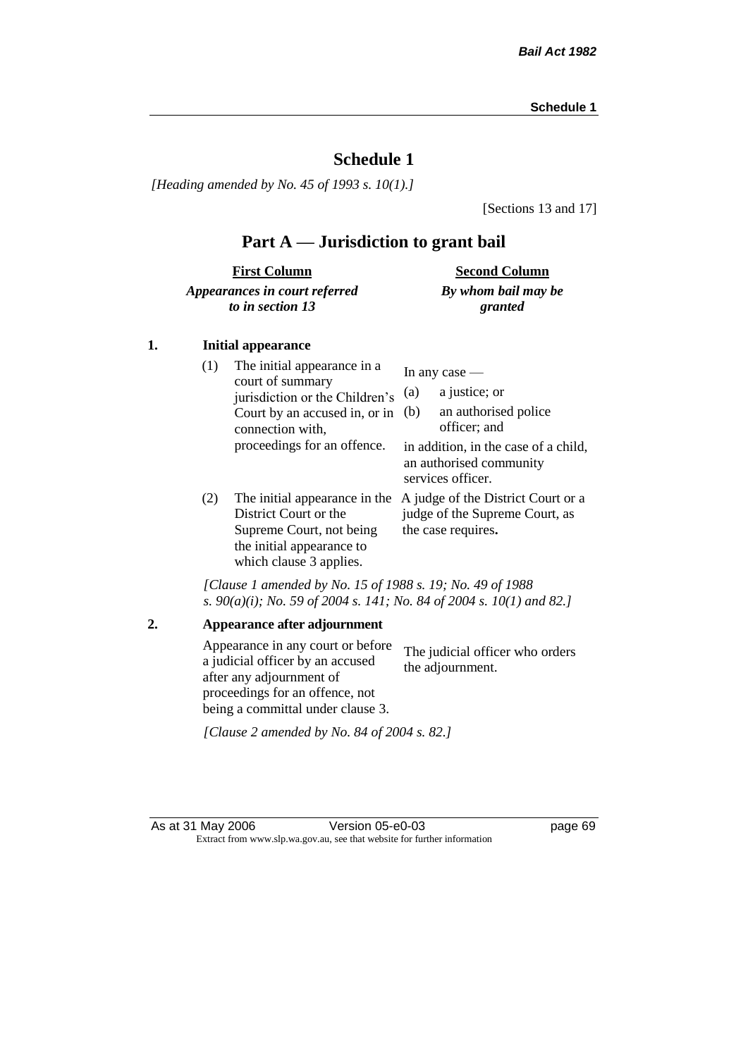# Schedule 1

*[Heading amended by No. 45 of 1993 s. 10(1).]*

[Sections 13 and 17]

## Part A — Jurisdiction to grant bail

| | **First Column** *Appearances in court referred to in section 13* | **Second Column** *By whom bail may be granted* |
|---|---|---|
| **1.** | **Initial appearance** | |
| | (1) The initial appearance in a court of summary jurisdiction or the Children's Court by an accused in, or in connection with, proceedings for an offence. | In any case — (a) a justice; or (b) an authorised police officer; and in addition, in the case of a child, an authorised community services officer. |
| | (2) The initial appearance in the District Court or the Supreme Court, not being the initial appearance to which clause 3 applies. | A judge of the District Court or a judge of the Supreme Court, as the case requires**.** |
| | *[Clause 1 amended by No. 15 of 1988 s. 19; No. 49 of 1988 s. 90(a)(i); No. 59 of 2004 s. 141; No. 84 of 2004 s. 10(1) and 82.]* | |
| **2.** | **Appearance after adjournment** | |
| | Appearance in any court or before a judicial officer by an accused after any adjournment of proceedings for an offence, not being a committal under clause 3. | The judicial officer who orders the adjournment. |
| | *[Clause 2 amended by No. 84 of 2004 s. 82.]* | |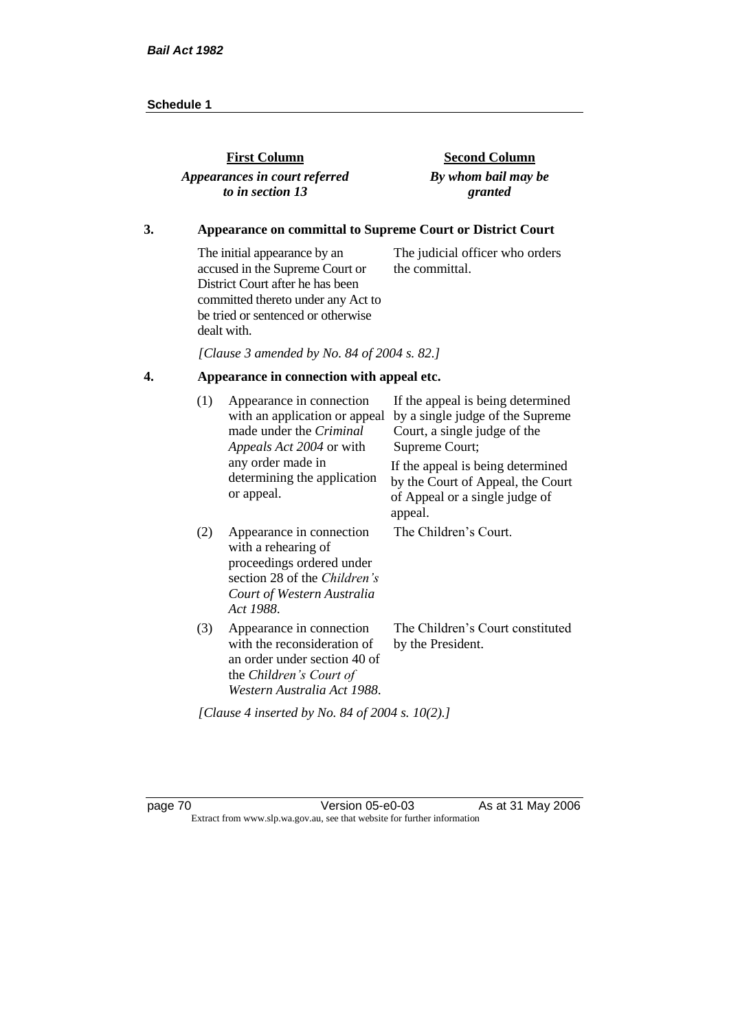| First Column *Appearances in court referred to in section 13* | Second Column *By whom bail may be granted* |
|---|---|

**3. Appearance on committal to Supreme Court or District Court**

| | |
|---|---|
| The initial appearance by an accused in the Supreme Court or District Court after he has been committed thereto under any Act to be tried or sentenced or otherwise dealt with. | The judicial officer who orders the committal. |

*[Clause 3 amended by No. 84 of 2004 s. 82.]*

**4. Appearance in connection with appeal etc.**

| | | |
|---|---|---|
| (1) | Appearance in connection with an application or appeal made under the *Criminal Appeals Act 2004* or with any order made in determining the application or appeal. | If the appeal is being determined by a single judge of the Supreme Court, a single judge of the Supreme Court; If the appeal is being determined by the Court of Appeal, the Court of Appeal or a single judge of appeal. |
| (2) | Appearance in connection with a rehearing of proceedings ordered under section 28 of the *Children's Court of Western Australia Act 1988*. | The Children's Court. |
| (3) | Appearance in connection with the reconsideration of an order under section 40 of the *Children's Court of Western Australia Act 1988*. | The Children's Court constituted by the President. |

*[Clause 4 inserted by No. 84 of 2004 s. 10(2).]*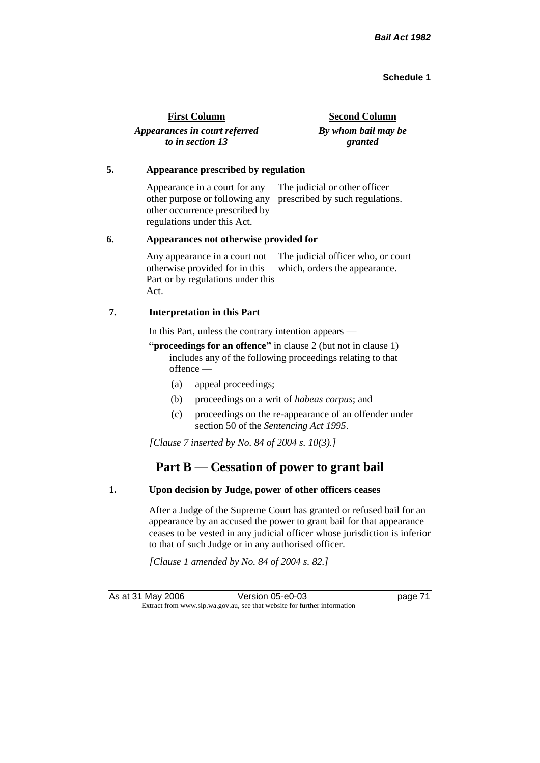| First Column | Second Column |
|---|---|
| *Appearances in court referred to in section 13* | *By whom bail may be granted* |

**5. Appearance prescribed by regulation**

| | |
|---|---|
| Appearance in a court for any other purpose or following any other occurrence prescribed by regulations under this Act. | The judicial or other officer prescribed by such regulations. |

**6. Appearances not otherwise provided for**

| | |
|---|---|
| Any appearance in a court not otherwise provided for in this Part or by regulations under this Act. | The judicial officer who, or court which, orders the appearance. |

**7. Interpretation in this Part**

In this Part, unless the contrary intention appears —

**"proceedings for an offence"** in clause 2 (but not in clause 1) includes any of the following proceedings relating to that offence —

(a) appeal proceedings;

(b) proceedings on a writ of *habeas corpus*; and

(c) proceedings on the re-appearance of an offender under section 50 of the *Sentencing Act 1995*.

*[Clause 7 inserted by No. 84 of 2004 s. 10(3).]*

## Part B — Cessation of power to grant bail

**1. Upon decision by Judge, power of other officers ceases**

After a Judge of the Supreme Court has granted or refused bail for an appearance by an accused the power to grant bail for that appearance ceases to be vested in any judicial officer whose jurisdiction is inferior to that of such Judge or in any authorised officer.

*[Clause 1 amended by No. 84 of 2004 s. 82.]*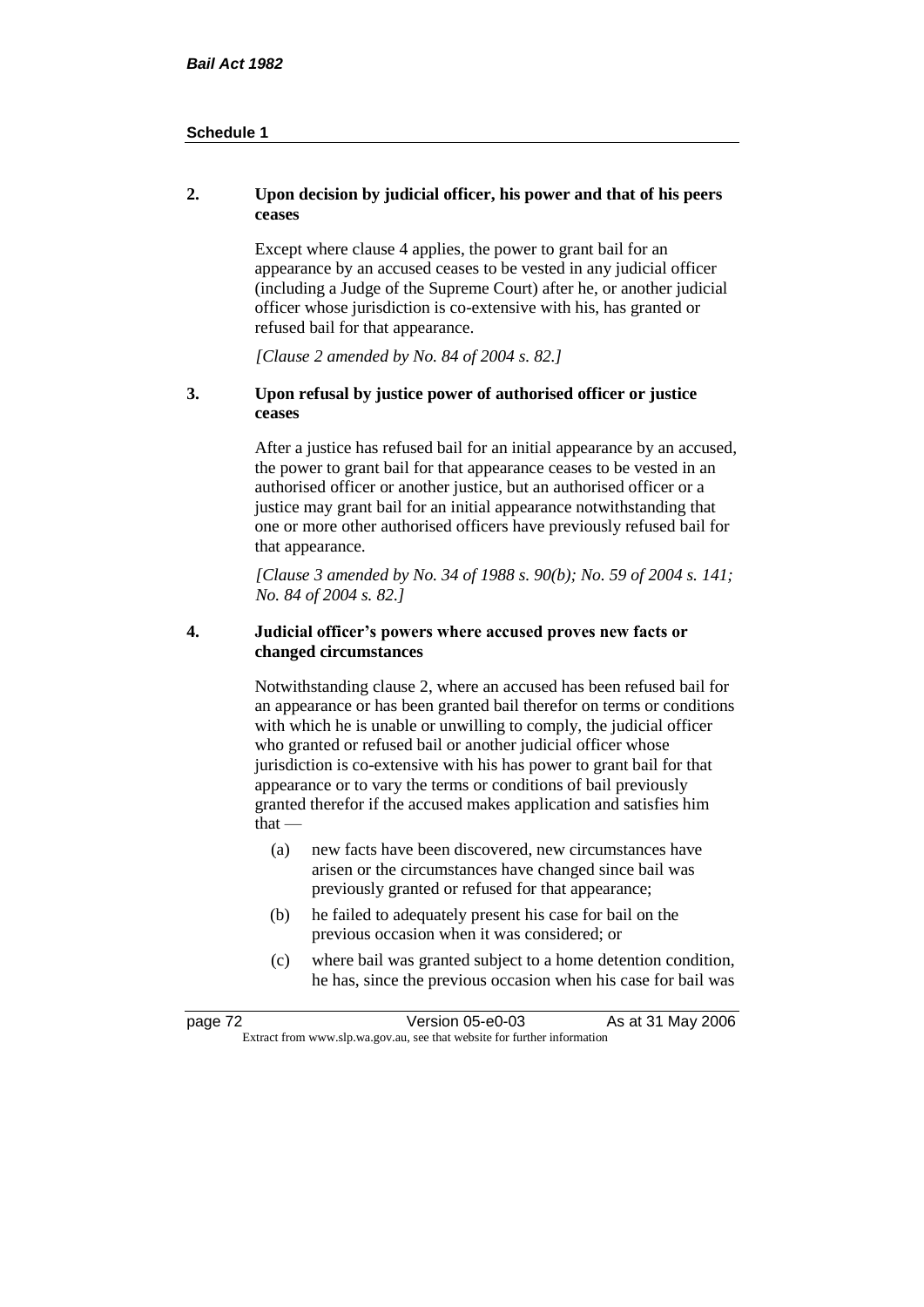**2. Upon decision by judicial officer, his power and that of his peers ceases**

Except where clause 4 applies, the power to grant bail for an appearance by an accused ceases to be vested in any judicial officer (including a Judge of the Supreme Court) after he, or another judicial officer whose jurisdiction is co-extensive with his, has granted or refused bail for that appearance.

*[Clause 2 amended by No. 84 of 2004 s. 82.]*

**3. Upon refusal by justice power of authorised officer or justice ceases**

After a justice has refused bail for an initial appearance by an accused, the power to grant bail for that appearance ceases to be vested in an authorised officer or another justice, but an authorised officer or a justice may grant bail for an initial appearance notwithstanding that one or more other authorised officers have previously refused bail for that appearance.

*[Clause 3 amended by No. 34 of 1988 s. 90(b); No. 59 of 2004 s. 141; No. 84 of 2004 s. 82.]*

**4. Judicial officer's powers where accused proves new facts or changed circumstances**

Notwithstanding clause 2, where an accused has been refused bail for an appearance or has been granted bail therefor on terms or conditions with which he is unable or unwilling to comply, the judicial officer who granted or refused bail or another judicial officer whose jurisdiction is co-extensive with his has power to grant bail for that appearance or to vary the terms or conditions of bail previously granted therefor if the accused makes application and satisfies him that —

(a) new facts have been discovered, new circumstances have arisen or the circumstances have changed since bail was previously granted or refused for that appearance;

(b) he failed to adequately present his case for bail on the previous occasion when it was considered; or

(c) where bail was granted subject to a home detention condition, he has, since the previous occasion when his case for bail was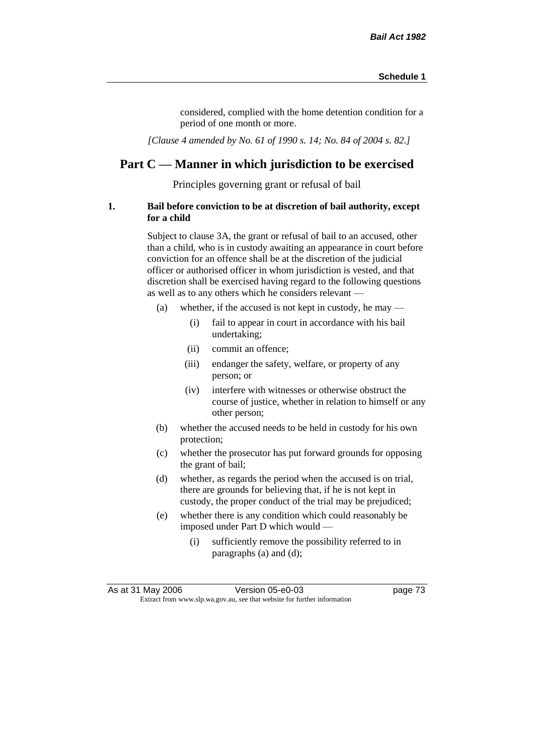considered, complied with the home detention condition for a period of one month or more.

*[Clause 4 amended by No. 61 of 1990 s. 14; No. 84 of 2004 s. 82.]*

## Part C — Manner in which jurisdiction to be exercised

Principles governing grant or refusal of bail

**1. Bail before conviction to be at discretion of bail authority, except for a child**

Subject to clause 3A, the grant or refusal of bail to an accused, other than a child, who is in custody awaiting an appearance in court before conviction for an offence shall be at the discretion of the judicial officer or authorised officer in whom jurisdiction is vested, and that discretion shall be exercised having regard to the following questions as well as to any others which he considers relevant —

- (a) whether, if the accused is not kept in custody, he may —
  - (i) fail to appear in court in accordance with his bail undertaking;
  - (ii) commit an offence;
  - (iii) endanger the safety, welfare, or property of any person; or
  - (iv) interfere with witnesses or otherwise obstruct the course of justice, whether in relation to himself or any other person;
- (b) whether the accused needs to be held in custody for his own protection;
- (c) whether the prosecutor has put forward grounds for opposing the grant of bail;
- (d) whether, as regards the period when the accused is on trial, there are grounds for believing that, if he is not kept in custody, the proper conduct of the trial may be prejudiced;
- (e) whether there is any condition which could reasonably be imposed under Part D which would —
  - (i) sufficiently remove the possibility referred to in paragraphs (a) and (d);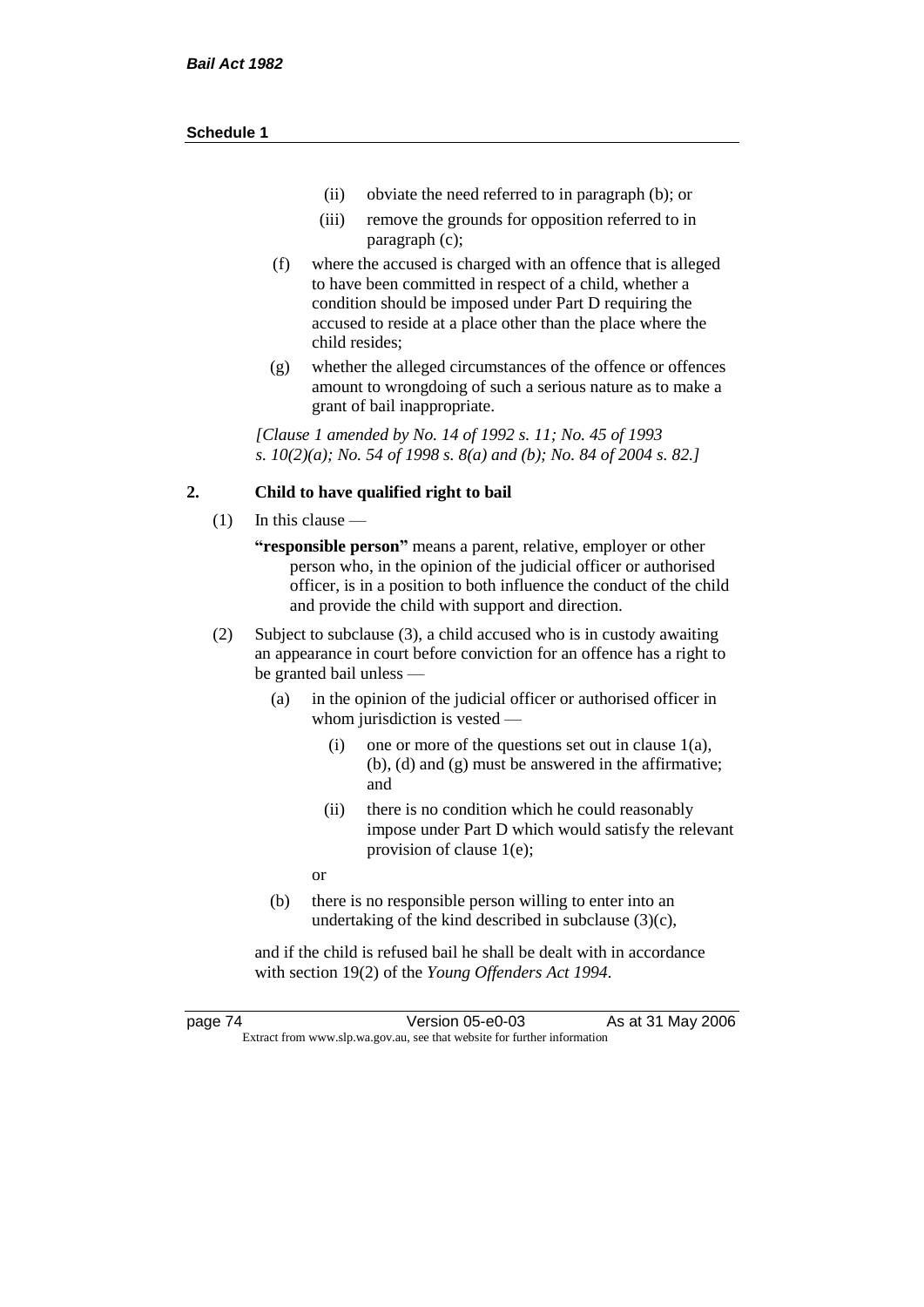(ii) obviate the need referred to in paragraph (b); or

(iii) remove the grounds for opposition referred to in paragraph (c);

(f) where the accused is charged with an offence that is alleged to have been committed in respect of a child, whether a condition should be imposed under Part D requiring the accused to reside at a place other than the place where the child resides;

(g) whether the alleged circumstances of the offence or offences amount to wrongdoing of such a serious nature as to make a grant of bail inappropriate.

*[Clause 1 amended by No. 14 of 1992 s. 11; No. 45 of 1993 s. 10(2)(a); No. 54 of 1998 s. 8(a) and (b); No. 84 of 2004 s. 82.]*

## 2. Child to have qualified right to bail

(1) In this clause —

**"responsible person"** means a parent, relative, employer or other person who, in the opinion of the judicial officer or authorised officer, is in a position to both influence the conduct of the child and provide the child with support and direction.

(2) Subject to subclause (3), a child accused who is in custody awaiting an appearance in court before conviction for an offence has a right to be granted bail unless —

(a) in the opinion of the judicial officer or authorised officer in whom jurisdiction is vested —

(i) one or more of the questions set out in clause 1(a), (b), (d) and (g) must be answered in the affirmative; and

(ii) there is no condition which he could reasonably impose under Part D which would satisfy the relevant provision of clause 1(e);

or

(b) there is no responsible person willing to enter into an undertaking of the kind described in subclause (3)(c),

and if the child is refused bail he shall be dealt with in accordance with section 19(2) of the *Young Offenders Act 1994*.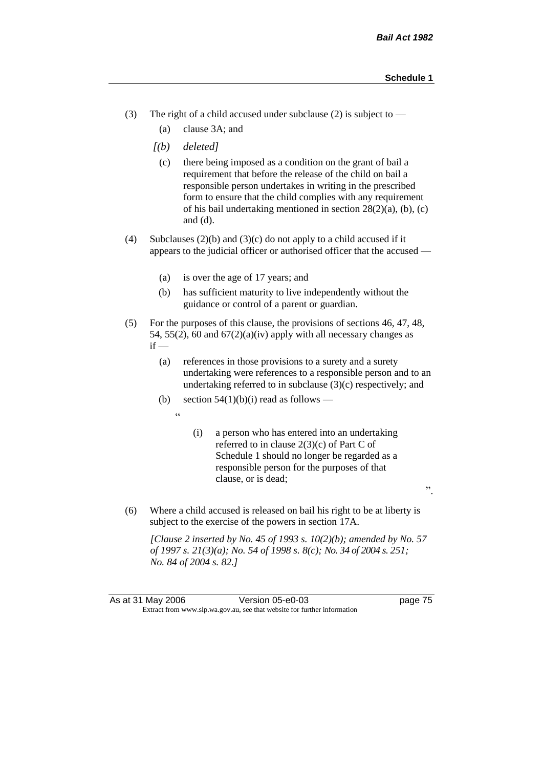(3) The right of a child accused under subclause (2) is subject to —

  (a) clause 3A; and

  *[(b) deleted]*

  (c) there being imposed as a condition on the grant of bail a requirement that before the release of the child on bail a responsible person undertakes in writing in the prescribed form to ensure that the child complies with any requirement of his bail undertaking mentioned in section 28(2)(a), (b), (c) and (d).

(4) Subclauses (2)(b) and (3)(c) do not apply to a child accused if it appears to the judicial officer or authorised officer that the accused —

  (a) is over the age of 17 years; and

  (b) has sufficient maturity to live independently without the guidance or control of a parent or guardian.

(5) For the purposes of this clause, the provisions of sections 46, 47, 48, 54, 55(2), 60 and 67(2)(a)(iv) apply with all necessary changes as if —

  (a) references in those provisions to a surety and a surety undertaking were references to a responsible person and to an undertaking referred to in subclause (3)(c) respectively; and

  (b) section 54(1)(b)(i) read as follows —

  "

    (i) a person who has entered into an undertaking referred to in clause 2(3)(c) of Part C of Schedule 1 should no longer be regarded as a responsible person for the purposes of that clause, or is dead;

  ".

(6) Where a child accused is released on bail his right to be at liberty is subject to the exercise of the powers in section 17A.

*[Clause 2 inserted by No. 45 of 1993 s. 10(2)(b); amended by No. 57 of 1997 s. 21(3)(a); No. 54 of 1998 s. 8(c); No. 34 of 2004 s. 251; No. 84 of 2004 s. 82.]*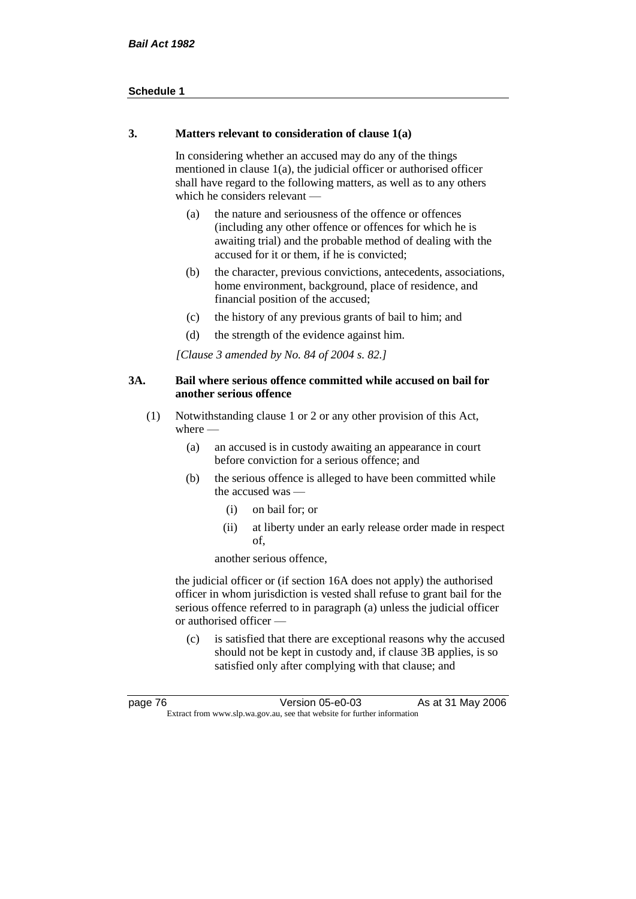### 3. Matters relevant to consideration of clause 1(a)

In considering whether an accused may do any of the things mentioned in clause 1(a), the judicial officer or authorised officer shall have regard to the following matters, as well as to any others which he considers relevant —

(a) the nature and seriousness of the offence or offences (including any other offence or offences for which he is awaiting trial) and the probable method of dealing with the accused for it or them, if he is convicted;

(b) the character, previous convictions, antecedents, associations, home environment, background, place of residence, and financial position of the accused;

(c) the history of any previous grants of bail to him; and

(d) the strength of the evidence against him.

*[Clause 3 amended by No. 84 of 2004 s. 82.]*

### 3A. Bail where serious offence committed while accused on bail for another serious offence

(1) Notwithstanding clause 1 or 2 or any other provision of this Act, where —

(a) an accused is in custody awaiting an appearance in court before conviction for a serious offence; and

(b) the serious offence is alleged to have been committed while the accused was —

(i) on bail for; or

(ii) at liberty under an early release order made in respect of,

another serious offence,

the judicial officer or (if section 16A does not apply) the authorised officer in whom jurisdiction is vested shall refuse to grant bail for the serious offence referred to in paragraph (a) unless the judicial officer or authorised officer —

(c) is satisfied that there are exceptional reasons why the accused should not be kept in custody and, if clause 3B applies, is so satisfied only after complying with that clause; and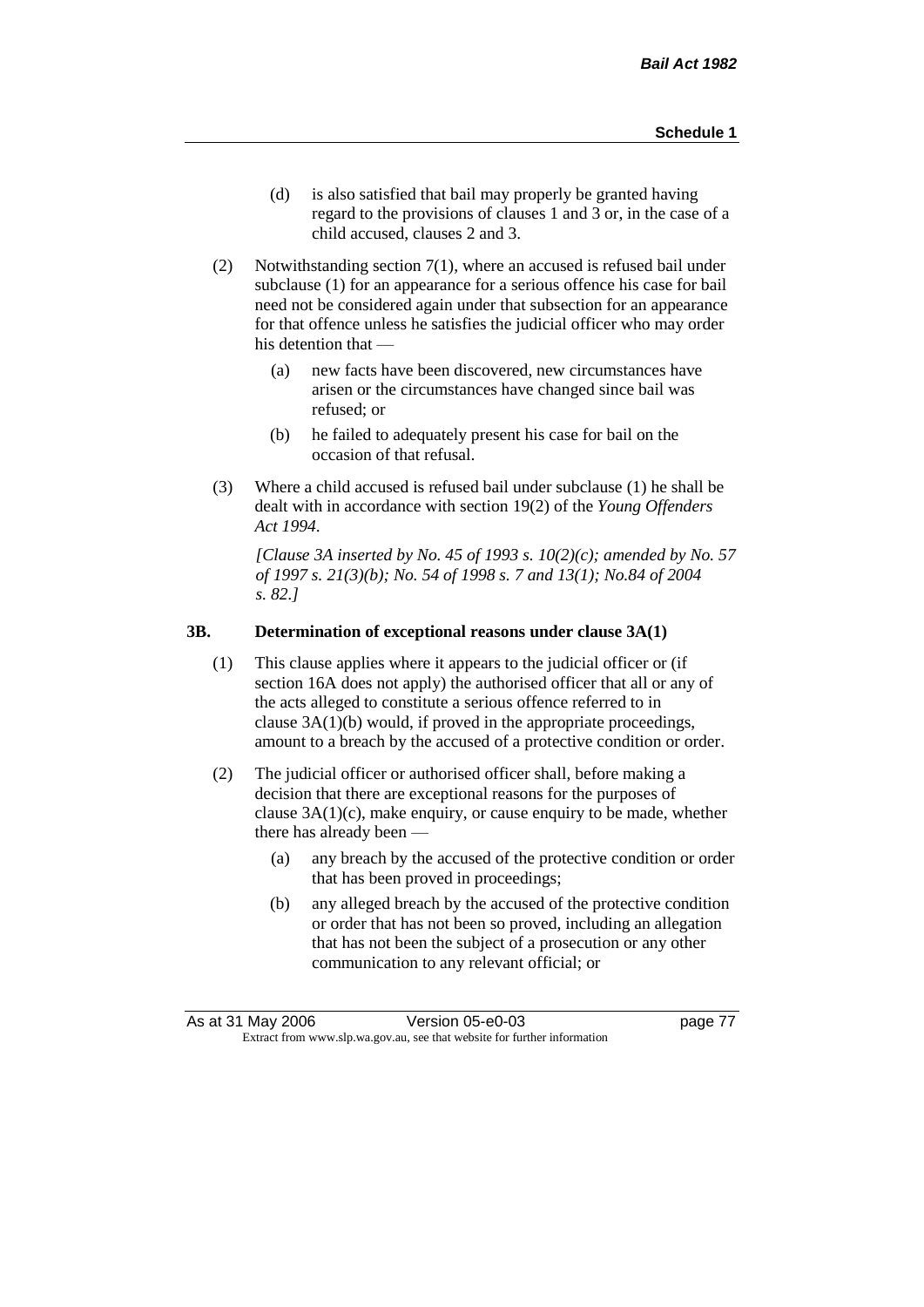(d) is also satisfied that bail may properly be granted having regard to the provisions of clauses 1 and 3 or, in the case of a child accused, clauses 2 and 3.

(2) Notwithstanding section 7(1), where an accused is refused bail under subclause (1) for an appearance for a serious offence his case for bail need not be considered again under that subsection for an appearance for that offence unless he satisfies the judicial officer who may order his detention that —

(a) new facts have been discovered, new circumstances have arisen or the circumstances have changed since bail was refused; or

(b) he failed to adequately present his case for bail on the occasion of that refusal.

(3) Where a child accused is refused bail under subclause (1) he shall be dealt with in accordance with section 19(2) of the *Young Offenders Act 1994*.

*[Clause 3A inserted by No. 45 of 1993 s. 10(2)(c); amended by No. 57 of 1997 s. 21(3)(b); No. 54 of 1998 s. 7 and 13(1); No.84 of 2004 s. 82.]*

### 3B. Determination of exceptional reasons under clause 3A(1)

(1) This clause applies where it appears to the judicial officer or (if section 16A does not apply) the authorised officer that all or any of the acts alleged to constitute a serious offence referred to in clause 3A(1)(b) would, if proved in the appropriate proceedings, amount to a breach by the accused of a protective condition or order.

(2) The judicial officer or authorised officer shall, before making a decision that there are exceptional reasons for the purposes of clause 3A(1)(c), make enquiry, or cause enquiry to be made, whether there has already been —

(a) any breach by the accused of the protective condition or order that has been proved in proceedings;

(b) any alleged breach by the accused of the protective condition or order that has not been so proved, including an allegation that has not been the subject of a prosecution or any other communication to any relevant official; or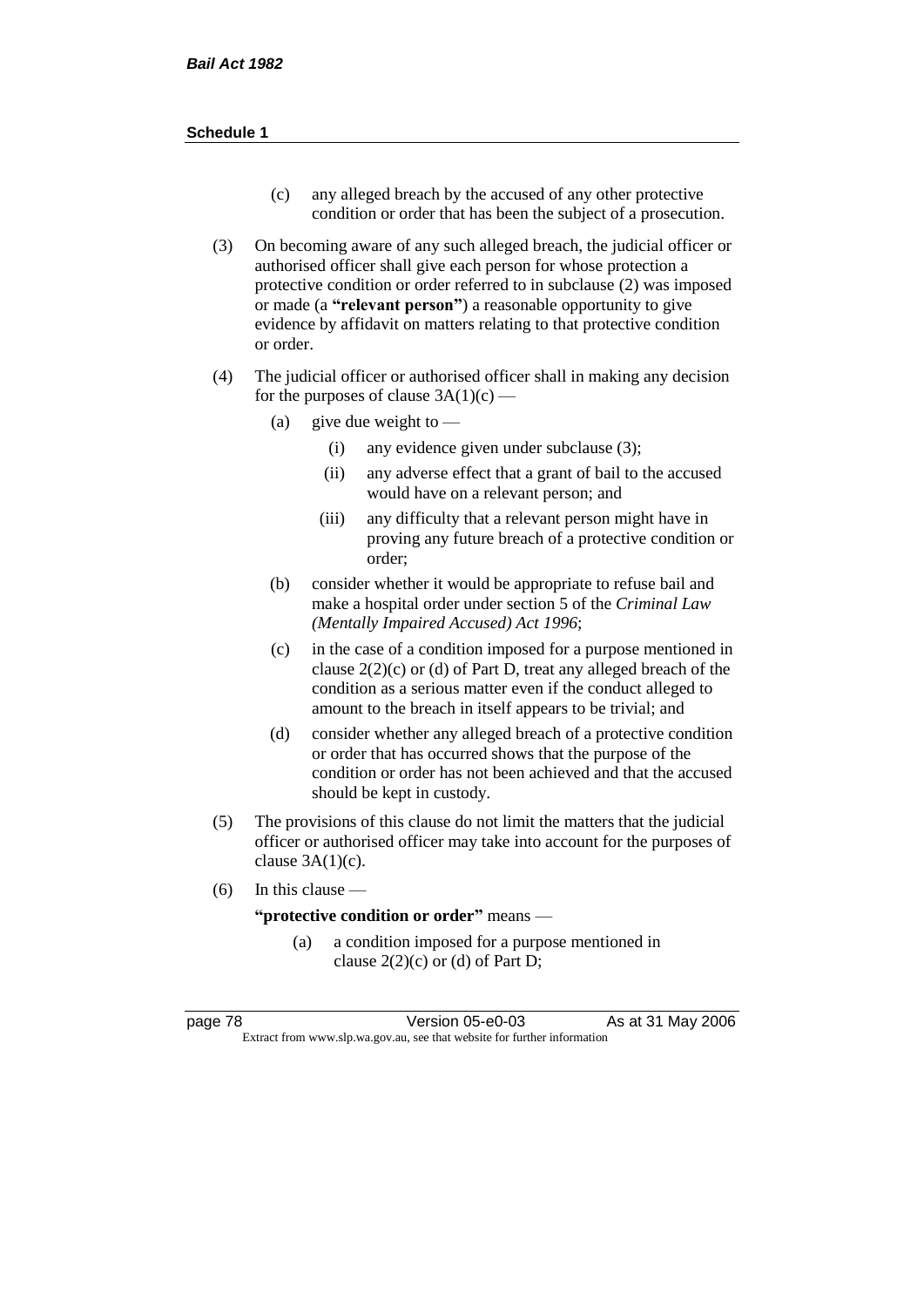(c) any alleged breach by the accused of any other protective condition or order that has been the subject of a prosecution.

(3) On becoming aware of any such alleged breach, the judicial officer or authorised officer shall give each person for whose protection a protective condition or order referred to in subclause (2) was imposed or made (a **"relevant person"**) a reasonable opportunity to give evidence by affidavit on matters relating to that protective condition or order.

(4) The judicial officer or authorised officer shall in making any decision for the purposes of clause 3A(1)(c) —

(a) give due weight to —

(i) any evidence given under subclause (3);

(ii) any adverse effect that a grant of bail to the accused would have on a relevant person; and

(iii) any difficulty that a relevant person might have in proving any future breach of a protective condition or order;

(b) consider whether it would be appropriate to refuse bail and make a hospital order under section 5 of the *Criminal Law (Mentally Impaired Accused) Act 1996*;

(c) in the case of a condition imposed for a purpose mentioned in clause 2(2)(c) or (d) of Part D, treat any alleged breach of the condition as a serious matter even if the conduct alleged to amount to the breach in itself appears to be trivial; and

(d) consider whether any alleged breach of a protective condition or order that has occurred shows that the purpose of the condition or order has not been achieved and that the accused should be kept in custody.

(5) The provisions of this clause do not limit the matters that the judicial officer or authorised officer may take into account for the purposes of clause 3A(1)(c).

(6) In this clause —

**"protective condition or order"** means —

(a) a condition imposed for a purpose mentioned in clause 2(2)(c) or (d) of Part D;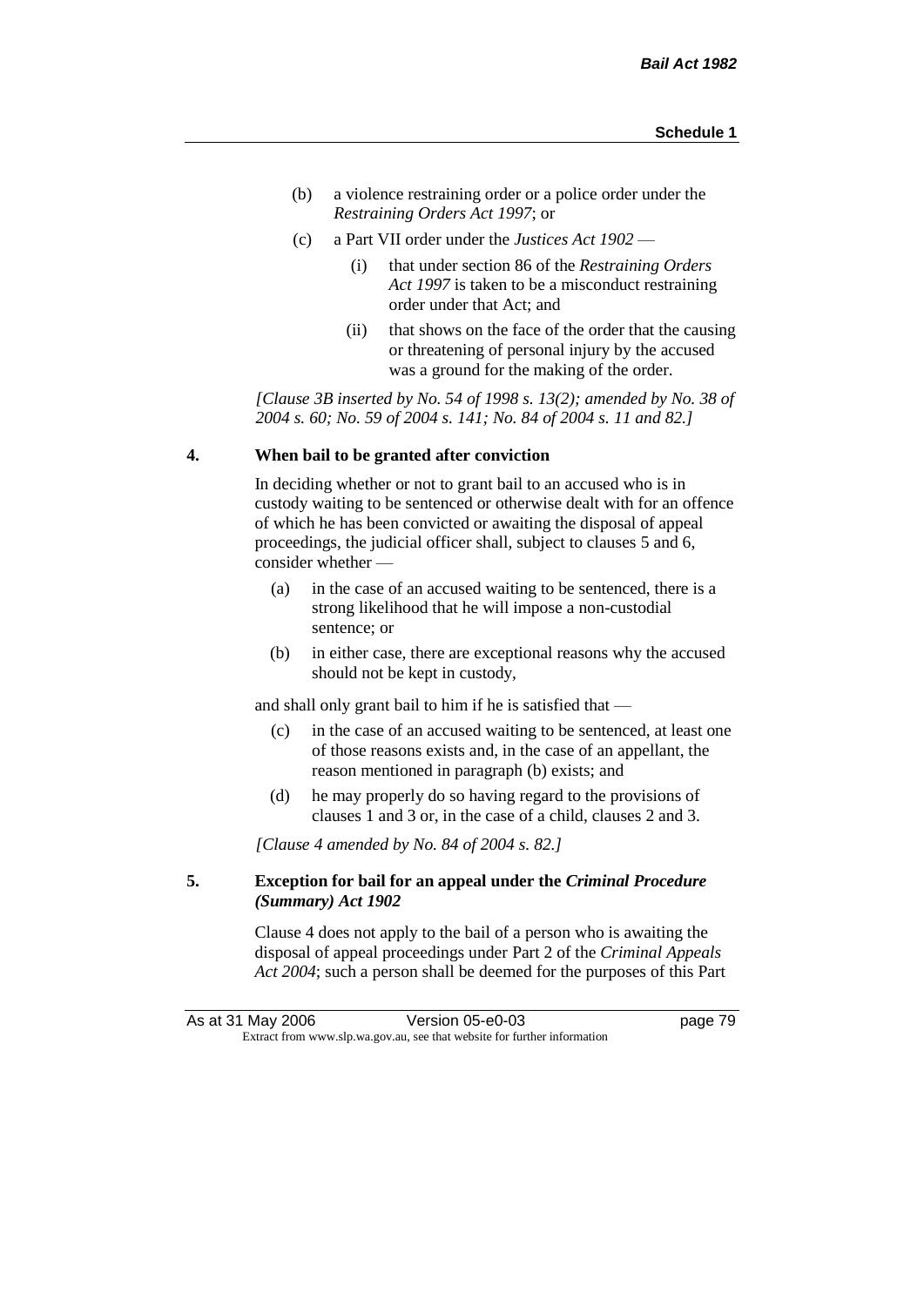(b) a violence restraining order or a police order under the *Restraining Orders Act 1997*; or

(c) a Part VII order under the *Justices Act 1902* —

(i) that under section 86 of the *Restraining Orders Act 1997* is taken to be a misconduct restraining order under that Act; and

(ii) that shows on the face of the order that the causing or threatening of personal injury by the accused was a ground for the making of the order.

*[Clause 3B inserted by No. 54 of 1998 s. 13(2); amended by No. 38 of 2004 s. 60; No. 59 of 2004 s. 141; No. 84 of 2004 s. 11 and 82.]*

**4. When bail to be granted after conviction**

In deciding whether or not to grant bail to an accused who is in custody waiting to be sentenced or otherwise dealt with for an offence of which he has been convicted or awaiting the disposal of appeal proceedings, the judicial officer shall, subject to clauses 5 and 6, consider whether —

(a) in the case of an accused waiting to be sentenced, there is a strong likelihood that he will impose a non-custodial sentence; or

(b) in either case, there are exceptional reasons why the accused should not be kept in custody,

and shall only grant bail to him if he is satisfied that —

(c) in the case of an accused waiting to be sentenced, at least one of those reasons exists and, in the case of an appellant, the reason mentioned in paragraph (b) exists; and

(d) he may properly do so having regard to the provisions of clauses 1 and 3 or, in the case of a child, clauses 2 and 3.

*[Clause 4 amended by No. 84 of 2004 s. 82.]*

**5. Exception for bail for an appeal under the *Criminal Procedure (Summary) Act 1902***

Clause 4 does not apply to the bail of a person who is awaiting the disposal of appeal proceedings under Part 2 of the *Criminal Appeals Act 2004*; such a person shall be deemed for the purposes of this Part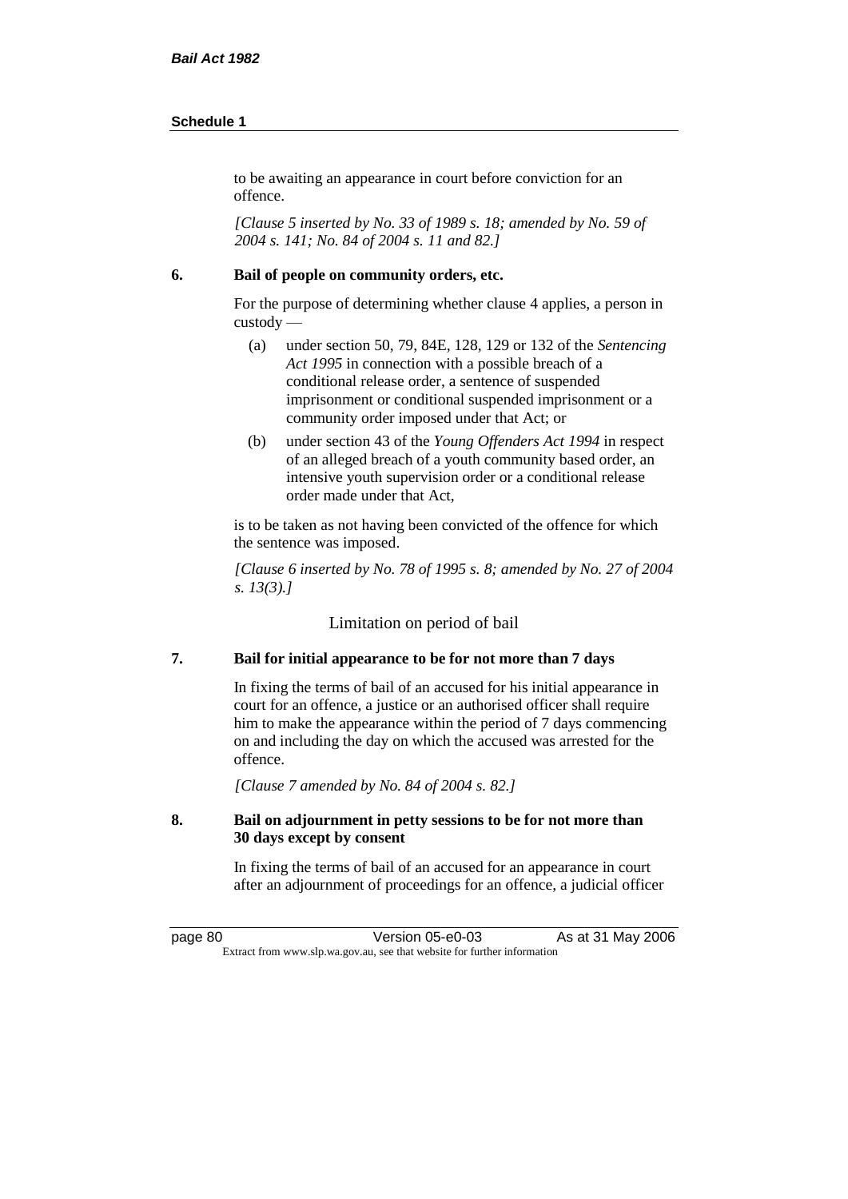to be awaiting an appearance in court before conviction for an offence.

*[Clause 5 inserted by No. 33 of 1989 s. 18; amended by No. 59 of 2004 s. 141; No. 84 of 2004 s. 11 and 82.]*

**6. Bail of people on community orders, etc.**

For the purpose of determining whether clause 4 applies, a person in custody —

(a) under section 50, 79, 84E, 128, 129 or 132 of the *Sentencing Act 1995* in connection with a possible breach of a conditional release order, a sentence of suspended imprisonment or conditional suspended imprisonment or a community order imposed under that Act; or

(b) under section 43 of the *Young Offenders Act 1994* in respect of an alleged breach of a youth community based order, an intensive youth supervision order or a conditional release order made under that Act,

is to be taken as not having been convicted of the offence for which the sentence was imposed.

*[Clause 6 inserted by No. 78 of 1995 s. 8; amended by No. 27 of 2004 s. 13(3).]*

## Limitation on period of bail

**7. Bail for initial appearance to be for not more than 7 days**

In fixing the terms of bail of an accused for his initial appearance in court for an offence, a justice or an authorised officer shall require him to make the appearance within the period of 7 days commencing on and including the day on which the accused was arrested for the offence.

*[Clause 7 amended by No. 84 of 2004 s. 82.]*

**8. Bail on adjournment in petty sessions to be for not more than 30 days except by consent**

In fixing the terms of bail of an accused for an appearance in court after an adjournment of proceedings for an offence, a judicial officer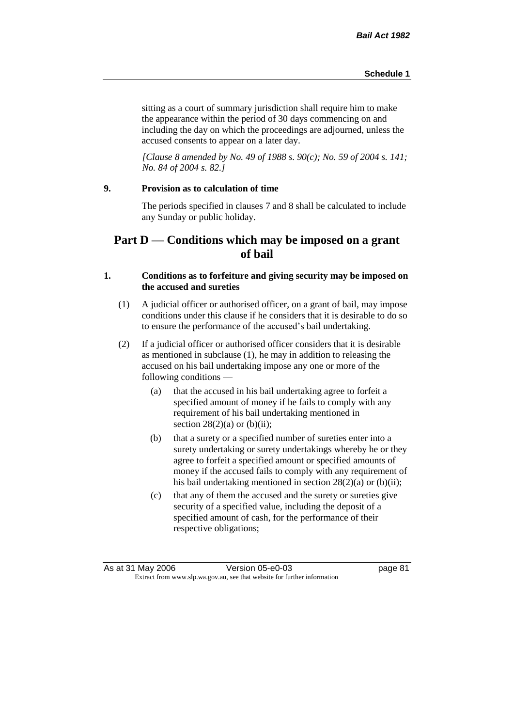sitting as a court of summary jurisdiction shall require him to make the appearance within the period of 30 days commencing on and including the day on which the proceedings are adjourned, unless the accused consents to appear on a later day.

*[Clause 8 amended by No. 49 of 1988 s. 90(c); No. 59 of 2004 s. 141; No. 84 of 2004 s. 82.]*

**9. Provision as to calculation of time**

The periods specified in clauses 7 and 8 shall be calculated to include any Sunday or public holiday.

## Part D — Conditions which may be imposed on a grant of bail

**1. Conditions as to forfeiture and giving security may be imposed on the accused and sureties**

(1) A judicial officer or authorised officer, on a grant of bail, may impose conditions under this clause if he considers that it is desirable to do so to ensure the performance of the accused's bail undertaking.

(2) If a judicial officer or authorised officer considers that it is desirable as mentioned in subclause (1), he may in addition to releasing the accused on his bail undertaking impose any one or more of the following conditions —

(a) that the accused in his bail undertaking agree to forfeit a specified amount of money if he fails to comply with any requirement of his bail undertaking mentioned in section 28(2)(a) or (b)(ii);

(b) that a surety or a specified number of sureties enter into a surety undertaking or surety undertakings whereby he or they agree to forfeit a specified amount or specified amounts of money if the accused fails to comply with any requirement of his bail undertaking mentioned in section 28(2)(a) or (b)(ii);

(c) that any of them the accused and the surety or sureties give security of a specified value, including the deposit of a specified amount of cash, for the performance of their respective obligations;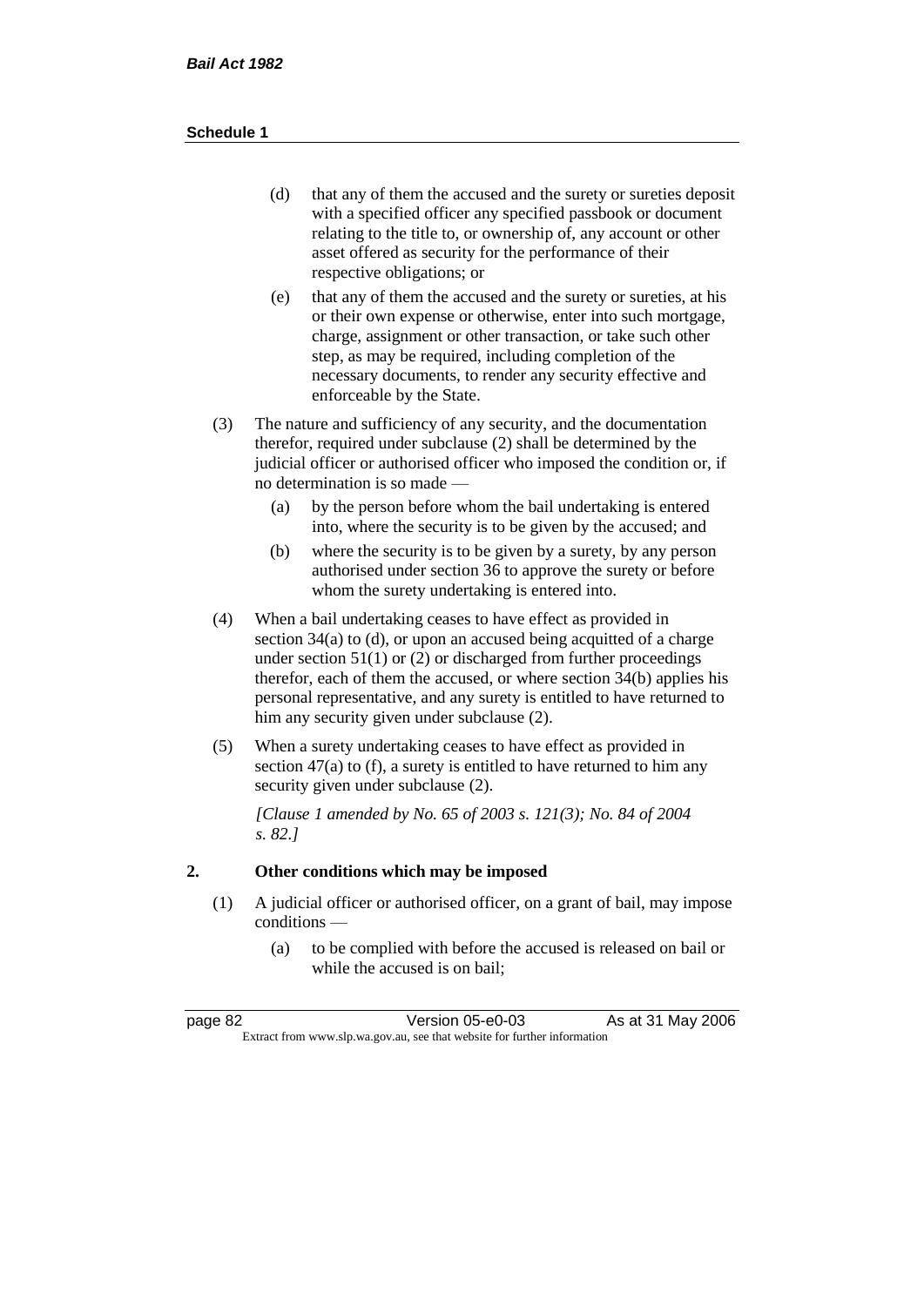(d) that any of them the accused and the surety or sureties deposit with a specified officer any specified passbook or document relating to the title to, or ownership of, any account or other asset offered as security for the performance of their respective obligations; or

(e) that any of them the accused and the surety or sureties, at his or their own expense or otherwise, enter into such mortgage, charge, assignment or other transaction, or take such other step, as may be required, including completion of the necessary documents, to render any security effective and enforceable by the State.

(3) The nature and sufficiency of any security, and the documentation therefor, required under subclause (2) shall be determined by the judicial officer or authorised officer who imposed the condition or, if no determination is so made —

(a) by the person before whom the bail undertaking is entered into, where the security is to be given by the accused; and

(b) where the security is to be given by a surety, by any person authorised under section 36 to approve the surety or before whom the surety undertaking is entered into.

(4) When a bail undertaking ceases to have effect as provided in section 34(a) to (d), or upon an accused being acquitted of a charge under section 51(1) or (2) or discharged from further proceedings therefor, each of them the accused, or where section 34(b) applies his personal representative, and any surety is entitled to have returned to him any security given under subclause (2).

(5) When a surety undertaking ceases to have effect as provided in section 47(a) to (f), a surety is entitled to have returned to him any security given under subclause (2).

*[Clause 1 amended by No. 65 of 2003 s. 121(3); No. 84 of 2004 s. 82.]*

## 2. Other conditions which may be imposed

(1) A judicial officer or authorised officer, on a grant of bail, may impose conditions —

(a) to be complied with before the accused is released on bail or while the accused is on bail;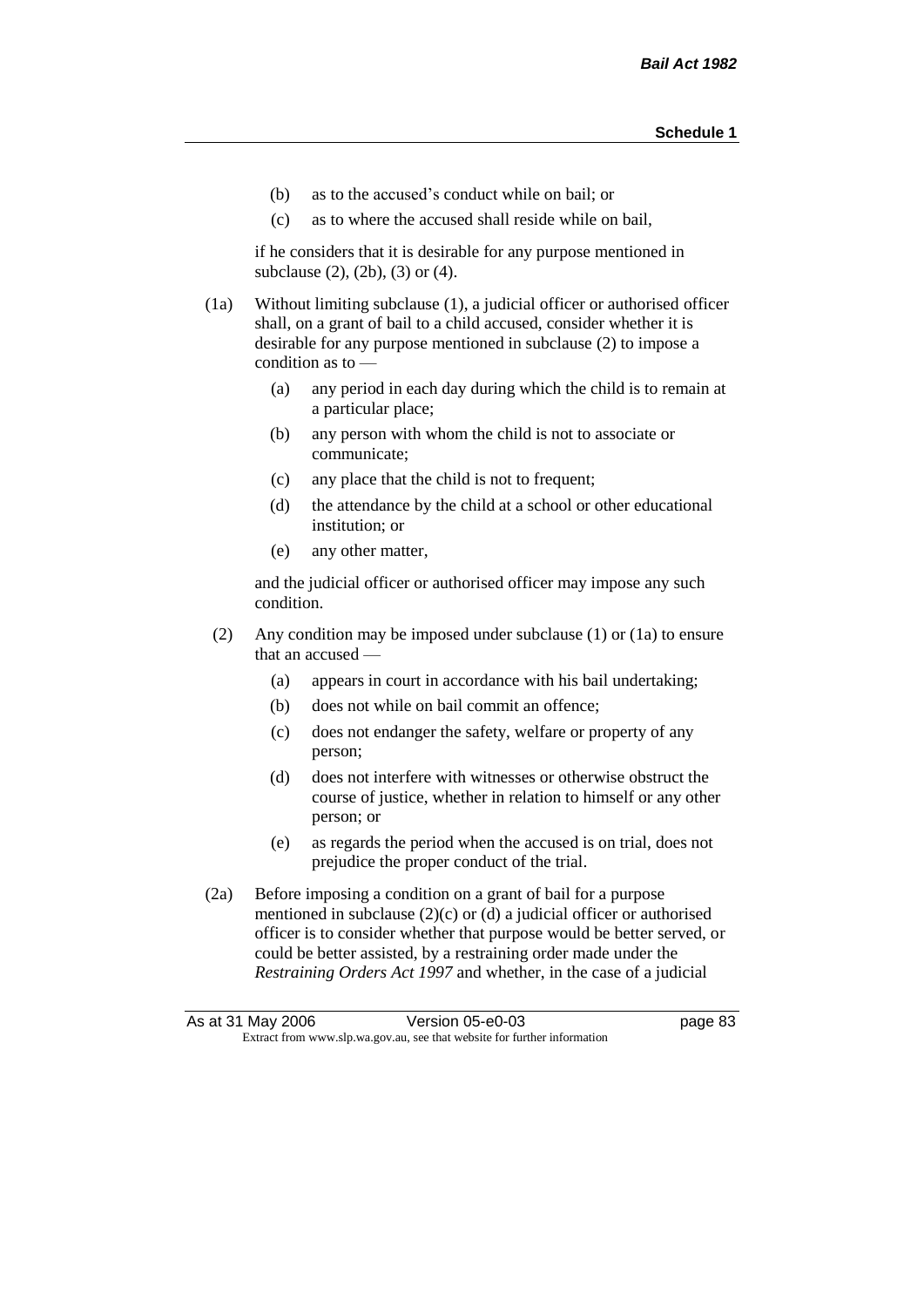- (b) as to the accused's conduct while on bail; or
- (c) as to where the accused shall reside while on bail,

if he considers that it is desirable for any purpose mentioned in subclause (2), (2b), (3) or (4).

(1a) Without limiting subclause (1), a judicial officer or authorised officer shall, on a grant of bail to a child accused, consider whether it is desirable for any purpose mentioned in subclause (2) to impose a condition as to —

- (a) any period in each day during which the child is to remain at a particular place;
- (b) any person with whom the child is not to associate or communicate;
- (c) any place that the child is not to frequent;
- (d) the attendance by the child at a school or other educational institution; or
- (e) any other matter,

and the judicial officer or authorised officer may impose any such condition.

(2) Any condition may be imposed under subclause (1) or (1a) to ensure that an accused —

- (a) appears in court in accordance with his bail undertaking;
- (b) does not while on bail commit an offence;
- (c) does not endanger the safety, welfare or property of any person;
- (d) does not interfere with witnesses or otherwise obstruct the course of justice, whether in relation to himself or any other person; or
- (e) as regards the period when the accused is on trial, does not prejudice the proper conduct of the trial.

(2a) Before imposing a condition on a grant of bail for a purpose mentioned in subclause (2)(c) or (d) a judicial officer or authorised officer is to consider whether that purpose would be better served, or could be better assisted, by a restraining order made under the *Restraining Orders Act 1997* and whether, in the case of a judicial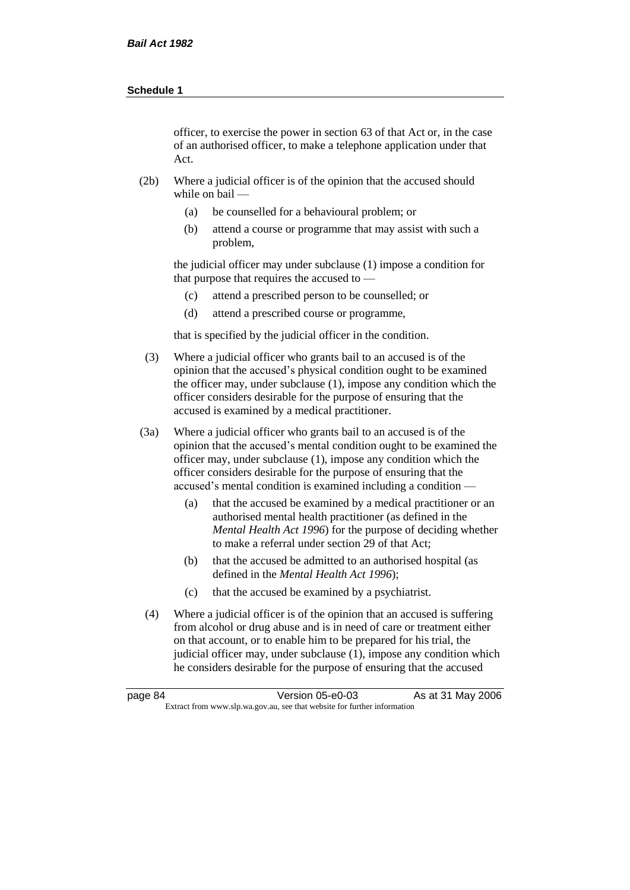officer, to exercise the power in section 63 of that Act or, in the case of an authorised officer, to make a telephone application under that Act.

(2b) Where a judicial officer is of the opinion that the accused should while on bail —

  (a) be counselled for a behavioural problem; or

  (b) attend a course or programme that may assist with such a problem,

the judicial officer may under subclause (1) impose a condition for that purpose that requires the accused to —

  (c) attend a prescribed person to be counselled; or

  (d) attend a prescribed course or programme,

that is specified by the judicial officer in the condition.

(3) Where a judicial officer who grants bail to an accused is of the opinion that the accused's physical condition ought to be examined the officer may, under subclause (1), impose any condition which the officer considers desirable for the purpose of ensuring that the accused is examined by a medical practitioner.

(3a) Where a judicial officer who grants bail to an accused is of the opinion that the accused's mental condition ought to be examined the officer may, under subclause (1), impose any condition which the officer considers desirable for the purpose of ensuring that the accused's mental condition is examined including a condition —

  (a) that the accused be examined by a medical practitioner or an authorised mental health practitioner (as defined in the *Mental Health Act 1996*) for the purpose of deciding whether to make a referral under section 29 of that Act;

  (b) that the accused be admitted to an authorised hospital (as defined in the *Mental Health Act 1996*);

  (c) that the accused be examined by a psychiatrist.

(4) Where a judicial officer is of the opinion that an accused is suffering from alcohol or drug abuse and is in need of care or treatment either on that account, or to enable him to be prepared for his trial, the judicial officer may, under subclause (1), impose any condition which he considers desirable for the purpose of ensuring that the accused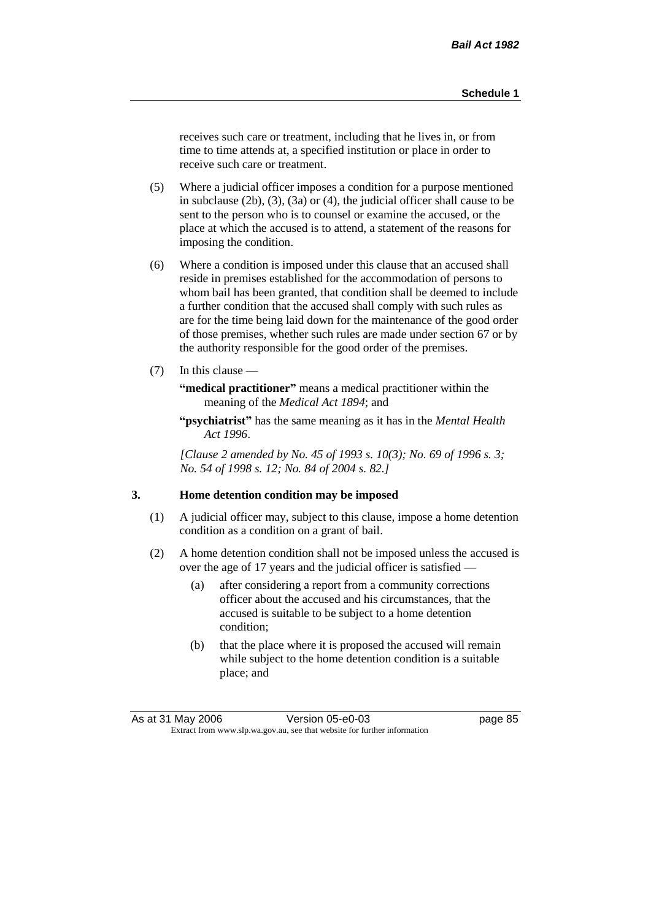receives such care or treatment, including that he lives in, or from time to time attends at, a specified institution or place in order to receive such care or treatment.

(5) Where a judicial officer imposes a condition for a purpose mentioned in subclause (2b), (3), (3a) or (4), the judicial officer shall cause to be sent to the person who is to counsel or examine the accused, or the place at which the accused is to attend, a statement of the reasons for imposing the condition.

(6) Where a condition is imposed under this clause that an accused shall reside in premises established for the accommodation of persons to whom bail has been granted, that condition shall be deemed to include a further condition that the accused shall comply with such rules as are for the time being laid down for the maintenance of the good order of those premises, whether such rules are made under section 67 or by the authority responsible for the good order of the premises.

(7) In this clause —

**"medical practitioner"** means a medical practitioner within the meaning of the *Medical Act 1894*; and

**"psychiatrist"** has the same meaning as it has in the *Mental Health Act 1996*.

*[Clause 2 amended by No. 45 of 1993 s. 10(3); No. 69 of 1996 s. 3; No. 54 of 1998 s. 12; No. 84 of 2004 s. 82.]*

### 3. Home detention condition may be imposed

(1) A judicial officer may, subject to this clause, impose a home detention condition as a condition on a grant of bail.

(2) A home detention condition shall not be imposed unless the accused is over the age of 17 years and the judicial officer is satisfied —

(a) after considering a report from a community corrections officer about the accused and his circumstances, that the accused is suitable to be subject to a home detention condition;

(b) that the place where it is proposed the accused will remain while subject to the home detention condition is a suitable place; and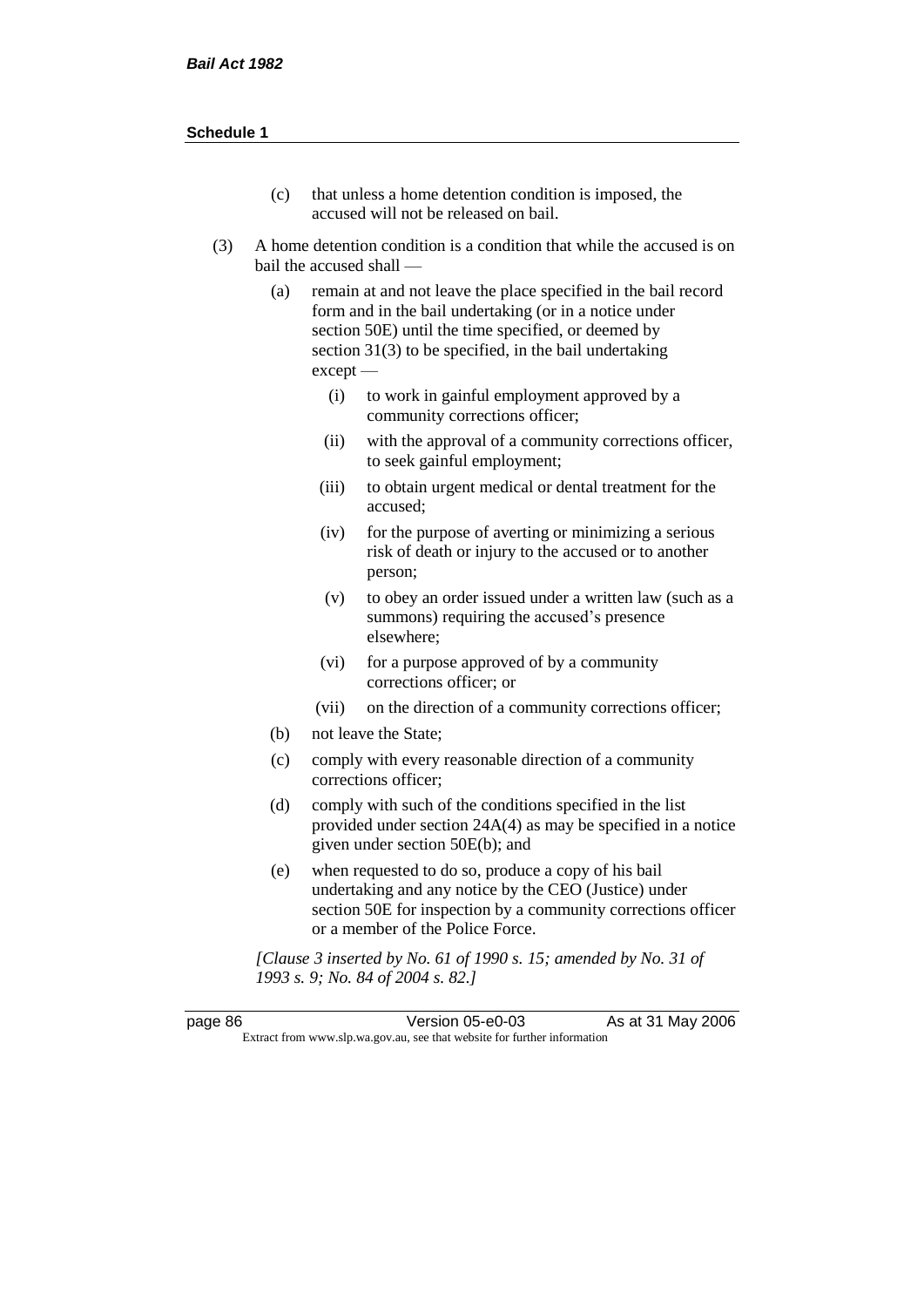(c) that unless a home detention condition is imposed, the accused will not be released on bail.

(3) A home detention condition is a condition that while the accused is on bail the accused shall —

(a) remain at and not leave the place specified in the bail record form and in the bail undertaking (or in a notice under section 50E) until the time specified, or deemed by section 31(3) to be specified, in the bail undertaking except —

(i) to work in gainful employment approved by a community corrections officer;

(ii) with the approval of a community corrections officer, to seek gainful employment;

(iii) to obtain urgent medical or dental treatment for the accused;

(iv) for the purpose of averting or minimizing a serious risk of death or injury to the accused or to another person;

(v) to obey an order issued under a written law (such as a summons) requiring the accused's presence elsewhere;

(vi) for a purpose approved of by a community corrections officer; or

(vii) on the direction of a community corrections officer;

(b) not leave the State;

(c) comply with every reasonable direction of a community corrections officer;

(d) comply with such of the conditions specified in the list provided under section 24A(4) as may be specified in a notice given under section 50E(b); and

(e) when requested to do so, produce a copy of his bail undertaking and any notice by the CEO (Justice) under section 50E for inspection by a community corrections officer or a member of the Police Force.

*[Clause 3 inserted by No. 61 of 1990 s. 15; amended by No. 31 of 1993 s. 9; No. 84 of 2004 s. 82.]*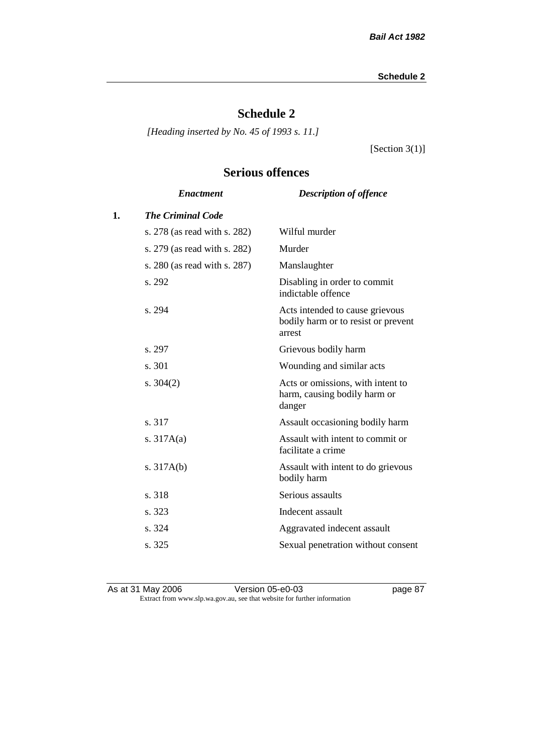# Schedule 2

*[Heading inserted by No. 45 of 1993 s. 11.]*

[Section 3(1)]

## Serious offences

| | *Enactment* | *Description of offence* |
|---|---|---|
| **1.** | ***The Criminal Code*** | |
| | s. 278 (as read with s. 282) | Wilful murder |
| | s. 279 (as read with s. 282) | Murder |
| | s. 280 (as read with s. 287) | Manslaughter |
| | s. 292 | Disabling in order to commit indictable offence |
| | s. 294 | Acts intended to cause grievous bodily harm or to resist or prevent arrest |
| | s. 297 | Grievous bodily harm |
| | s. 301 | Wounding and similar acts |
| | s. 304(2) | Acts or omissions, with intent to harm, causing bodily harm or danger |
| | s. 317 | Assault occasioning bodily harm |
| | s. 317A(a) | Assault with intent to commit or facilitate a crime |
| | s. 317A(b) | Assault with intent to do grievous bodily harm |
| | s. 318 | Serious assaults |
| | s. 323 | Indecent assault |
| | s. 324 | Aggravated indecent assault |
| | s. 325 | Sexual penetration without consent |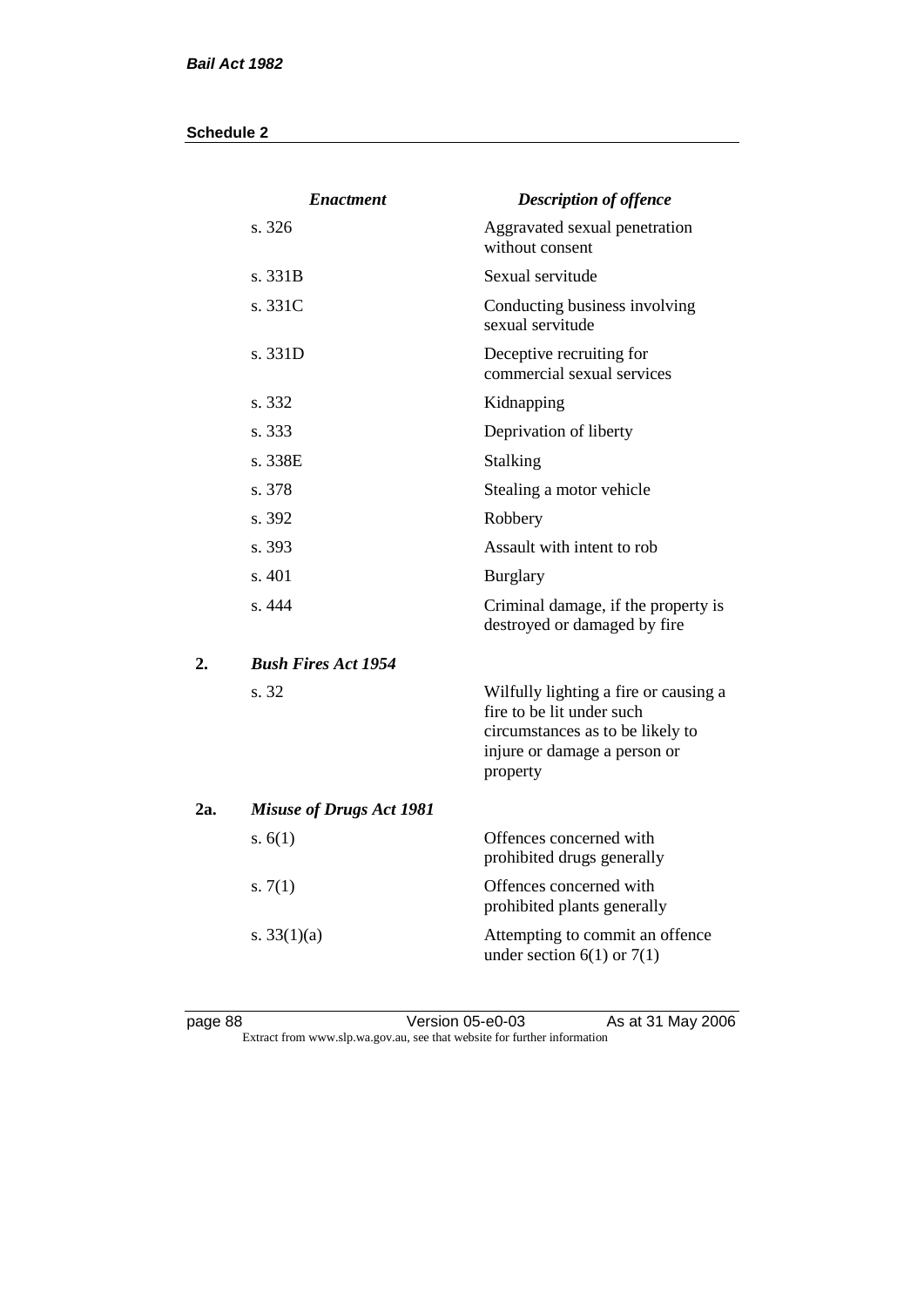| | *Enactment* | *Description of offence* |
|---|---|---|
| | s. 326 | Aggravated sexual penetration without consent |
| | s. 331B | Sexual servitude |
| | s. 331C | Conducting business involving sexual servitude |
| | s. 331D | Deceptive recruiting for commercial sexual services |
| | s. 332 | Kidnapping |
| | s. 333 | Deprivation of liberty |
| | s. 338E | Stalking |
| | s. 378 | Stealing a motor vehicle |
| | s. 392 | Robbery |
| | s. 393 | Assault with intent to rob |
| | s. 401 | Burglary |
| | s. 444 | Criminal damage, if the property is destroyed or damaged by fire |
| **2.** | ***Bush Fires Act 1954*** | |
| | s. 32 | Wilfully lighting a fire or causing a fire to be lit under such circumstances as to be likely to injure or damage a person or property |
| **2a.** | ***Misuse of Drugs Act 1981*** | |
| | s. 6(1) | Offences concerned with prohibited drugs generally |
| | s. 7(1) | Offences concerned with prohibited plants generally |
| | s. 33(1)(a) | Attempting to commit an offence under section 6(1) or 7(1) |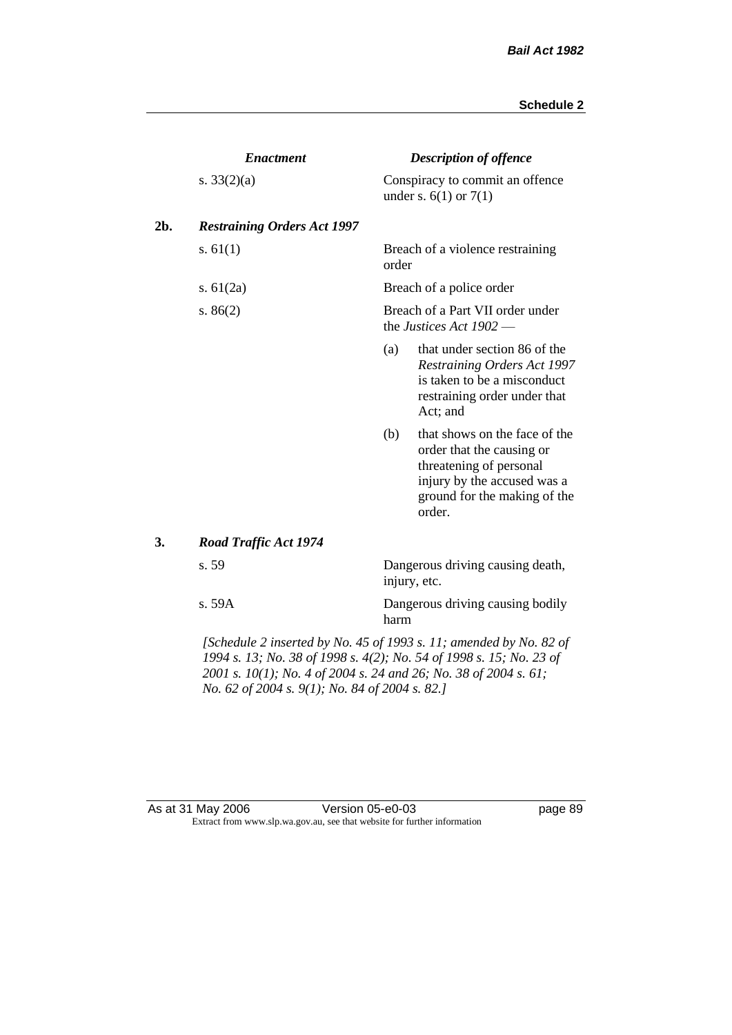| | *Enactment* | *Description of offence* |
|---|---|---|
| | s. 33(2)(a) | Conspiracy to commit an offence under s. 6(1) or 7(1) |
| **2b.** | ***Restraining Orders Act 1997*** | |
| | s. 61(1) | Breach of a violence restraining order |
| | s. 61(2a) | Breach of a police order |
| | s. 86(2) | Breach of a Part VII order under the *Justices Act 1902* —<br>(a) that under section 86 of the *Restraining Orders Act 1997* is taken to be a misconduct restraining order under that Act; and<br>(b) that shows on the face of the order that the causing or threatening of personal injury by the accused was a ground for the making of the order. |
| **3.** | ***Road Traffic Act 1974*** | |
| | s. 59 | Dangerous driving causing death, injury, etc. |
| | s. 59A | Dangerous driving causing bodily harm |

*[Schedule 2 inserted by No. 45 of 1993 s. 11; amended by No. 82 of 1994 s. 13; No. 38 of 1998 s. 4(2); No. 54 of 1998 s. 15; No. 23 of 2001 s. 10(1); No. 4 of 2004 s. 24 and 26; No. 38 of 2004 s. 61; No. 62 of 2004 s. 9(1); No. 84 of 2004 s. 82.]*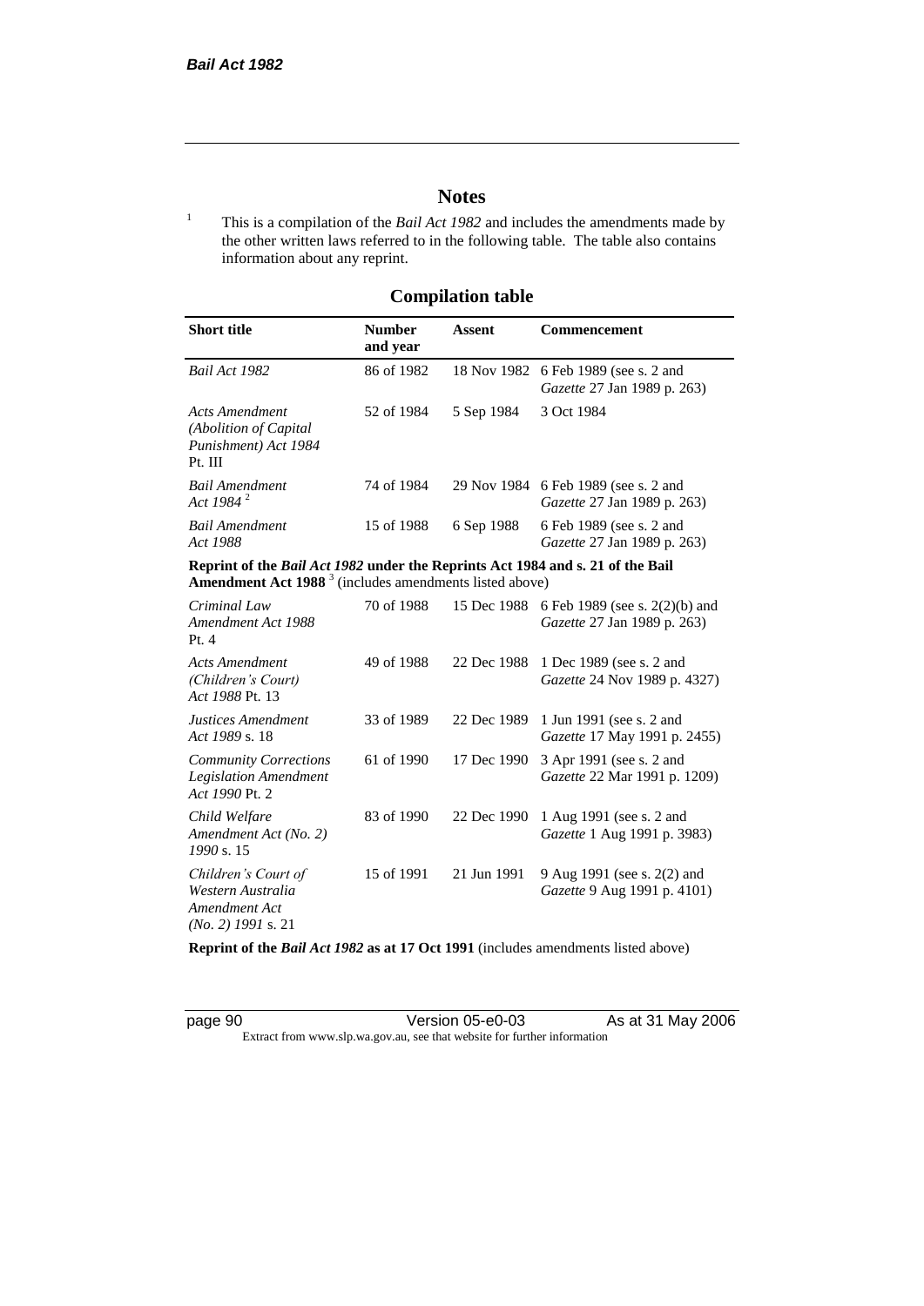# Notes

[1] This is a compilation of the *Bail Act 1982* and includes the amendments made by the other written laws referred to in the following table. The table also contains information about any reprint.

## Compilation table

| Short title | Number and year | Assent | Commencement |
|---|---|---|---|
| *Bail Act 1982* | 86 of 1982 | 18 Nov 1982 | 6 Feb 1989 (see s. 2 and *Gazette* 27 Jan 1989 p. 263) |
| *Acts Amendment (Abolition of Capital Punishment) Act 1984* Pt. III | 52 of 1984 | 5 Sep 1984 | 3 Oct 1984 |
| *Bail Amendment Act 1984* [2] | 74 of 1984 | 29 Nov 1984 | 6 Feb 1989 (see s. 2 and *Gazette* 27 Jan 1989 p. 263) |
| *Bail Amendment Act 1988* | 15 of 1988 | 6 Sep 1988 | 6 Feb 1989 (see s. 2 and *Gazette* 27 Jan 1989 p. 263) |
| **Reprint of the *Bail Act 1982* under the Reprints Act 1984 and s. 21 of the Bail Amendment Act 1988** [3] (includes amendments listed above) | | | |
| *Criminal Law Amendment Act 1988* Pt. 4 | 70 of 1988 | 15 Dec 1988 | 6 Feb 1989 (see s. 2(2)(b) and *Gazette* 27 Jan 1989 p. 263) |
| *Acts Amendment (Children's Court) Act 1988* Pt. 13 | 49 of 1988 | 22 Dec 1988 | 1 Dec 1989 (see s. 2 and *Gazette* 24 Nov 1989 p. 4327) |
| *Justices Amendment Act 1989* s. 18 | 33 of 1989 | 22 Dec 1989 | 1 Jun 1991 (see s. 2 and *Gazette* 17 May 1991 p. 2455) |
| *Community Corrections Legislation Amendment Act 1990* Pt. 2 | 61 of 1990 | 17 Dec 1990 | 3 Apr 1991 (see s. 2 and *Gazette* 22 Mar 1991 p. 1209) |
| *Child Welfare Amendment Act (No. 2) 1990* s. 15 | 83 of 1990 | 22 Dec 1990 | 1 Aug 1991 (see s. 2 and *Gazette* 1 Aug 1991 p. 3983) |
| *Children's Court of Western Australia Amendment Act (No. 2) 1991* s. 21 | 15 of 1991 | 21 Jun 1991 | 9 Aug 1991 (see s. 2(2) and *Gazette* 9 Aug 1991 p. 4101) |
| **Reprint of the *Bail Act 1982* as at 17 Oct 1991** (includes amendments listed above) | | | |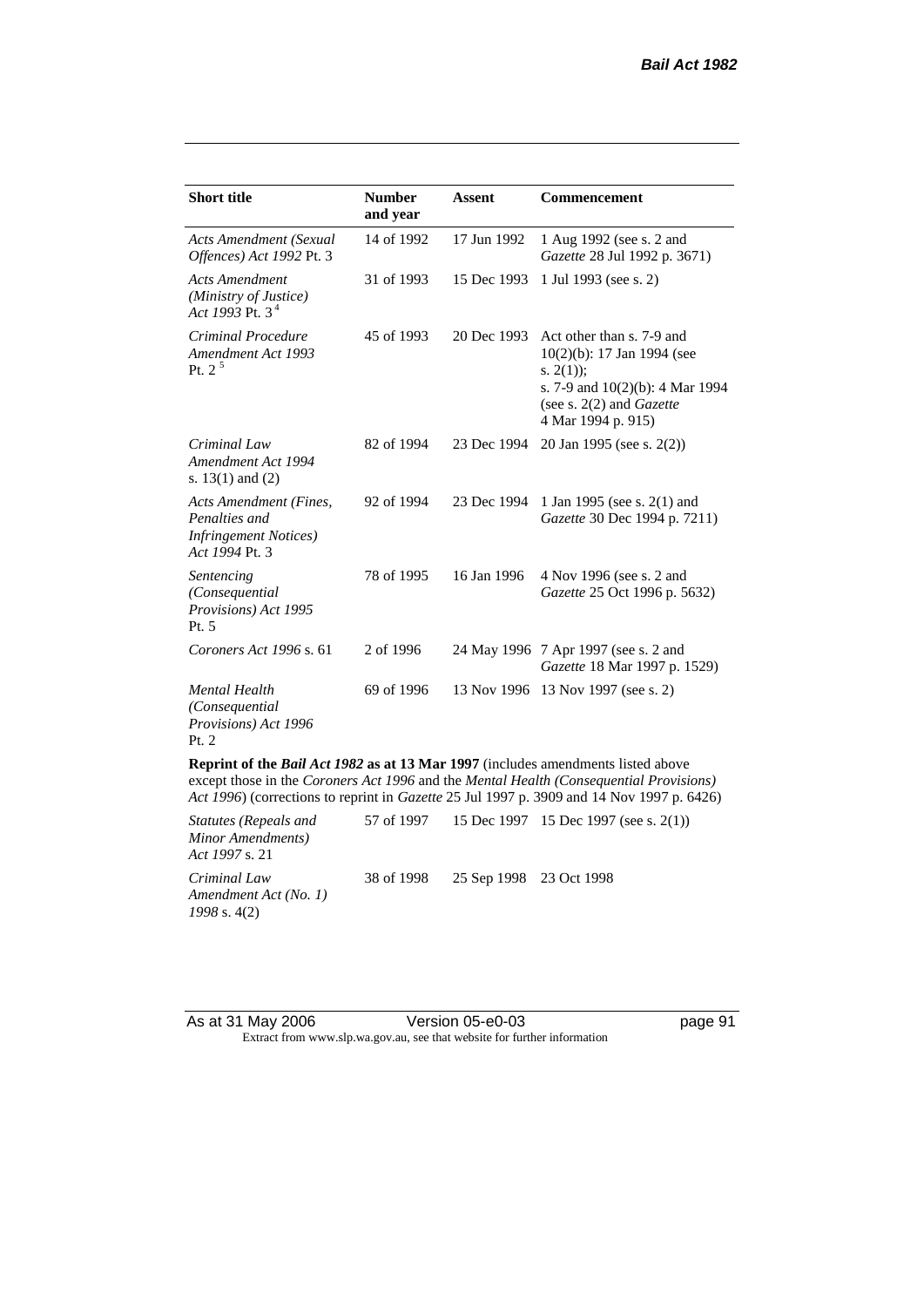| Short title | Number and year | Assent | Commencement |
|---|---|---|---|
| *Acts Amendment (Sexual Offences) Act 1992* Pt. 3 | 14 of 1992 | 17 Jun 1992 | 1 Aug 1992 (see s. 2 and *Gazette* 28 Jul 1992 p. 3671) |
| *Acts Amendment (Ministry of Justice) Act 1993* Pt. 3 [4] | 31 of 1993 | 15 Dec 1993 | 1 Jul 1993 (see s. 2) |
| *Criminal Procedure Amendment Act 1993* Pt. 2 [5] | 45 of 1993 | 20 Dec 1993 | Act other than s. 7-9 and 10(2)(b): 17 Jan 1994 (see s. 2(1)); s. 7-9 and 10(2)(b): 4 Mar 1994 (see s. 2(2) and *Gazette* 4 Mar 1994 p. 915) |
| *Criminal Law Amendment Act 1994* s. 13(1) and (2) | 82 of 1994 | 23 Dec 1994 | 20 Jan 1995 (see s. 2(2)) |
| *Acts Amendment (Fines, Penalties and Infringement Notices) Act 1994* Pt. 3 | 92 of 1994 | 23 Dec 1994 | 1 Jan 1995 (see s. 2(1) and *Gazette* 30 Dec 1994 p. 7211) |
| *Sentencing (Consequential Provisions) Act 1995* Pt. 5 | 78 of 1995 | 16 Jan 1996 | 4 Nov 1996 (see s. 2 and *Gazette* 25 Oct 1996 p. 5632) |
| *Coroners Act 1996* s. 61 | 2 of 1996 | 24 May 1996 | 7 Apr 1997 (see s. 2 and *Gazette* 18 Mar 1997 p. 1529) |
| *Mental Health (Consequential Provisions) Act 1996* Pt. 2 | 69 of 1996 | 13 Nov 1996 | 13 Nov 1997 (see s. 2) |
| **Reprint of the *Bail Act 1982* as at 13 Mar 1997** (includes amendments listed above except those in the *Coroners Act 1996* and the *Mental Health (Consequential Provisions) Act 1996*) (corrections to reprint in *Gazette* 25 Jul 1997 p. 3909 and 14 Nov 1997 p. 6426) | | | |
| *Statutes (Repeals and Minor Amendments) Act 1997* s. 21 | 57 of 1997 | 15 Dec 1997 | 15 Dec 1997 (see s. 2(1)) |
| *Criminal Law Amendment Act (No. 1) 1998* s. 4(2) | 38 of 1998 | 25 Sep 1998 | 23 Oct 1998 |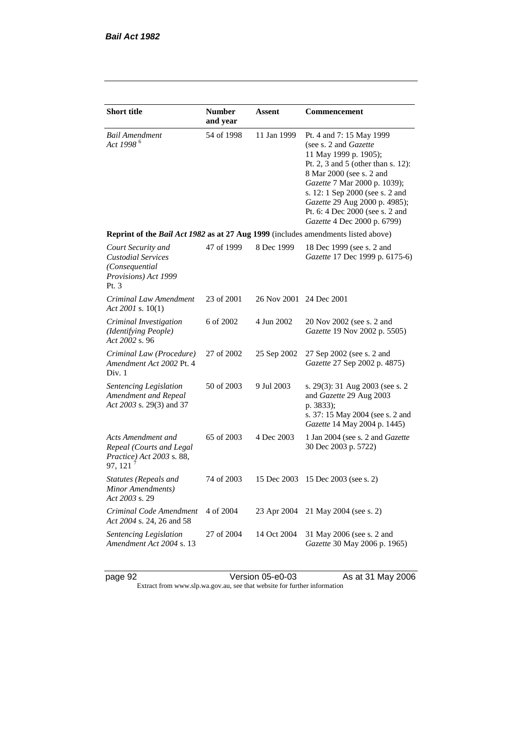| Short title | Number and year | Assent | Commencement |
| --- | --- | --- | --- |
| *Bail Amendment Act 1998* [6] | 54 of 1998 | 11 Jan 1999 | Pt. 4 and 7: 15 May 1999 (see s. 2 and *Gazette* 11 May 1999 p. 1905); Pt. 2, 3 and 5 (other than s. 12): 8 Mar 2000 (see s. 2 and *Gazette* 7 Mar 2000 p. 1039); s. 12: 1 Sep 2000 (see s. 2 and *Gazette* 29 Aug 2000 p. 4985); Pt. 6: 4 Dec 2000 (see s. 2 and *Gazette* 4 Dec 2000 p. 6799) |
| **Reprint of the *Bail Act 1982* as at 27 Aug 1999** (includes amendments listed above) | | | |
| *Court Security and Custodial Services (Consequential Provisions) Act 1999* Pt. 3 | 47 of 1999 | 8 Dec 1999 | 18 Dec 1999 (see s. 2 and *Gazette* 17 Dec 1999 p. 6175-6) |
| *Criminal Law Amendment Act 2001* s. 10(1) | 23 of 2001 | 26 Nov 2001 | 24 Dec 2001 |
| *Criminal Investigation (Identifying People) Act 2002* s. 96 | 6 of 2002 | 4 Jun 2002 | 20 Nov 2002 (see s. 2 and *Gazette* 19 Nov 2002 p. 5505) |
| *Criminal Law (Procedure) Amendment Act 2002* Pt. 4 Div. 1 | 27 of 2002 | 25 Sep 2002 | 27 Sep 2002 (see s. 2 and *Gazette* 27 Sep 2002 p. 4875) |
| *Sentencing Legislation Amendment and Repeal Act 2003* s. 29(3) and 37 | 50 of 2003 | 9 Jul 2003 | s. 29(3): 31 Aug 2003 (see s. 2 and *Gazette* 29 Aug 2003 p. 3833); s. 37: 15 May 2004 (see s. 2 and *Gazette* 14 May 2004 p. 1445) |
| *Acts Amendment and Repeal (Courts and Legal Practice) Act 2003* s. 88, 97, 121 [7] | 65 of 2003 | 4 Dec 2003 | 1 Jan 2004 (see s. 2 and *Gazette* 30 Dec 2003 p. 5722) |
| *Statutes (Repeals and Minor Amendments) Act 2003* s. 29 | 74 of 2003 | 15 Dec 2003 | 15 Dec 2003 (see s. 2) |
| *Criminal Code Amendment Act 2004* s. 24, 26 and 58 | 4 of 2004 | 23 Apr 2004 | 21 May 2004 (see s. 2) |
| *Sentencing Legislation Amendment Act 2004* s. 13 | 27 of 2004 | 14 Oct 2004 | 31 May 2006 (see s. 2 and *Gazette* 30 May 2006 p. 1965) |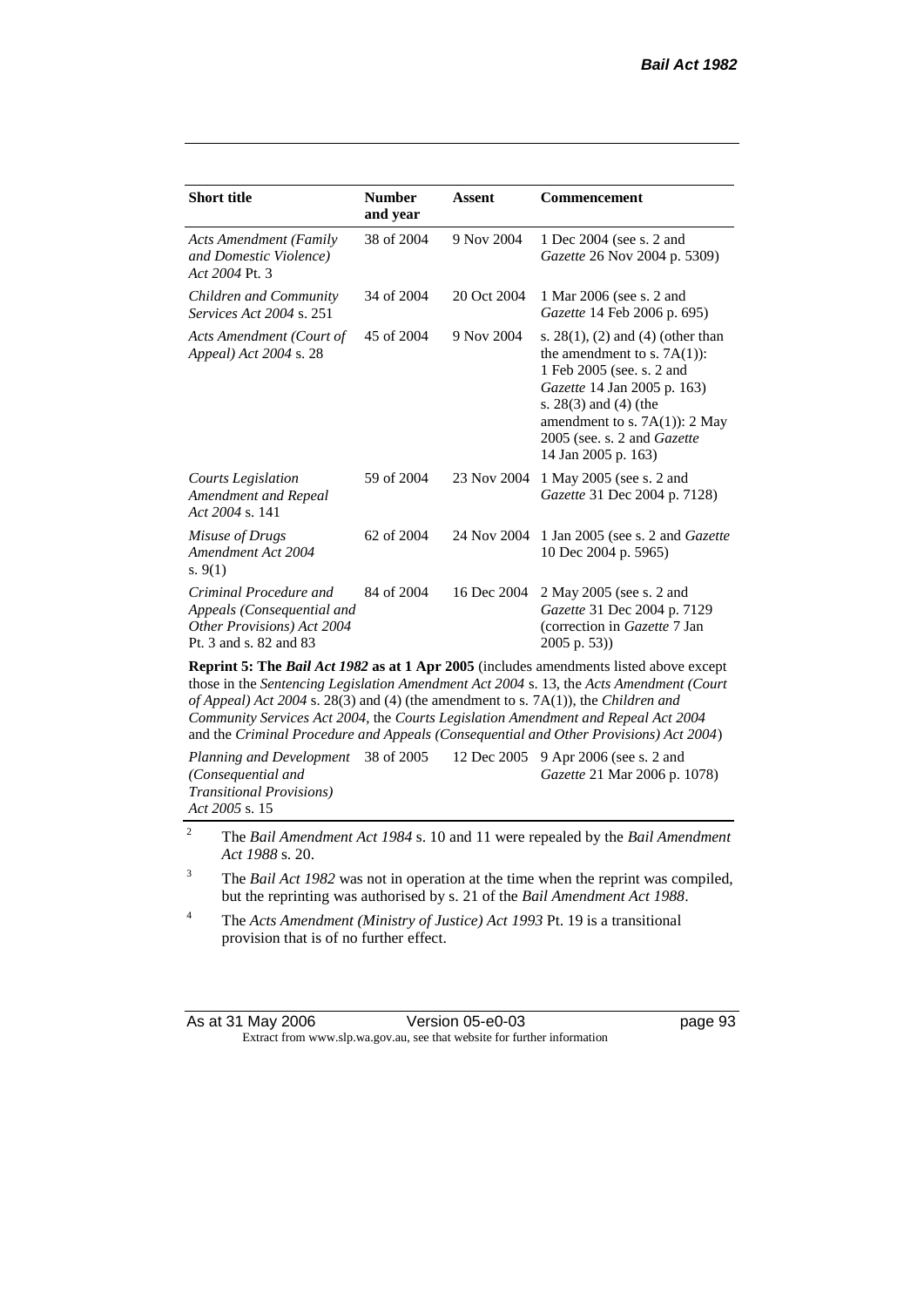| Short title | Number and year | Assent | Commencement |
|---|---|---|---|
| *Acts Amendment (Family and Domestic Violence) Act 2004* Pt. 3 | 38 of 2004 | 9 Nov 2004 | 1 Dec 2004 (see s. 2 and *Gazette* 26 Nov 2004 p. 5309) |
| *Children and Community Services Act 2004* s. 251 | 34 of 2004 | 20 Oct 2004 | 1 Mar 2006 (see s. 2 and *Gazette* 14 Feb 2006 p. 695) |
| *Acts Amendment (Court of Appeal) Act 2004* s. 28 | 45 of 2004 | 9 Nov 2004 | s. 28(1), (2) and (4) (other than the amendment to s. 7A(1)): 1 Feb 2005 (see. s. 2 and *Gazette* 14 Jan 2005 p. 163) s. 28(3) and (4) (the amendment to s. 7A(1)): 2 May 2005 (see. s. 2 and *Gazette* 14 Jan 2005 p. 163) |
| *Courts Legislation Amendment and Repeal Act 2004* s. 141 | 59 of 2004 | 23 Nov 2004 | 1 May 2005 (see s. 2 and *Gazette* 31 Dec 2004 p. 7128) |
| *Misuse of Drugs Amendment Act 2004* s. 9(1) | 62 of 2004 | 24 Nov 2004 | 1 Jan 2005 (see s. 2 and *Gazette* 10 Dec 2004 p. 5965) |
| *Criminal Procedure and Appeals (Consequential and Other Provisions) Act 2004* Pt. 3 and s. 82 and 83 | 84 of 2004 | 16 Dec 2004 | 2 May 2005 (see s. 2 and *Gazette* 31 Dec 2004 p. 7129 (correction in *Gazette* 7 Jan 2005 p. 53)) |
| **Reprint 5: The *Bail Act 1982* as at 1 Apr 2005** (includes amendments listed above except those in the *Sentencing Legislation Amendment Act 2004* s. 13, the *Acts Amendment (Court of Appeal) Act 2004* s. 28(3) and (4) (the amendment to s. 7A(1)), the *Children and Community Services Act 2004*, the *Courts Legislation Amendment and Repeal Act 2004* and the *Criminal Procedure and Appeals (Consequential and Other Provisions) Act 2004*) | | | |
| *Planning and Development (Consequential and Transitional Provisions) Act 2005* s. 15 | 38 of 2005 | 12 Dec 2005 | 9 Apr 2006 (see s. 2 and *Gazette* 21 Mar 2006 p. 1078) |

2 The *Bail Amendment Act 1984* s. 10 and 11 were repealed by the *Bail Amendment Act 1988* s. 20.

3 The *Bail Act 1982* was not in operation at the time when the reprint was compiled, but the reprinting was authorised by s. 21 of the *Bail Amendment Act 1988*.

4 The *Acts Amendment (Ministry of Justice) Act 1993* Pt. 19 is a transitional provision that is of no further effect.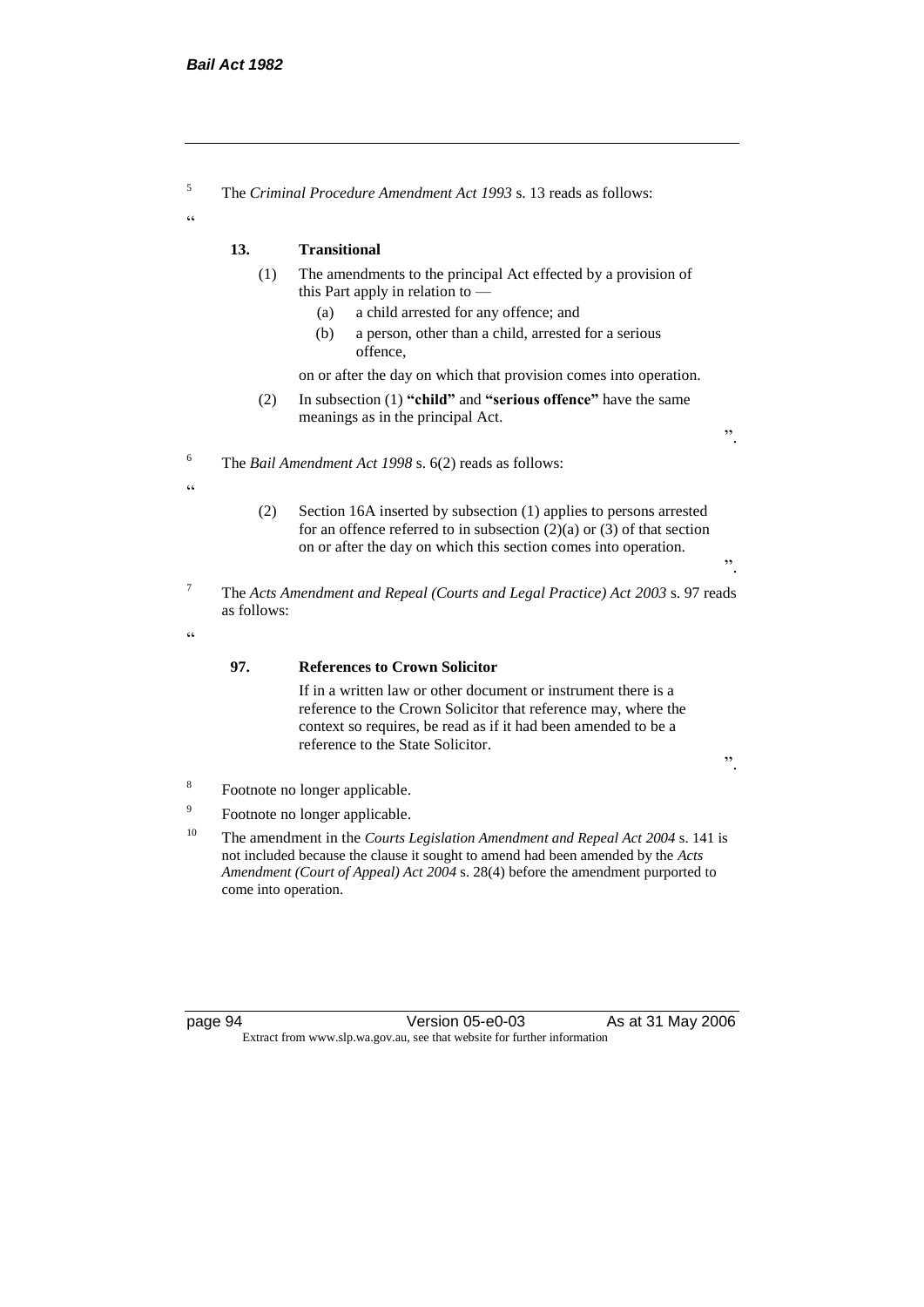[5] The *Criminal Procedure Amendment Act 1993* s. 13 reads as follows:

"

**13. Transitional**

(1) The amendments to the principal Act effected by a provision of this Part apply in relation to —

(a) a child arrested for any offence; and

(b) a person, other than a child, arrested for a serious offence,

on or after the day on which that provision comes into operation.

(2) In subsection (1) **"child"** and **"serious offence"** have the same meanings as in the principal Act.

".

[6] The *Bail Amendment Act 1998* s. 6(2) reads as follows:

"

(2) Section 16A inserted by subsection (1) applies to persons arrested for an offence referred to in subsection (2)(a) or (3) of that section on or after the day on which this section comes into operation.

".

[7] The *Acts Amendment and Repeal (Courts and Legal Practice) Act 2003* s. 97 reads as follows:

"

**97. References to Crown Solicitor**

If in a written law or other document or instrument there is a reference to the Crown Solicitor that reference may, where the context so requires, be read as if it had been amended to be a reference to the State Solicitor.

".

[8] Footnote no longer applicable.

[9] Footnote no longer applicable.

[10] The amendment in the *Courts Legislation Amendment and Repeal Act 2004* s. 141 is not included because the clause it sought to amend had been amended by the *Acts Amendment (Court of Appeal) Act 2004* s. 28(4) before the amendment purported to come into operation.